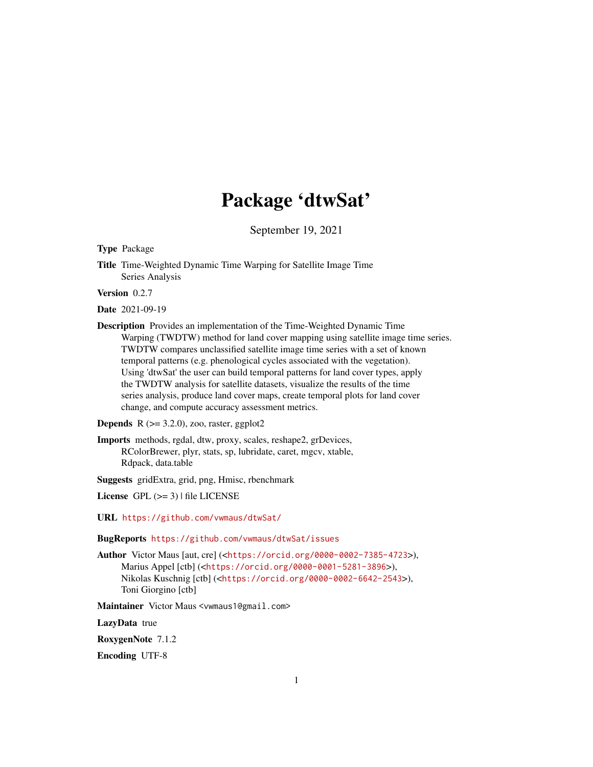# Package 'dtwSat'

September 19, 2021

**Type** Package

**Title** Time-Weighted Dynamic Time Warping for Satellite Image Time Series Analysis

**Version** 0.2.7

**Date** 2021-09-19

**Description** Provides an implementation of the Time-Weighted Dynamic Time Warping (TWDTW) method for land cover mapping using satellite image time series. TWDTW compares unclassified satellite image time series with a set of known temporal patterns (e.g. phenological cycles associated with the vegetation). Using 'dtwSat' the user can build temporal patterns for land cover types, apply the TWDTW analysis for satellite datasets, visualize the results of the time series analysis, produce land cover maps, create temporal plots for land cover change, and compute accuracy assessment metrics.

**Depends** R (>= 3.2.0), zoo, raster, ggplot2

**Imports** methods, rgdal, dtw, proxy, scales, reshape2, grDevices, RColorBrewer, plyr, stats, sp, lubridate, caret, mgcv, xtable, Rdpack, data.table

**Suggests** gridExtra, grid, png, Hmisc, rbenchmark

**License** GPL (>= 3) | file LICENSE

**URL** https://github.com/vwmaus/dtwSat/

**BugReports** https://github.com/vwmaus/dtwSat/issues

**Author** Victor Maus [aut, cre] (<https://orcid.org/0000-0002-7385-4723>), Marius Appel [ctb] (<https://orcid.org/0000-0001-5281-3896>), Nikolas Kuschnig [ctb] (<https://orcid.org/0000-0002-6642-2543>), Toni Giorgino [ctb]

**Maintainer** Victor Maus <vwmaus1@gmail.com>

**LazyData** true

**RoxygenNote** 7.1.2

**Encoding** UTF-8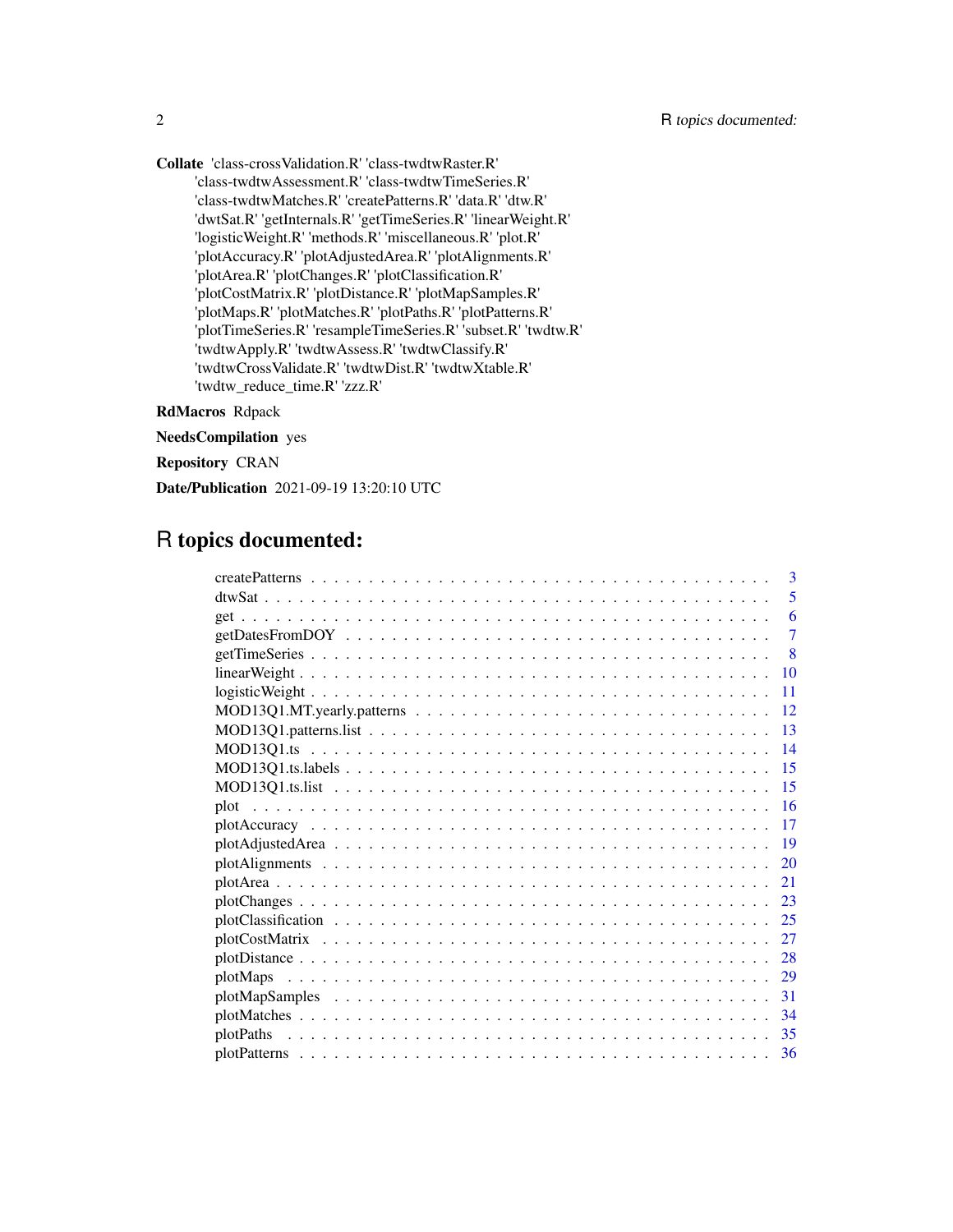**Collate** 'class-crossValidation.R' 'class-twdtwRaster.R' 'class-twdtwAssessment.R' 'class-twdtwTimeSeries.R' 'class-twdtwMatches.R' 'createPatterns.R' 'data.R' 'dtw.R' 'dwtSat.R' 'getInternals.R' 'getTimeSeries.R' 'linearWeight.R' 'logisticWeight.R' 'methods.R' 'miscellaneous.R' 'plot.R' 'plotAccuracy.R' 'plotAdjustedArea.R' 'plotAlignments.R' 'plotArea.R' 'plotChanges.R' 'plotClassification.R' 'plotCostMatrix.R' 'plotDistance.R' 'plotMapSamples.R' 'plotMaps.R' 'plotMatches.R' 'plotPaths.R' 'plotPatterns.R' 'plotTimeSeries.R' 'resampleTimeSeries.R' 'subset.R' 'twdtw.R' 'twdtwApply.R' 'twdtwAssess.R' 'twdtwClassify.R' 'twdtwCrossValidate.R' 'twdtwDist.R' 'twdtwXtable.R' 'twdtw_reduce_time.R' 'zzz.R'

**RdMacros** Rdpack

**NeedsCompilation** yes

**Repository** CRAN

**Date/Publication** 2021-09-19 13:20:10 UTC

# R topics documented:

createPatterns . . . . . . . . . . . . . . . . . . . . . . . . . . . . . . . . . . . . . 3
dtwSat . . . . . . . . . . . . . . . . . . . . . . . . . . . . . . . . . . . . . . . . . 5
get . . . . . . . . . . . . . . . . . . . . . . . . . . . . . . . . . . . . . . . . . . 6
getDatesFromDOY . . . . . . . . . . . . . . . . . . . . . . . . . . . . . . . . . . 7
getTimeSeries . . . . . . . . . . . . . . . . . . . . . . . . . . . . . . . . . . . . 8
linearWeight . . . . . . . . . . . . . . . . . . . . . . . . . . . . . . . . . . . . . 10
logisticWeight . . . . . . . . . . . . . . . . . . . . . . . . . . . . . . . . . . . . 11
MOD13Q1.MT.yearly.patterns . . . . . . . . . . . . . . . . . . . . . . . . . . . . 12
MOD13Q1.patterns.list . . . . . . . . . . . . . . . . . . . . . . . . . . . . . . . . 13
MOD13Q1.ts . . . . . . . . . . . . . . . . . . . . . . . . . . . . . . . . . . . . . 14
MOD13Q1.ts.labels . . . . . . . . . . . . . . . . . . . . . . . . . . . . . . . . . 15
MOD13Q1.ts.list . . . . . . . . . . . . . . . . . . . . . . . . . . . . . . . . . . . 15
plot . . . . . . . . . . . . . . . . . . . . . . . . . . . . . . . . . . . . . . . . . 16
plotAccuracy . . . . . . . . . . . . . . . . . . . . . . . . . . . . . . . . . . . . . 17
plotAdjustedArea . . . . . . . . . . . . . . . . . . . . . . . . . . . . . . . . . . 19
plotAlignments . . . . . . . . . . . . . . . . . . . . . . . . . . . . . . . . . . . . 20
plotArea . . . . . . . . . . . . . . . . . . . . . . . . . . . . . . . . . . . . . . . 21
plotChanges . . . . . . . . . . . . . . . . . . . . . . . . . . . . . . . . . . . . . 23
plotClassification . . . . . . . . . . . . . . . . . . . . . . . . . . . . . . . . . . 25
plotCostMatrix . . . . . . . . . . . . . . . . . . . . . . . . . . . . . . . . . . . . 27
plotDistance . . . . . . . . . . . . . . . . . . . . . . . . . . . . . . . . . . . . . 28
plotMaps . . . . . . . . . . . . . . . . . . . . . . . . . . . . . . . . . . . . . . . 29
plotMapSamples . . . . . . . . . . . . . . . . . . . . . . . . . . . . . . . . . . . 31
plotMatches . . . . . . . . . . . . . . . . . . . . . . . . . . . . . . . . . . . . . 34
plotPaths . . . . . . . . . . . . . . . . . . . . . . . . . . . . . . . . . . . . . . . 35
plotPatterns . . . . . . . . . . . . . . . . . . . . . . . . . . . . . . . . . . . . . 36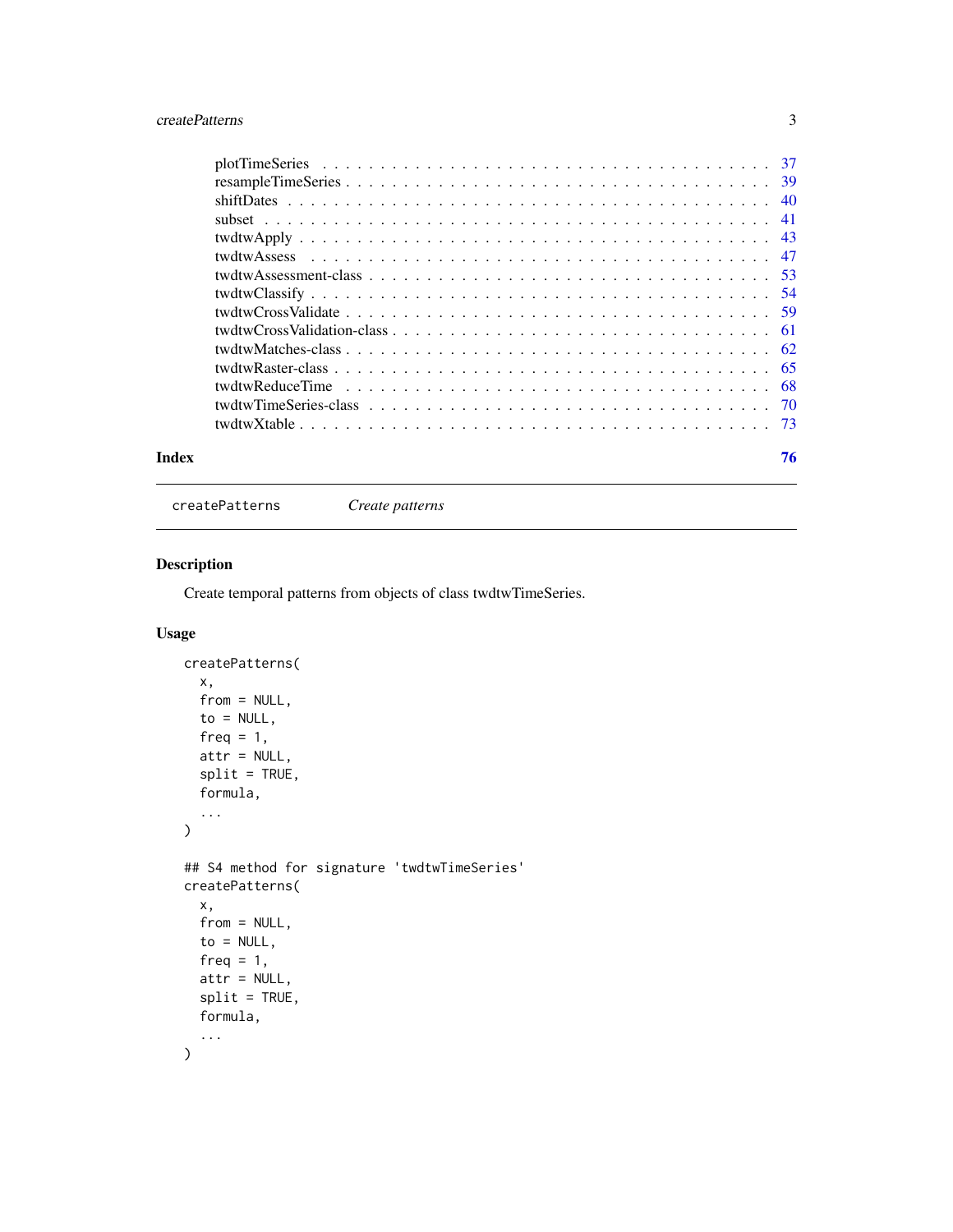plotTimeSeries . . . . . . . . . . . . . . . . . . . . . . . . . . . . . . . . . . . . . . 37
resampleTimeSeries . . . . . . . . . . . . . . . . . . . . . . . . . . . . . . . . . . . . 39
shiftDates . . . . . . . . . . . . . . . . . . . . . . . . . . . . . . . . . . . . . . . . 40
subset . . . . . . . . . . . . . . . . . . . . . . . . . . . . . . . . . . . . . . . . . . 41
twdtwApply . . . . . . . . . . . . . . . . . . . . . . . . . . . . . . . . . . . . . . . 43
twdtwAssess . . . . . . . . . . . . . . . . . . . . . . . . . . . . . . . . . . . . . . . 47
twdtwAssessment-class . . . . . . . . . . . . . . . . . . . . . . . . . . . . . . . . . 53
twdtwClassify . . . . . . . . . . . . . . . . . . . . . . . . . . . . . . . . . . . . . . 54
twdtwCrossValidate . . . . . . . . . . . . . . . . . . . . . . . . . . . . . . . . . . . 59
twdtwCrossValidation-class . . . . . . . . . . . . . . . . . . . . . . . . . . . . . . . 61
twdtwMatches-class . . . . . . . . . . . . . . . . . . . . . . . . . . . . . . . . . . . 62
twdtwRaster-class . . . . . . . . . . . . . . . . . . . . . . . . . . . . . . . . . . . . 65
twdtwReduceTime . . . . . . . . . . . . . . . . . . . . . . . . . . . . . . . . . . . . 68
twdtwTimeSeries-class . . . . . . . . . . . . . . . . . . . . . . . . . . . . . . . . . . 70
twdtwXtable . . . . . . . . . . . . . . . . . . . . . . . . . . . . . . . . . . . . . . . 73

**Index** **76**

---

createPatterns *Create patterns*

---

## Description

Create temporal patterns from objects of class twdtwTimeSeries.

## Usage

```
createPatterns(
  x,
  from = NULL,
  to = NULL,
  freq = 1,
  attr = NULL,
  split = TRUE,
  formula,
  ...
)

## S4 method for signature 'twdtwTimeSeries'
createPatterns(
  x,
  from = NULL,
  to = NULL,
  freq = 1,
  attr = NULL,
  split = TRUE,
  formula,
  ...
)
```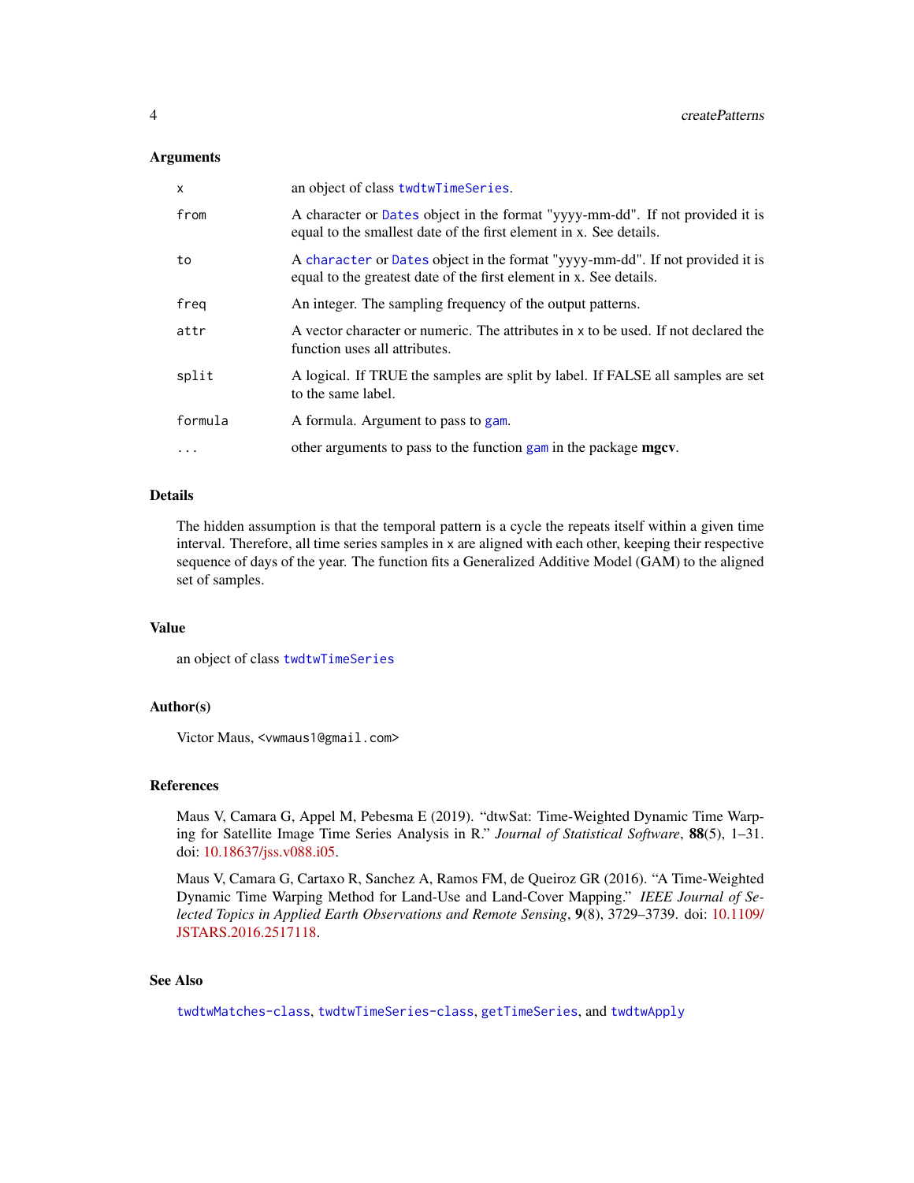### Arguments

| | |
|---|---|
| x | an object of class twdtwTimeSeries. |
| from | A character or Dates object in the format "yyyy-mm-dd". If not provided it is equal to the smallest date of the first element in x. See details. |
| to | A character or Dates object in the format "yyyy-mm-dd". If not provided it is equal to the greatest date of the first element in x. See details. |
| freq | An integer. The sampling frequency of the output patterns. |
| attr | A vector character or numeric. The attributes in x to be used. If not declared the function uses all attributes. |
| split | A logical. If TRUE the samples are split by label. If FALSE all samples are set to the same label. |
| formula | A formula. Argument to pass to gam. |
| ... | other arguments to pass to the function gam in the package **mgcv**. |

### Details

The hidden assumption is that the temporal pattern is a cycle the repeats itself within a given time interval. Therefore, all time series samples in x are aligned with each other, keeping their respective sequence of days of the year. The function fits a Generalized Additive Model (GAM) to the aligned set of samples.

### Value

an object of class twdtwTimeSeries

### Author(s)

Victor Maus, <vwmaus1@gmail.com>

### References

Maus V, Camara G, Appel M, Pebesma E (2019). "dtwSat: Time-Weighted Dynamic Time Warping for Satellite Image Time Series Analysis in R." *Journal of Statistical Software*, **88**(5), 1–31. doi: 10.18637/jss.v088.i05.

Maus V, Camara G, Cartaxo R, Sanchez A, Ramos FM, de Queiroz GR (2016). "A Time-Weighted Dynamic Time Warping Method for Land-Use and Land-Cover Mapping." *IEEE Journal of Selected Topics in Applied Earth Observations and Remote Sensing*, **9**(8), 3729–3739. doi: 10.1109/JSTARS.2016.2517118.

### See Also

twdtwMatches-class, twdtwTimeSeries-class, getTimeSeries, and twdtwApply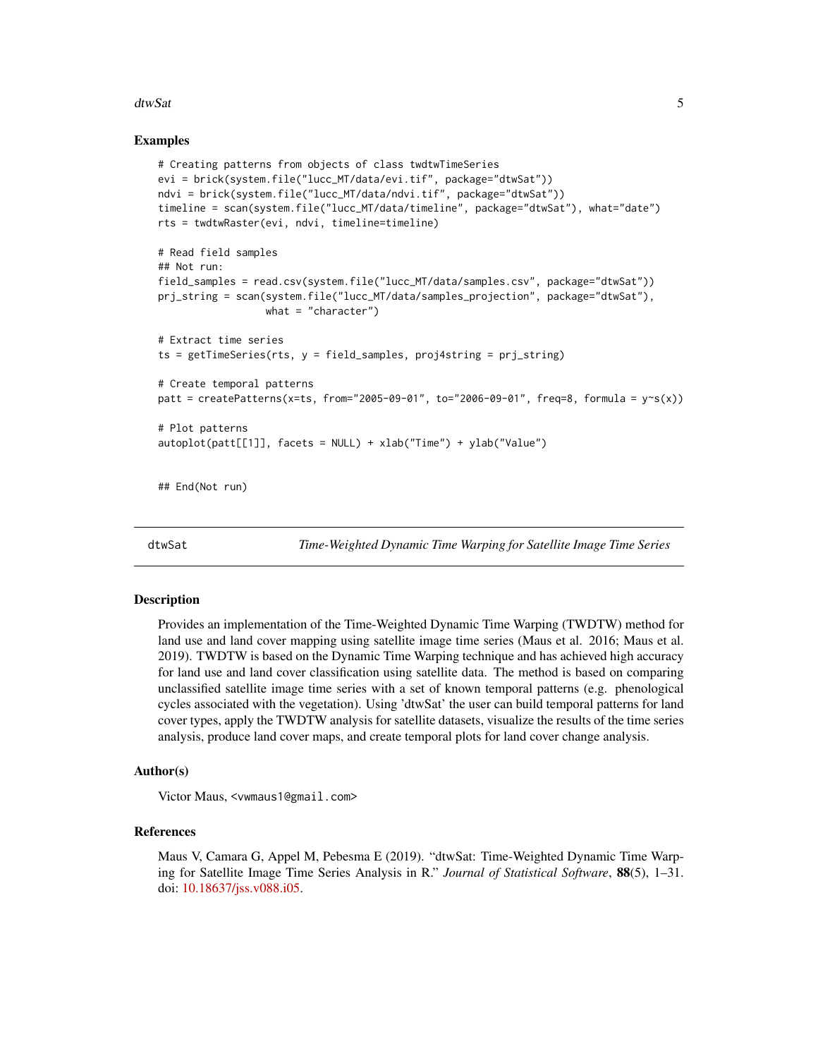### Examples

```
# Creating patterns from objects of class twdtwTimeSeries
evi = brick(system.file("lucc_MT/data/evi.tif", package="dtwSat"))
ndvi = brick(system.file("lucc_MT/data/ndvi.tif", package="dtwSat"))
timeline = scan(system.file("lucc_MT/data/timeline", package="dtwSat"), what="date")
rts = twdtwRaster(evi, ndvi, timeline=timeline)

# Read field samples
## Not run:
field_samples = read.csv(system.file("lucc_MT/data/samples.csv", package="dtwSat"))
prj_string = scan(system.file("lucc_MT/data/samples_projection", package="dtwSat"),
                  what = "character")

# Extract time series
ts = getTimeSeries(rts, y = field_samples, proj4string = prj_string)

# Create temporal patterns
patt = createPatterns(x=ts, from="2005-09-01", to="2006-09-01", freq=8, formula = y~s(x))

# Plot patterns
autoplot(patt[[1]], facets = NULL) + xlab("Time") + ylab("Value")


## End(Not run)
```

---

## dtwSat — *Time-Weighted Dynamic Time Warping for Satellite Image Time Series*

---

### Description

Provides an implementation of the Time-Weighted Dynamic Time Warping (TWDTW) method for land use and land cover mapping using satellite image time series (Maus et al. 2016; Maus et al. 2019). TWDTW is based on the Dynamic Time Warping technique and has achieved high accuracy for land use and land cover classification using satellite data. The method is based on comparing unclassified satellite image time series with a set of known temporal patterns (e.g. phenological cycles associated with the vegetation). Using 'dtwSat' the user can build temporal patterns for land cover types, apply the TWDTW analysis for satellite datasets, visualize the results of the time series analysis, produce land cover maps, and create temporal plots for land cover change analysis.

### Author(s)

Victor Maus, `<vwmaus1@gmail.com>`

### References

Maus V, Camara G, Appel M, Pebesma E (2019). "dtwSat: Time-Weighted Dynamic Time Warping for Satellite Image Time Series Analysis in R." *Journal of Statistical Software*, **88**(5), 1–31. doi: 10.18637/jss.v088.i05.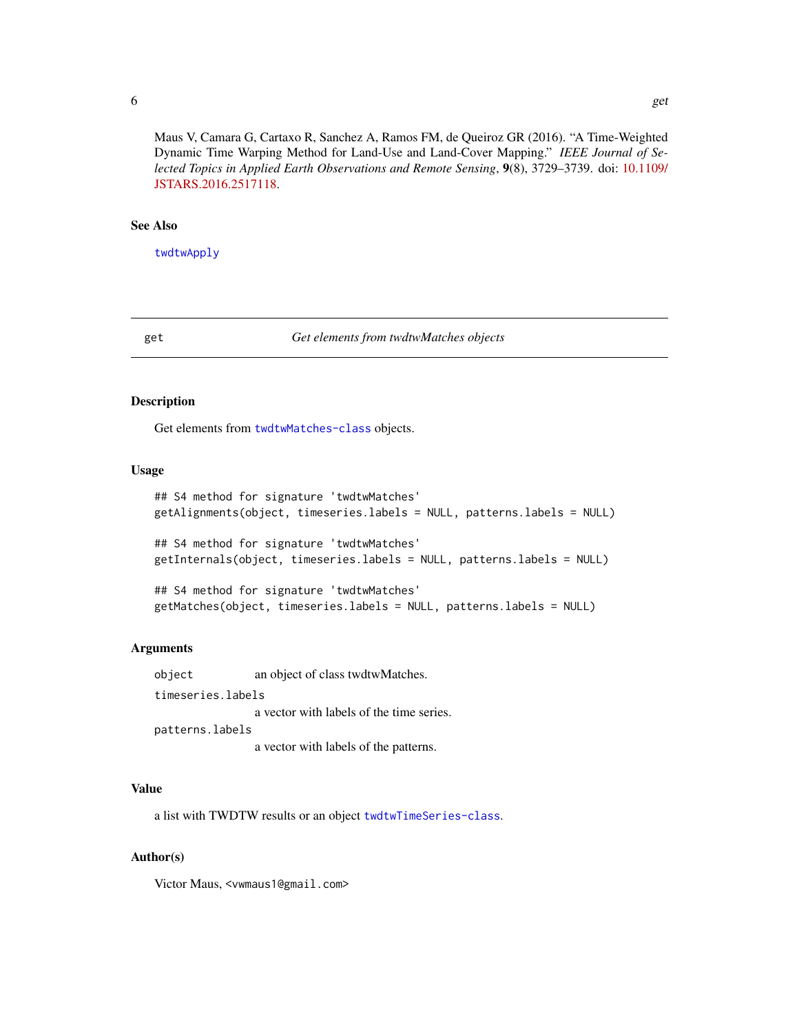Maus V, Camara G, Cartaxo R, Sanchez A, Ramos FM, de Queiroz GR (2016). "A Time-Weighted Dynamic Time Warping Method for Land-Use and Land-Cover Mapping." *IEEE Journal of Selected Topics in Applied Earth Observations and Remote Sensing*, **9**(8), 3729–3739. doi: 10.1109/JSTARS.2016.2517118.

### See Also

`twdtwApply`

---

## get — *Get elements from twdtwMatches objects*

### Description

Get elements from `twdtwMatches-class` objects.

### Usage

```
## S4 method for signature 'twdtwMatches'
getAlignments(object, timeseries.labels = NULL, patterns.labels = NULL)

## S4 method for signature 'twdtwMatches'
getInternals(object, timeseries.labels = NULL, patterns.labels = NULL)

## S4 method for signature 'twdtwMatches'
getMatches(object, timeseries.labels = NULL, patterns.labels = NULL)
```

### Arguments

| | |
|---|---|
| `object` | an object of class twdtwMatches. |
| `timeseries.labels` | a vector with labels of the time series. |
| `patterns.labels` | a vector with labels of the patterns. |

### Value

a list with TWDTW results or an object `twdtwTimeSeries-class`.

### Author(s)

Victor Maus, <vwmaus1@gmail.com>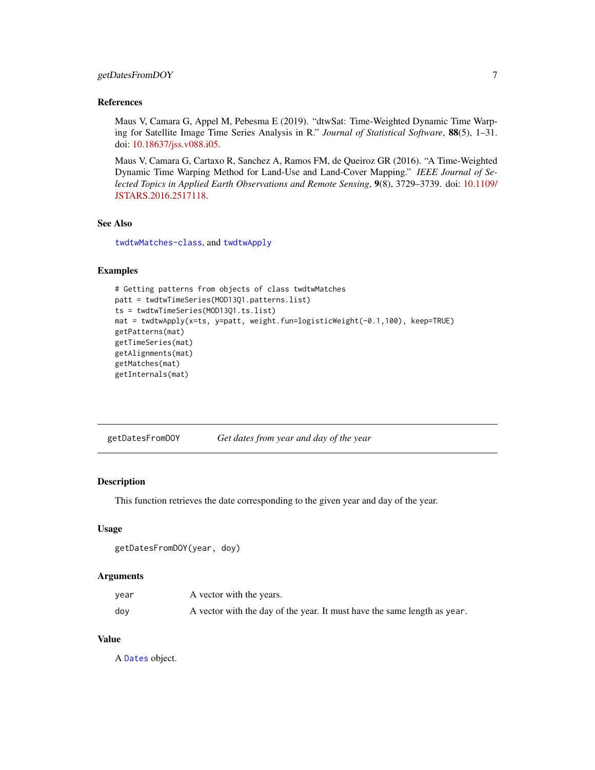### References

Maus V, Camara G, Appel M, Pebesma E (2019). "dtwSat: Time-Weighted Dynamic Time Warping for Satellite Image Time Series Analysis in R." *Journal of Statistical Software*, **88**(5), 1–31. doi: 10.18637/jss.v088.i05.

Maus V, Camara G, Cartaxo R, Sanchez A, Ramos FM, de Queiroz GR (2016). "A Time-Weighted Dynamic Time Warping Method for Land-Use and Land-Cover Mapping." *IEEE Journal of Selected Topics in Applied Earth Observations and Remote Sensing*, **9**(8), 3729–3739. doi: 10.1109/JSTARS.2016.2517118.

### See Also

`twdtwMatches-class`, and `twdtwApply`

### Examples

```
# Getting patterns from objects of class twdtwMatches
patt = twdtwTimeSeries(MOD13Q1.patterns.list)
ts = twdtwTimeSeries(MOD13Q1.ts.list)
mat = twdtwApply(x=ts, y=patt, weight.fun=logisticWeight(-0.1,100), keep=TRUE)
getPatterns(mat)
getTimeSeries(mat)
getAlignments(mat)
getMatches(mat)
getInternals(mat)
```

---

## getDatesFromDOY — *Get dates from year and day of the year*

### Description

This function retrieves the date corresponding to the given year and day of the year.

### Usage

```
getDatesFromDOY(year, doy)
```

### Arguments

| | |
|---|---|
| `year` | A vector with the years. |
| `doy` | A vector with the day of the year. It must have the same length as `year`. |

### Value

A `Dates` object.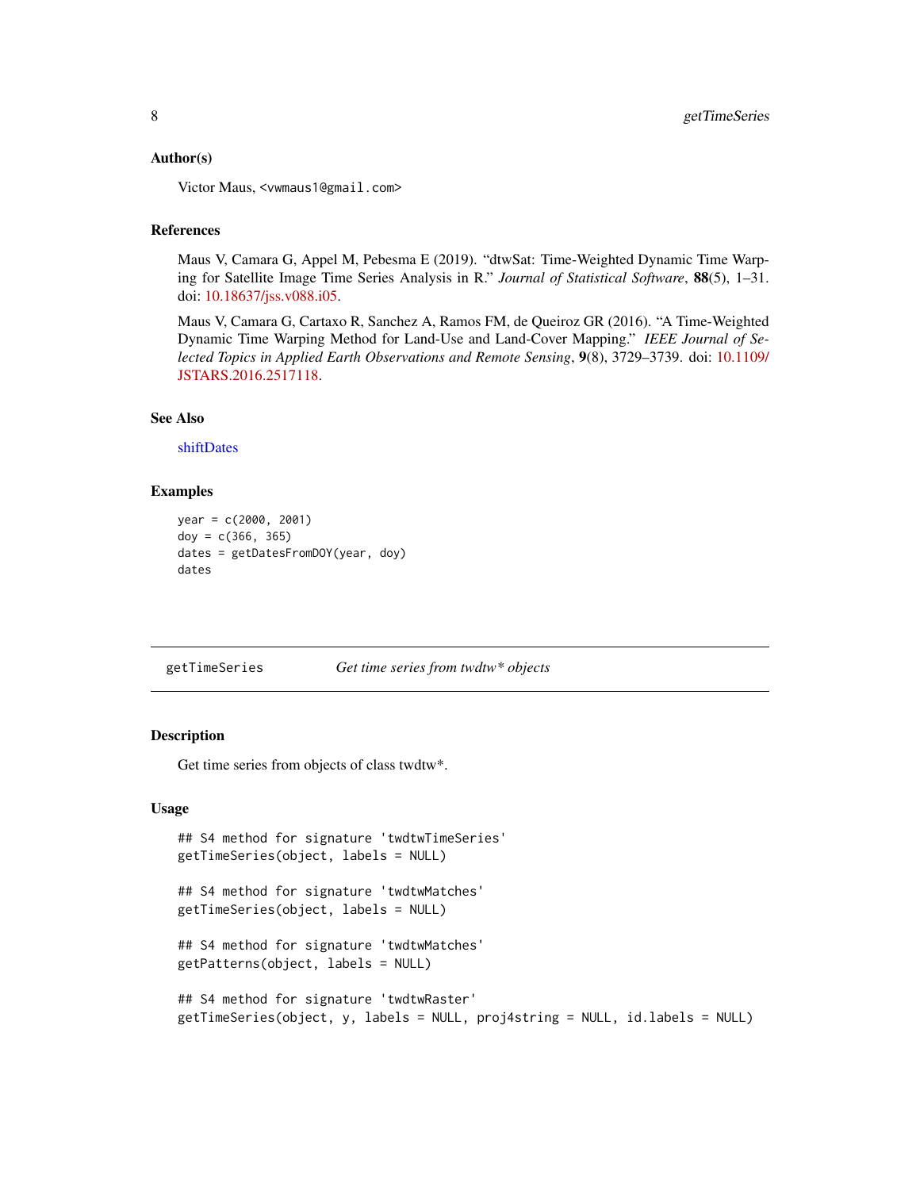## Author(s)

Victor Maus, <vwmaus1@gmail.com>

## References

Maus V, Camara G, Appel M, Pebesma E (2019). "dtwSat: Time-Weighted Dynamic Time Warping for Satellite Image Time Series Analysis in R." *Journal of Statistical Software*, **88**(5), 1–31. doi: 10.18637/jss.v088.i05.

Maus V, Camara G, Cartaxo R, Sanchez A, Ramos FM, de Queiroz GR (2016). "A Time-Weighted Dynamic Time Warping Method for Land-Use and Land-Cover Mapping." *IEEE Journal of Selected Topics in Applied Earth Observations and Remote Sensing*, **9**(8), 3729–3739. doi: 10.1109/JSTARS.2016.2517118.

## See Also

shiftDates

## Examples

```
year = c(2000, 2001)
doy = c(366, 365)
dates = getDatesFromDOY(year, doy)
dates
```

---

# getTimeSeries — *Get time series from twdtw\* objects*

## Description

Get time series from objects of class twdtw*.

## Usage

```
## S4 method for signature 'twdtwTimeSeries'
getTimeSeries(object, labels = NULL)

## S4 method for signature 'twdtwMatches'
getTimeSeries(object, labels = NULL)

## S4 method for signature 'twdtwMatches'
getPatterns(object, labels = NULL)

## S4 method for signature 'twdtwRaster'
getTimeSeries(object, y, labels = NULL, proj4string = NULL, id.labels = NULL)
```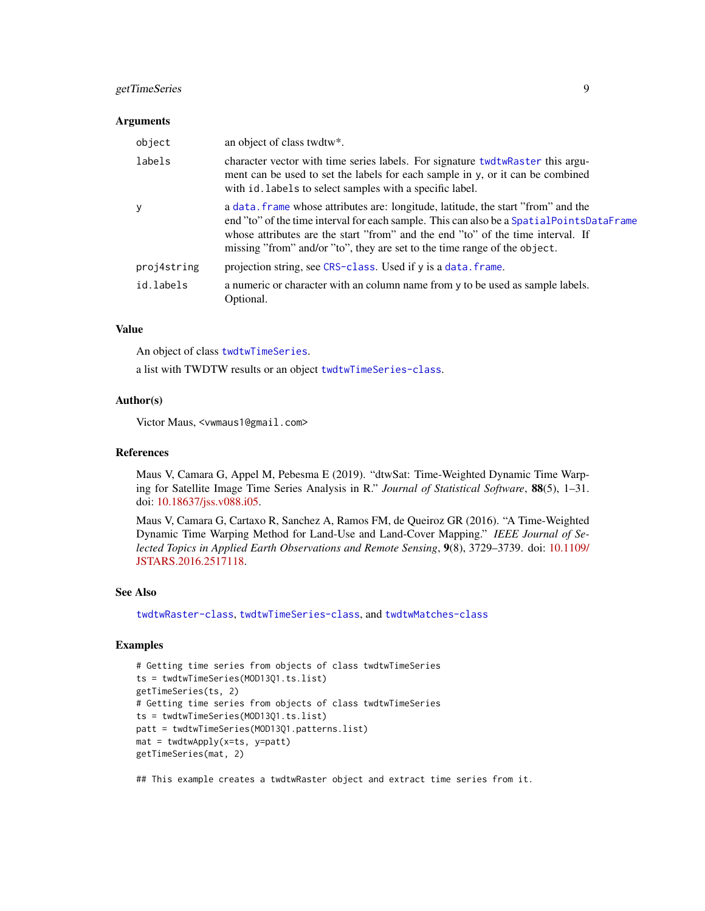### Arguments

| | |
|---|---|
| `object` | an object of class twdtw*. |
| `labels` | character vector with time series labels. For signature `twdtwRaster` this argument can be used to set the labels for each sample in `y`, or it can be combined with `id.labels` to select samples with a specific label. |
| `y` | a `data.frame` whose attributes are: longitude, latitude, the start "from" and the end "to" of the time interval for each sample. This can also be a `SpatialPointsDataFrame` whose attributes are the start "from" and the end "to" of the time interval. If missing "from" and/or "to", they are set to the time range of the `object`. |
| `proj4string` | projection string, see `CRS-class`. Used if `y` is a `data.frame`. |
| `id.labels` | a numeric or character with an column name from `y` to be used as sample labels. Optional. |

### Value

An object of class `twdtwTimeSeries`.

a list with TWDTW results or an object `twdtwTimeSeries-class`.

### Author(s)

Victor Maus, <vwmaus1@gmail.com>

### References

Maus V, Camara G, Appel M, Pebesma E (2019). "dtwSat: Time-Weighted Dynamic Time Warping for Satellite Image Time Series Analysis in R." *Journal of Statistical Software*, **88**(5), 1–31. doi: 10.18637/jss.v088.i05.

Maus V, Camara G, Cartaxo R, Sanchez A, Ramos FM, de Queiroz GR (2016). "A Time-Weighted Dynamic Time Warping Method for Land-Use and Land-Cover Mapping." *IEEE Journal of Selected Topics in Applied Earth Observations and Remote Sensing*, **9**(8), 3729–3739. doi: 10.1109/JSTARS.2016.2517118.

### See Also

`twdtwRaster-class`, `twdtwTimeSeries-class`, and `twdtwMatches-class`

### Examples

```
# Getting time series from objects of class twdtwTimeSeries
ts = twdtwTimeSeries(MOD13Q1.ts.list)
getTimeSeries(ts, 2)
# Getting time series from objects of class twdtwTimeSeries
ts = twdtwTimeSeries(MOD13Q1.ts.list)
patt = twdtwTimeSeries(MOD13Q1.patterns.list)
mat = twdtwApply(x=ts, y=patt)
getTimeSeries(mat, 2)

## This example creates a twdtwRaster object and extract time series from it.
```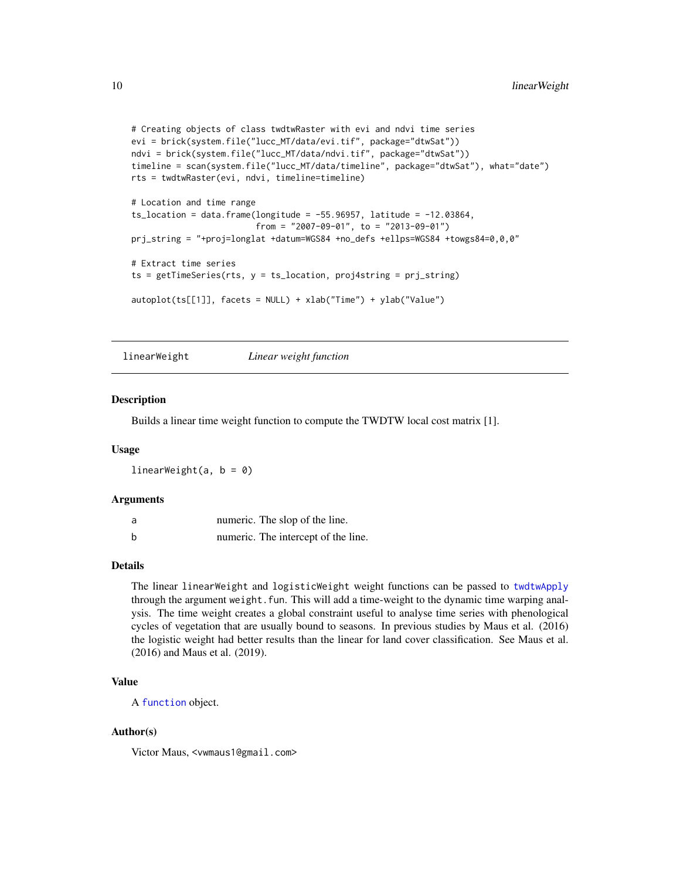```
# Creating objects of class twdtwRaster with evi and ndvi time series
evi = brick(system.file("lucc_MT/data/evi.tif", package="dtwSat"))
ndvi = brick(system.file("lucc_MT/data/ndvi.tif", package="dtwSat"))
timeline = scan(system.file("lucc_MT/data/timeline", package="dtwSat"), what="date")
rts = twdtwRaster(evi, ndvi, timeline=timeline)

# Location and time range
ts_location = data.frame(longitude = -55.96957, latitude = -12.03864,
                         from = "2007-09-01", to = "2013-09-01")
prj_string = "+proj=longlat +datum=WGS84 +no_defs +ellps=WGS84 +towgs84=0,0,0"

# Extract time series
ts = getTimeSeries(rts, y = ts_location, proj4string = prj_string)

autoplot(ts[[1]], facets = NULL) + xlab("Time") + ylab("Value")
```

## linearWeight — *Linear weight function*

### Description

Builds a linear time weight function to compute the TWDTW local cost matrix [1].

### Usage

```
linearWeight(a, b = 0)
```

### Arguments

| | |
|---|---|
| a | numeric. The slop of the line. |
| b | numeric. The intercept of the line. |

### Details

The linear `linearWeight` and `logisticWeight` weight functions can be passed to `twdtwApply` through the argument `weight.fun`. This will add a time-weight to the dynamic time warping analysis. The time weight creates a global constraint useful to analyse time series with phenological cycles of vegetation that are usually bound to seasons. In previous studies by Maus et al. (2016) the logistic weight had better results than the linear for land cover classification. See Maus et al. (2016) and Maus et al. (2019).

### Value

A `function` object.

### Author(s)

Victor Maus, <vwmaus1@gmail.com>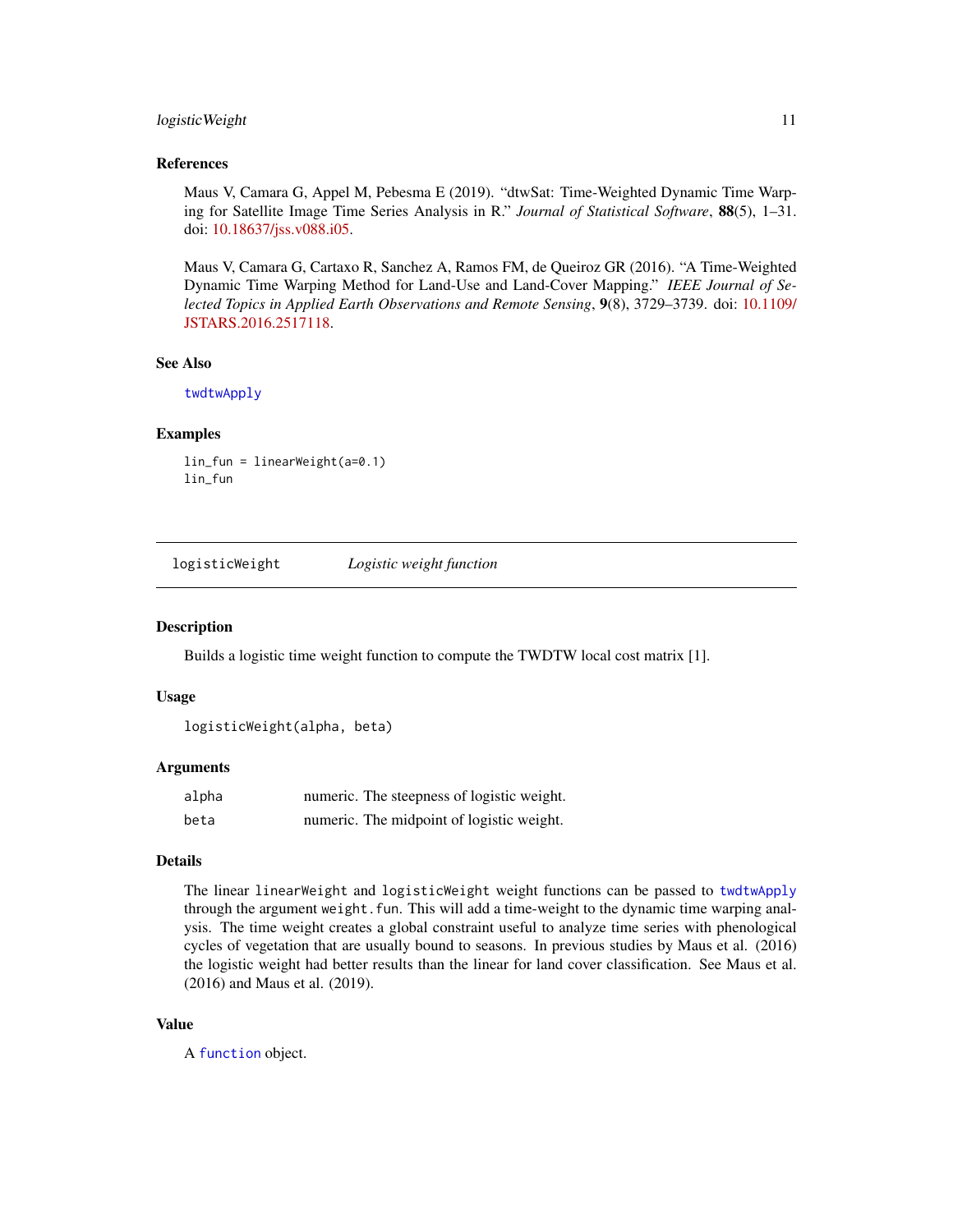### References

Maus V, Camara G, Appel M, Pebesma E (2019). "dtwSat: Time-Weighted Dynamic Time Warping for Satellite Image Time Series Analysis in R." *Journal of Statistical Software*, **88**(5), 1–31. doi: 10.18637/jss.v088.i05.

Maus V, Camara G, Cartaxo R, Sanchez A, Ramos FM, de Queiroz GR (2016). "A Time-Weighted Dynamic Time Warping Method for Land-Use and Land-Cover Mapping." *IEEE Journal of Selected Topics in Applied Earth Observations and Remote Sensing*, **9**(8), 3729–3739. doi: 10.1109/JSTARS.2016.2517118.

### See Also

`twdtwApply`

### Examples

```
lin_fun = linearWeight(a=0.1)
lin_fun
```

---

## `logisticWeight` *Logistic weight function*

### Description

Builds a logistic time weight function to compute the TWDTW local cost matrix [1].

### Usage

```
logisticWeight(alpha, beta)
```

### Arguments

| | |
|---|---|
| `alpha` | numeric. The steepness of logistic weight. |
| `beta` | numeric. The midpoint of logistic weight. |

### Details

The linear `linearWeight` and `logisticWeight` weight functions can be passed to `twdtwApply` through the argument `weight.fun`. This will add a time-weight to the dynamic time warping analysis. The time weight creates a global constraint useful to analyze time series with phenological cycles of vegetation that are usually bound to seasons. In previous studies by Maus et al. (2016) the logistic weight had better results than the linear for land cover classification. See Maus et al. (2016) and Maus et al. (2019).

### Value

A `function` object.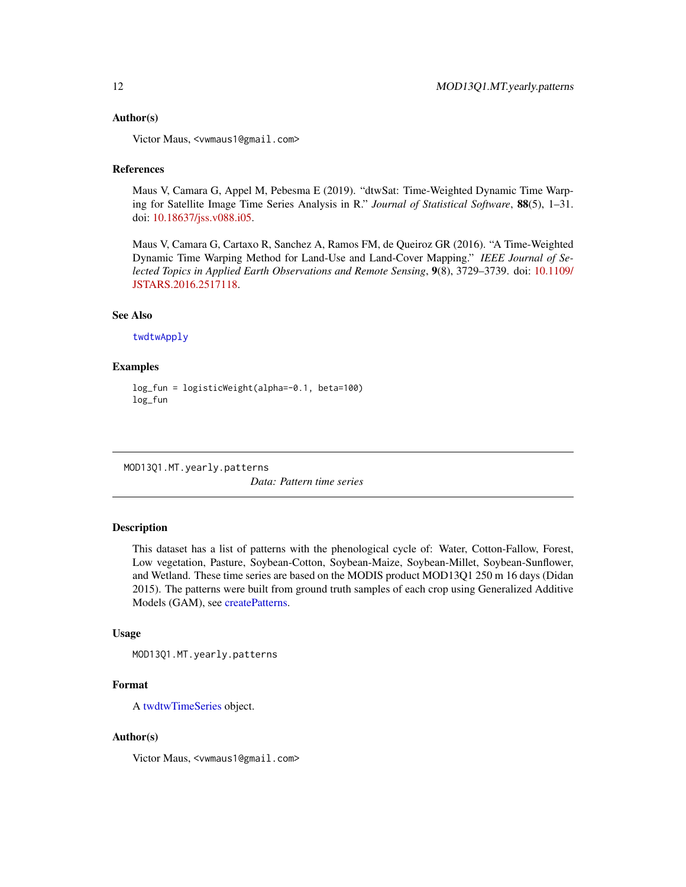### Author(s)

Victor Maus, <vwmaus1@gmail.com>

### References

Maus V, Camara G, Appel M, Pebesma E (2019). "dtwSat: Time-Weighted Dynamic Time Warping for Satellite Image Time Series Analysis in R." *Journal of Statistical Software*, **88**(5), 1–31. doi: 10.18637/jss.v088.i05.

Maus V, Camara G, Cartaxo R, Sanchez A, Ramos FM, de Queiroz GR (2016). "A Time-Weighted Dynamic Time Warping Method for Land-Use and Land-Cover Mapping." *IEEE Journal of Selected Topics in Applied Earth Observations and Remote Sensing*, **9**(8), 3729–3739. doi: 10.1109/JSTARS.2016.2517118.

### See Also

twdtwApply

### Examples

```
log_fun = logisticWeight(alpha=-0.1, beta=100)
log_fun
```

---

## MOD13Q1.MT.yearly.patterns

*Data: Pattern time series*

---

### Description

This dataset has a list of patterns with the phenological cycle of: Water, Cotton-Fallow, Forest, Low vegetation, Pasture, Soybean-Cotton, Soybean-Maize, Soybean-Millet, Soybean-Sunflower, and Wetland. These time series are based on the MODIS product MOD13Q1 250 m 16 days (Didan 2015). The patterns were built from ground truth samples of each crop using Generalized Additive Models (GAM), see createPatterns.

### Usage

```
MOD13Q1.MT.yearly.patterns
```

### Format

A twdtwTimeSeries object.

### Author(s)

Victor Maus, <vwmaus1@gmail.com>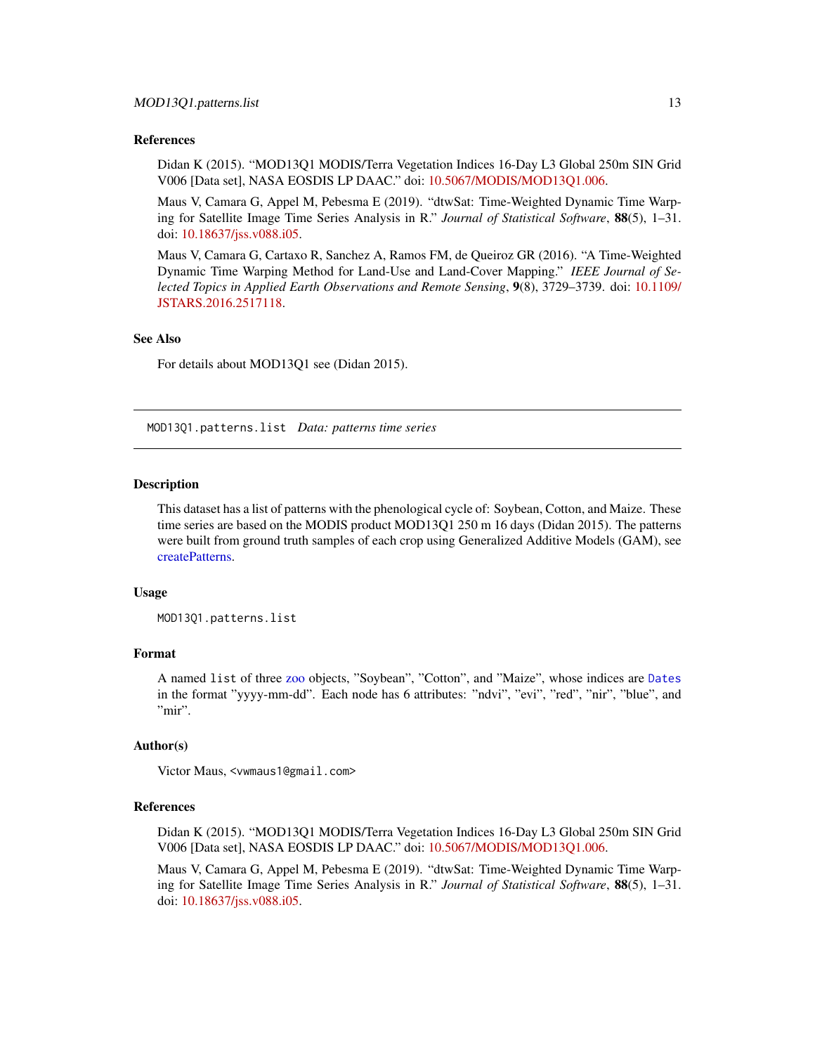### References

Didan K (2015). "MOD13Q1 MODIS/Terra Vegetation Indices 16-Day L3 Global 250m SIN Grid V006 [Data set], NASA EOSDIS LP DAAC." doi: 10.5067/MODIS/MOD13Q1.006.

Maus V, Camara G, Appel M, Pebesma E (2019). "dtwSat: Time-Weighted Dynamic Time Warping for Satellite Image Time Series Analysis in R." *Journal of Statistical Software*, **88**(5), 1–31. doi: 10.18637/jss.v088.i05.

Maus V, Camara G, Cartaxo R, Sanchez A, Ramos FM, de Queiroz GR (2016). "A Time-Weighted Dynamic Time Warping Method for Land-Use and Land-Cover Mapping." *IEEE Journal of Selected Topics in Applied Earth Observations and Remote Sensing*, **9**(8), 3729–3739. doi: 10.1109/JSTARS.2016.2517118.

### See Also

For details about MOD13Q1 see (Didan 2015).

---

## MOD13Q1.patterns.list *Data: patterns time series*

### Description

This dataset has a list of patterns with the phenological cycle of: Soybean, Cotton, and Maize. These time series are based on the MODIS product MOD13Q1 250 m 16 days (Didan 2015). The patterns were built from ground truth samples of each crop using Generalized Additive Models (GAM), see createPatterns.

### Usage

```
MOD13Q1.patterns.list
```

### Format

A named `list` of three zoo objects, "Soybean", "Cotton", and "Maize", whose indices are `Dates` in the format "yyyy-mm-dd". Each node has 6 attributes: "ndvi", "evi", "red", "nir", "blue", and "mir".

### Author(s)

Victor Maus, <vwmaus1@gmail.com>

### References

Didan K (2015). "MOD13Q1 MODIS/Terra Vegetation Indices 16-Day L3 Global 250m SIN Grid V006 [Data set], NASA EOSDIS LP DAAC." doi: 10.5067/MODIS/MOD13Q1.006.

Maus V, Camara G, Appel M, Pebesma E (2019). "dtwSat: Time-Weighted Dynamic Time Warping for Satellite Image Time Series Analysis in R." *Journal of Statistical Software*, **88**(5), 1–31. doi: 10.18637/jss.v088.i05.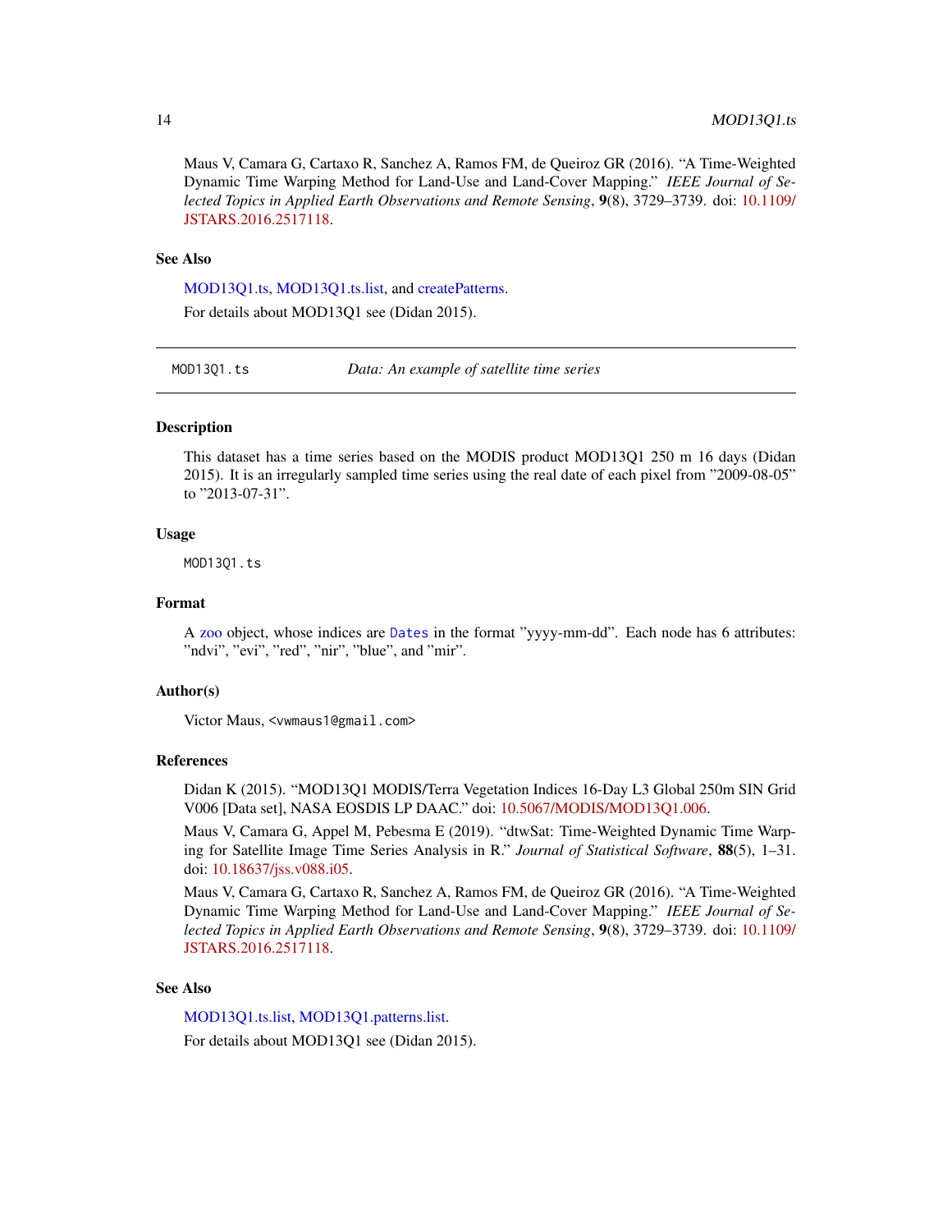Maus V, Camara G, Cartaxo R, Sanchez A, Ramos FM, de Queiroz GR (2016). "A Time-Weighted Dynamic Time Warping Method for Land-Use and Land-Cover Mapping." *IEEE Journal of Selected Topics in Applied Earth Observations and Remote Sensing*, **9**(8), 3729–3739. doi: 10.1109/JSTARS.2016.2517118.

### See Also

MOD13Q1.ts, MOD13Q1.ts.list, and createPatterns.

For details about MOD13Q1 see (Didan 2015).

---

## MOD13Q1.ts — *Data: An example of satellite time series*

---

### Description

This dataset has a time series based on the MODIS product MOD13Q1 250 m 16 days (Didan 2015). It is an irregularly sampled time series using the real date of each pixel from "2009-08-05" to "2013-07-31".

### Usage

```
MOD13Q1.ts
```

### Format

A zoo object, whose indices are `Dates` in the format "yyyy-mm-dd". Each node has 6 attributes: "ndvi", "evi", "red", "nir", "blue", and "mir".

### Author(s)

Victor Maus, <vwmaus1@gmail.com>

### References

Didan K (2015). "MOD13Q1 MODIS/Terra Vegetation Indices 16-Day L3 Global 250m SIN Grid V006 [Data set], NASA EOSDIS LP DAAC." doi: 10.5067/MODIS/MOD13Q1.006.

Maus V, Camara G, Appel M, Pebesma E (2019). "dtwSat: Time-Weighted Dynamic Time Warping for Satellite Image Time Series Analysis in R." *Journal of Statistical Software*, **88**(5), 1–31. doi: 10.18637/jss.v088.i05.

Maus V, Camara G, Cartaxo R, Sanchez A, Ramos FM, de Queiroz GR (2016). "A Time-Weighted Dynamic Time Warping Method for Land-Use and Land-Cover Mapping." *IEEE Journal of Selected Topics in Applied Earth Observations and Remote Sensing*, **9**(8), 3729–3739. doi: 10.1109/JSTARS.2016.2517118.

### See Also

MOD13Q1.ts.list, MOD13Q1.patterns.list.

For details about MOD13Q1 see (Didan 2015).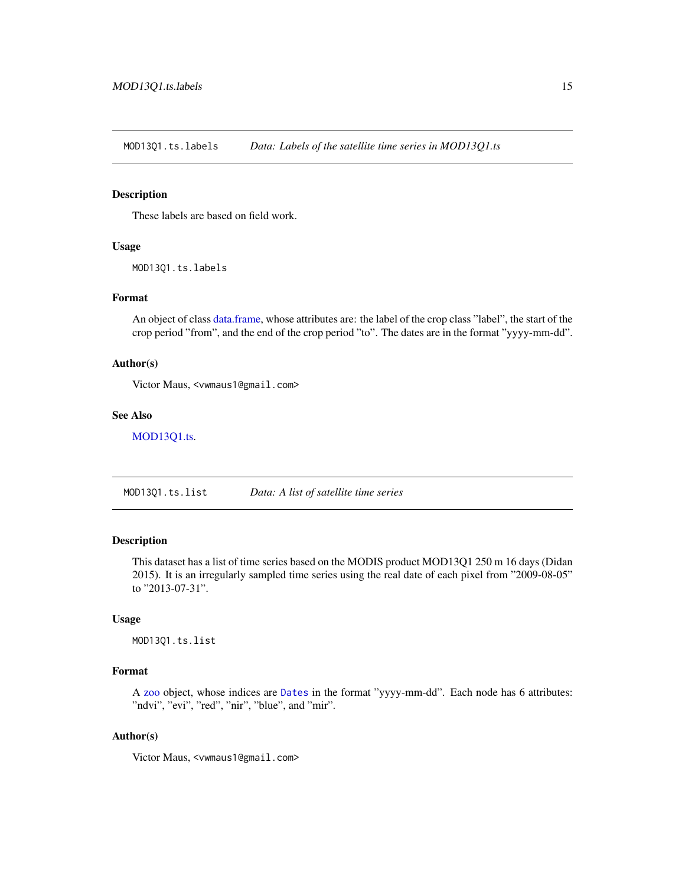## MOD13Q1.ts.labels — *Data: Labels of the satellite time series in MOD13Q1.ts*

### Description

These labels are based on field work.

### Usage

```
MOD13Q1.ts.labels
```

### Format

An object of class data.frame, whose attributes are: the label of the crop class "label", the start of the crop period "from", and the end of the crop period "to". The dates are in the format "yyyy-mm-dd".

### Author(s)

Victor Maus, <vwmaus1@gmail.com>

### See Also

MOD13Q1.ts.

## MOD13Q1.ts.list — *Data: A list of satellite time series*

### Description

This dataset has a list of time series based on the MODIS product MOD13Q1 250 m 16 days (Didan 2015). It is an irregularly sampled time series using the real date of each pixel from "2009-08-05" to "2013-07-31".

### Usage

```
MOD13Q1.ts.list
```

### Format

A zoo object, whose indices are `Dates` in the format "yyyy-mm-dd". Each node has 6 attributes: "ndvi", "evi", "red", "nir", "blue", and "mir".

### Author(s)

Victor Maus, <vwmaus1@gmail.com>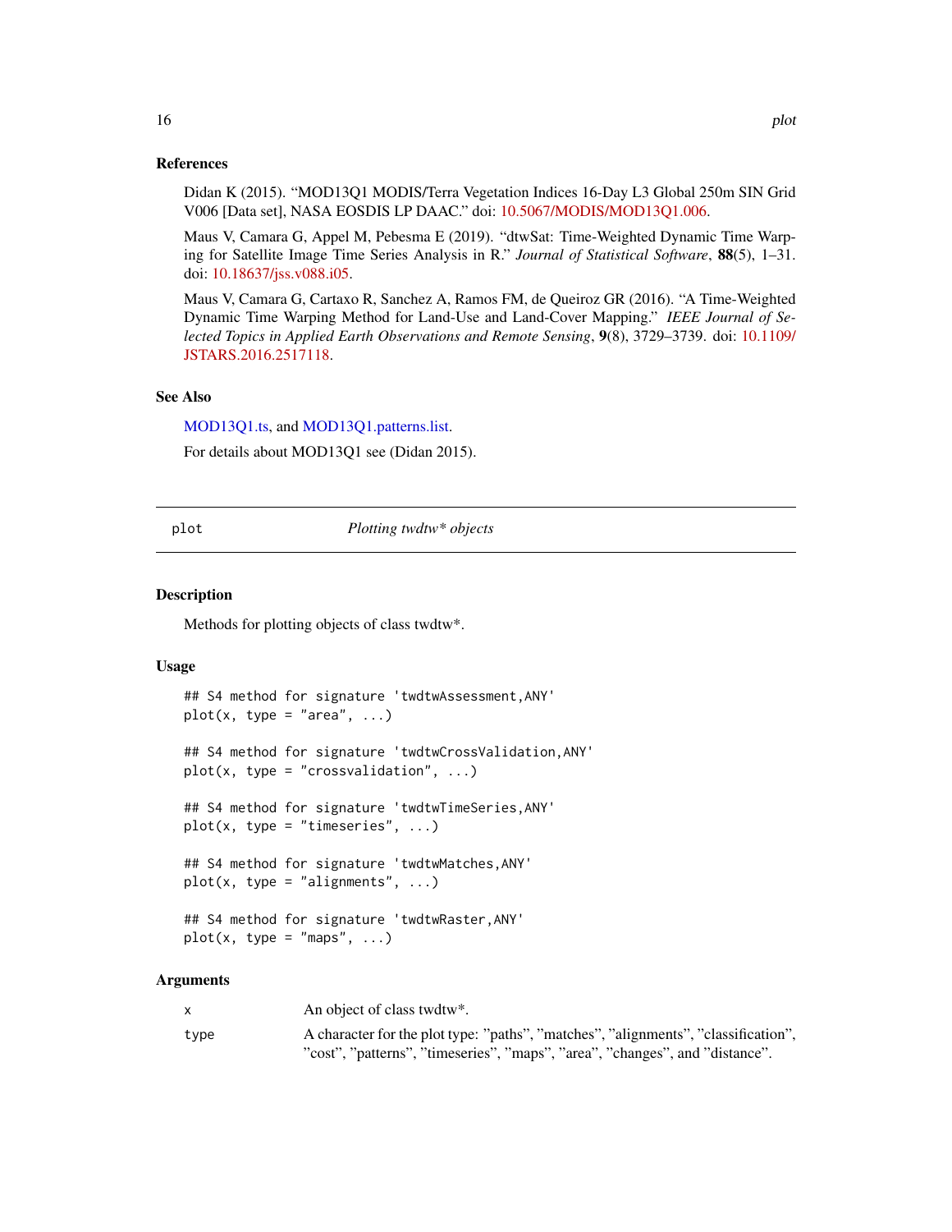### References

Didan K (2015). "MOD13Q1 MODIS/Terra Vegetation Indices 16-Day L3 Global 250m SIN Grid V006 [Data set], NASA EOSDIS LP DAAC." doi: 10.5067/MODIS/MOD13Q1.006.

Maus V, Camara G, Appel M, Pebesma E (2019). "dtwSat: Time-Weighted Dynamic Time Warping for Satellite Image Time Series Analysis in R." *Journal of Statistical Software*, **88**(5), 1–31. doi: 10.18637/jss.v088.i05.

Maus V, Camara G, Cartaxo R, Sanchez A, Ramos FM, de Queiroz GR (2016). "A Time-Weighted Dynamic Time Warping Method for Land-Use and Land-Cover Mapping." *IEEE Journal of Selected Topics in Applied Earth Observations and Remote Sensing*, **9**(8), 3729–3739. doi: 10.1109/JSTARS.2016.2517118.

### See Also

MOD13Q1.ts, and MOD13Q1.patterns.list.

For details about MOD13Q1 see (Didan 2015).

---

## plot — *Plotting twdtw* objects*

### Description

Methods for plotting objects of class twdtw*.

### Usage

```
## S4 method for signature 'twdtwAssessment,ANY'
plot(x, type = "area", ...)

## S4 method for signature 'twdtwCrossValidation,ANY'
plot(x, type = "crossvalidation", ...)

## S4 method for signature 'twdtwTimeSeries,ANY'
plot(x, type = "timeseries", ...)

## S4 method for signature 'twdtwMatches,ANY'
plot(x, type = "alignments", ...)

## S4 method for signature 'twdtwRaster,ANY'
plot(x, type = "maps", ...)
```

### Arguments

| | |
|---|---|
| x | An object of class twdtw*. |
| type | A character for the plot type: "paths", "matches", "alignments", "classification", "cost", "patterns", "timeseries", "maps", "area", "changes", and "distance". |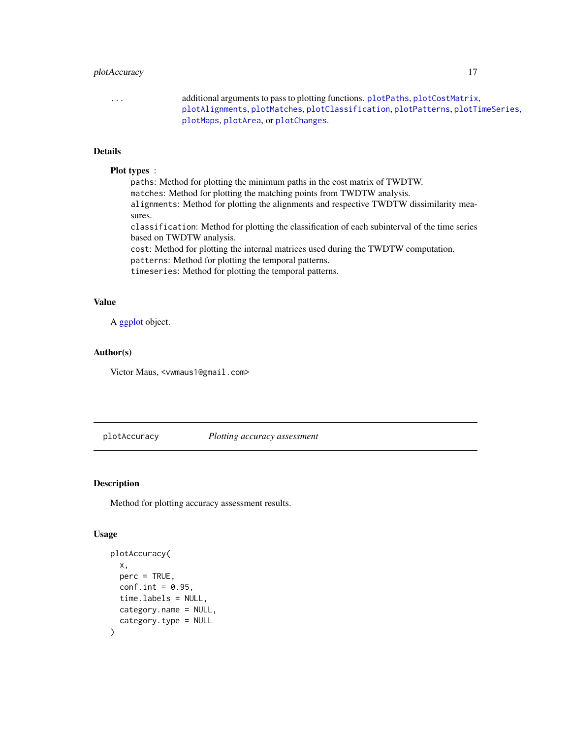... additional arguments to pass to plotting functions. plotPaths, plotCostMatrix, plotAlignments, plotMatches, plotClassification, plotPatterns, plotTimeSeries, plotMaps, plotArea, or plotChanges.

### Details

**Plot types** :

`paths`: Method for plotting the minimum paths in the cost matrix of TWDTW.
`matches`: Method for plotting the matching points from TWDTW analysis.
`alignments`: Method for plotting the alignments and respective TWDTW dissimilarity measures.
`classification`: Method for plotting the classification of each subinterval of the time series based on TWDTW analysis.
`cost`: Method for plotting the internal matrices used during the TWDTW computation.
`patterns`: Method for plotting the temporal patterns.
`timeseries`: Method for plotting the temporal patterns.

### Value

A ggplot object.

### Author(s)

Victor Maus, <vwmaus1@gmail.com>

---

## plotAccuracy *Plotting accuracy assessment*

### Description

Method for plotting accuracy assessment results.

### Usage

```
plotAccuracy(
  x,
  perc = TRUE,
  conf.int = 0.95,
  time.labels = NULL,
  category.name = NULL,
  category.type = NULL
)
```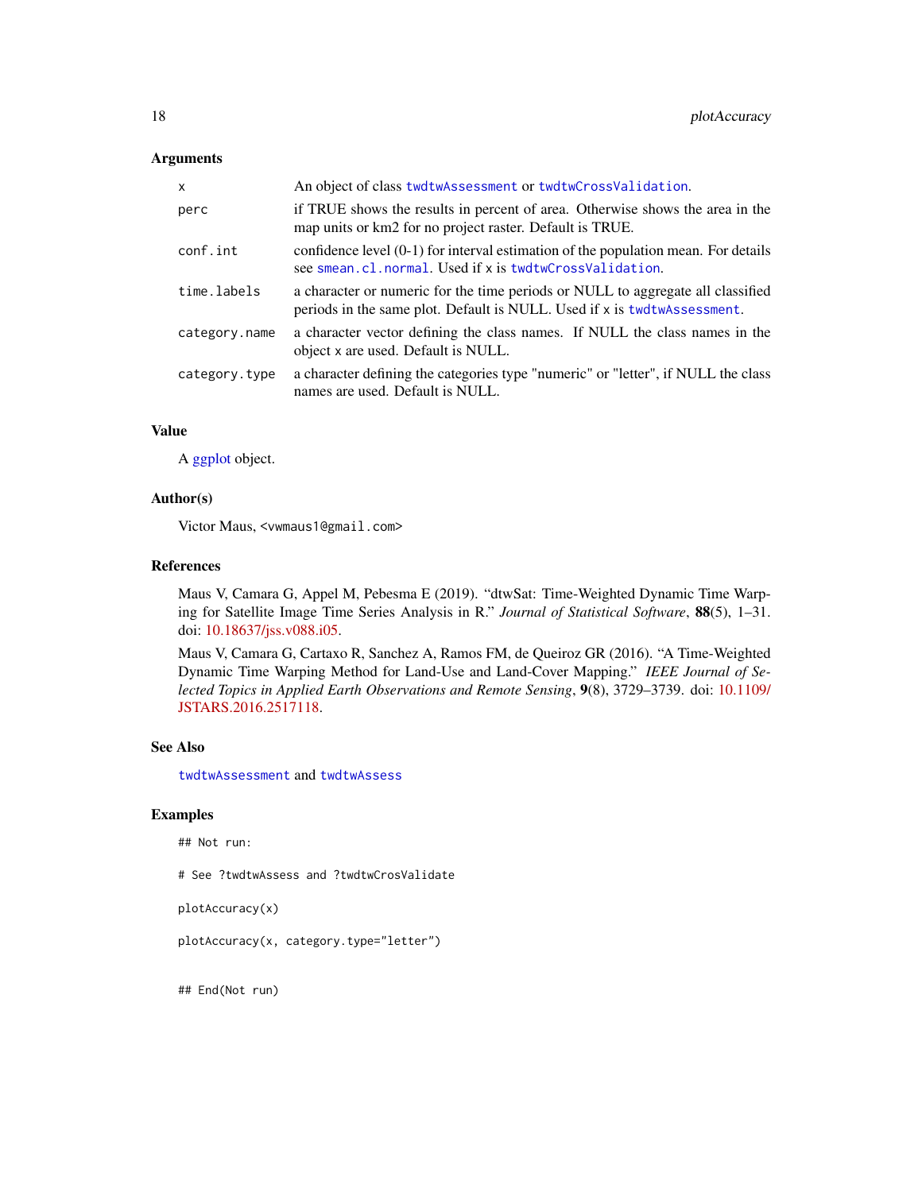## Arguments

| | |
|---|---|
| x | An object of class `twdtwAssessment` or `twdtwCrossValidation`. |
| perc | if TRUE shows the results in percent of area. Otherwise shows the area in the map units or km2 for no project raster. Default is TRUE. |
| conf.int | confidence level (0-1) for interval estimation of the population mean. For details see `smean.cl.normal`. Used if x is `twdtwCrossValidation`. |
| time.labels | a character or numeric for the time periods or NULL to aggregate all classified periods in the same plot. Default is NULL. Used if x is `twdtwAssessment`. |
| category.name | a character vector defining the class names. If NULL the class names in the object x are used. Default is NULL. |
| category.type | a character defining the categories type "numeric" or "letter", if NULL the class names are used. Default is NULL. |

## Value

A ggplot object.

## Author(s)

Victor Maus, <vwmaus1@gmail.com>

## References

Maus V, Camara G, Appel M, Pebesma E (2019). "dtwSat: Time-Weighted Dynamic Time Warping for Satellite Image Time Series Analysis in R." *Journal of Statistical Software*, **88**(5), 1–31. doi: 10.18637/jss.v088.i05.

Maus V, Camara G, Cartaxo R, Sanchez A, Ramos FM, de Queiroz GR (2016). "A Time-Weighted Dynamic Time Warping Method for Land-Use and Land-Cover Mapping." *IEEE Journal of Selected Topics in Applied Earth Observations and Remote Sensing*, **9**(8), 3729–3739. doi: 10.1109/JSTARS.2016.2517118.

## See Also

`twdtwAssessment` and `twdtwAssess`

## Examples

```
## Not run:

# See ?twdtwAssess and ?twdtwCrosValidate

plotAccuracy(x)

plotAccuracy(x, category.type="letter")


## End(Not run)
```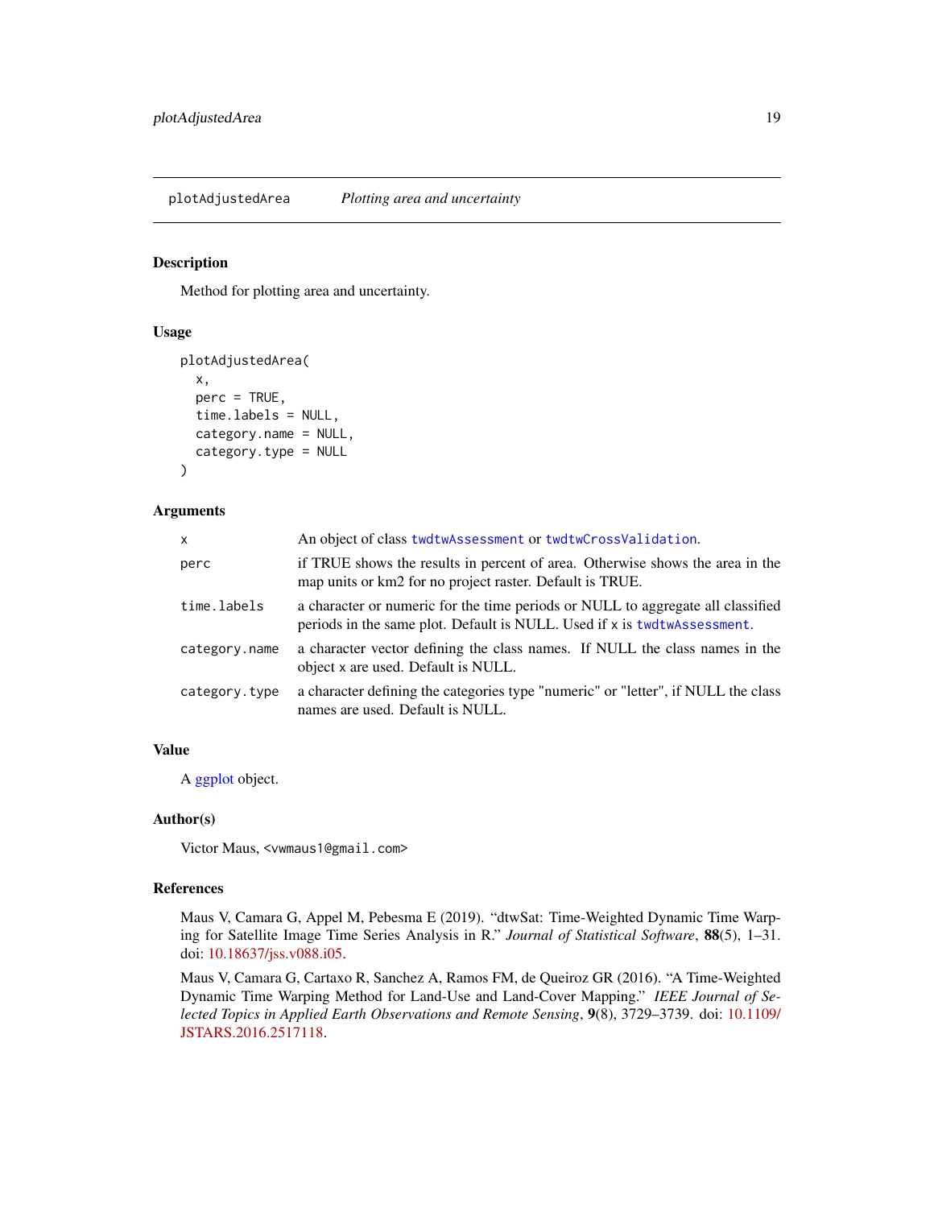plotAdjustedArea *Plotting area and uncertainty*

## Description

Method for plotting area and uncertainty.

## Usage

```
plotAdjustedArea(
  x,
  perc = TRUE,
  time.labels = NULL,
  category.name = NULL,
  category.type = NULL
)
```

## Arguments

| | |
|---|---|
| x | An object of class twdtwAssessment or twdtwCrossValidation. |
| perc | if TRUE shows the results in percent of area. Otherwise shows the area in the map units or km2 for no project raster. Default is TRUE. |
| time.labels | a character or numeric for the time periods or NULL to aggregate all classified periods in the same plot. Default is NULL. Used if x is twdtwAssessment. |
| category.name | a character vector defining the class names. If NULL the class names in the object x are used. Default is NULL. |
| category.type | a character defining the categories type "numeric" or "letter", if NULL the class names are used. Default is NULL. |

## Value

A ggplot object.

## Author(s)

Victor Maus, <vwmaus1@gmail.com>

## References

Maus V, Camara G, Appel M, Pebesma E (2019). "dtwSat: Time-Weighted Dynamic Time Warping for Satellite Image Time Series Analysis in R." *Journal of Statistical Software*, **88**(5), 1–31. doi: 10.18637/jss.v088.i05.

Maus V, Camara G, Cartaxo R, Sanchez A, Ramos FM, de Queiroz GR (2016). "A Time-Weighted Dynamic Time Warping Method for Land-Use and Land-Cover Mapping." *IEEE Journal of Selected Topics in Applied Earth Observations and Remote Sensing*, **9**(8), 3729–3739. doi: 10.1109/JSTARS.2016.2517118.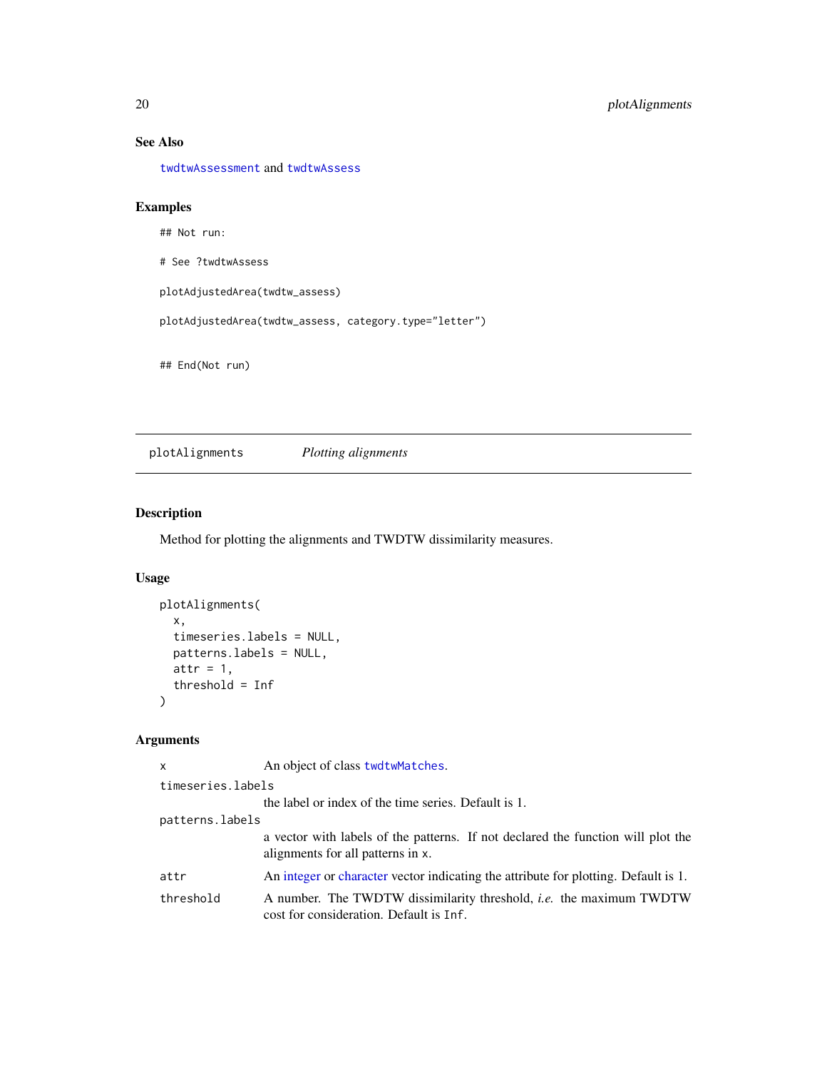### See Also

twdtwAssessment and twdtwAssess

### Examples

```
## Not run:

# See ?twdtwAssess

plotAdjustedArea(twdtw_assess)

plotAdjustedArea(twdtw_assess, category.type="letter")


## End(Not run)
```

---

## plotAlignments    *Plotting alignments*

---

### Description

Method for plotting the alignments and TWDTW dissimilarity measures.

### Usage

```
plotAlignments(
  x,
  timeseries.labels = NULL,
  patterns.labels = NULL,
  attr = 1,
  threshold = Inf
)
```

### Arguments

| | |
|---|---|
| x | An object of class twdtwMatches. |
| timeseries.labels | the label or index of the time series. Default is 1. |
| patterns.labels | a vector with labels of the patterns. If not declared the function will plot the alignments for all patterns in x. |
| attr | An integer or character vector indicating the attribute for plotting. Default is 1. |
| threshold | A number. The TWDTW dissimilarity threshold, *i.e.* the maximum TWDTW cost for consideration. Default is Inf. |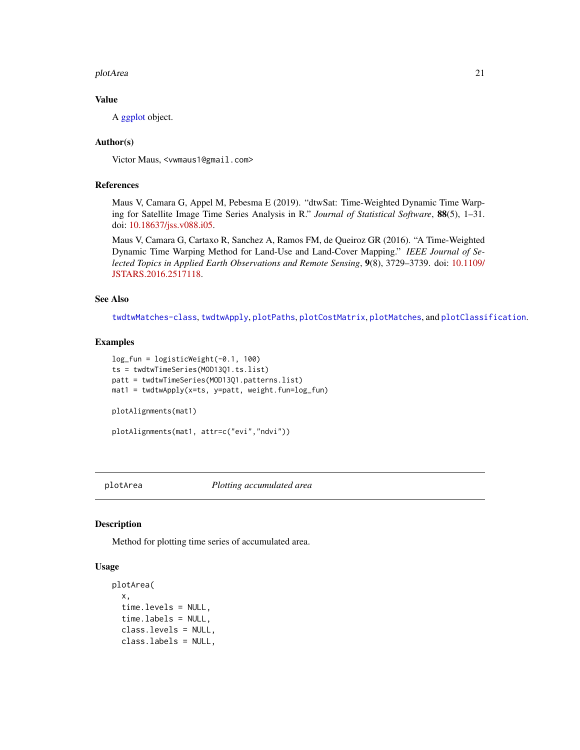### Value

A ggplot object.

### Author(s)

Victor Maus, <vwmaus1@gmail.com>

### References

Maus V, Camara G, Appel M, Pebesma E (2019). "dtwSat: Time-Weighted Dynamic Time Warping for Satellite Image Time Series Analysis in R." *Journal of Statistical Software*, **88**(5), 1–31. doi: 10.18637/jss.v088.i05.

Maus V, Camara G, Cartaxo R, Sanchez A, Ramos FM, de Queiroz GR (2016). "A Time-Weighted Dynamic Time Warping Method for Land-Use and Land-Cover Mapping." *IEEE Journal of Selected Topics in Applied Earth Observations and Remote Sensing*, **9**(8), 3729–3739. doi: 10.1109/JSTARS.2016.2517118.

### See Also

`twdtwMatches-class`, `twdtwApply`, `plotPaths`, `plotCostMatrix`, `plotMatches`, and `plotClassification`.

### Examples

```
log_fun = logisticWeight(-0.1, 100)
ts = twdtwTimeSeries(MOD13Q1.ts.list)
patt = twdtwTimeSeries(MOD13Q1.patterns.list)
mat1 = twdtwApply(x=ts, y=patt, weight.fun=log_fun)

plotAlignments(mat1)

plotAlignments(mat1, attr=c("evi","ndvi"))
```

---

## plotArea *Plotting accumulated area*

### Description

Method for plotting time series of accumulated area.

### Usage

```
plotArea(
  x,
  time.levels = NULL,
  time.labels = NULL,
  class.levels = NULL,
  class.labels = NULL,
```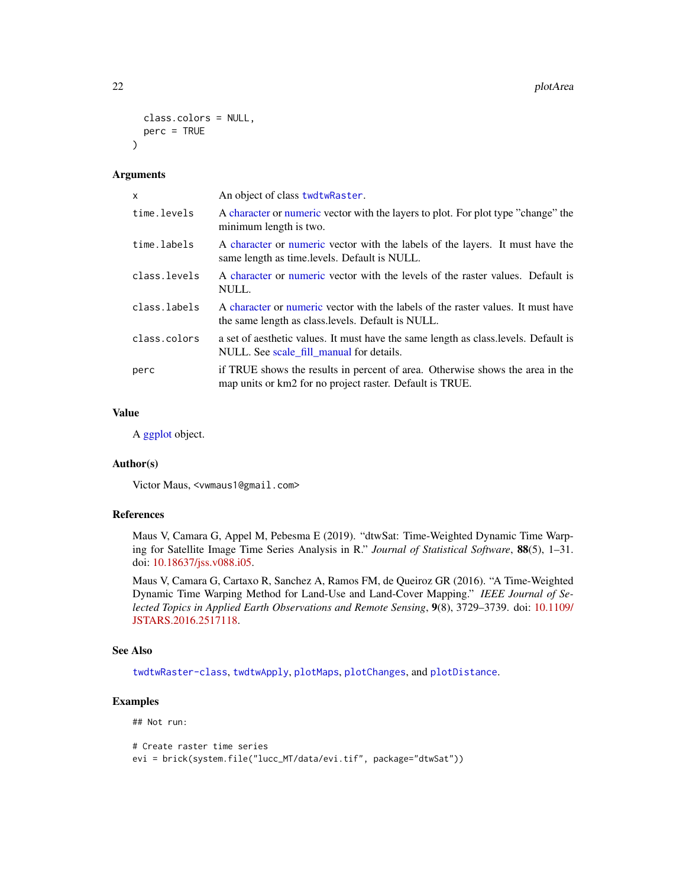```
  class.colors = NULL,
  perc = TRUE
)
```

### Arguments

| | |
|---|---|
| x | An object of class twdtwRaster. |
| time.levels | A character or numeric vector with the layers to plot. For plot type "change" the minimum length is two. |
| time.labels | A character or numeric vector with the labels of the layers. It must have the same length as time.levels. Default is NULL. |
| class.levels | A character or numeric vector with the levels of the raster values. Default is NULL. |
| class.labels | A character or numeric vector with the labels of the raster values. It must have the same length as class.levels. Default is NULL. |
| class.colors | a set of aesthetic values. It must have the same length as class.levels. Default is NULL. See scale_fill_manual for details. |
| perc | if TRUE shows the results in percent of area. Otherwise shows the area in the map units or km2 for no project raster. Default is TRUE. |

### Value

A ggplot object.

### Author(s)

Victor Maus, <vwmaus1@gmail.com>

### References

Maus V, Camara G, Appel M, Pebesma E (2019). "dtwSat: Time-Weighted Dynamic Time Warping for Satellite Image Time Series Analysis in R." *Journal of Statistical Software*, **88**(5), 1–31. doi: 10.18637/jss.v088.i05.

Maus V, Camara G, Cartaxo R, Sanchez A, Ramos FM, de Queiroz GR (2016). "A Time-Weighted Dynamic Time Warping Method for Land-Use and Land-Cover Mapping." *IEEE Journal of Selected Topics in Applied Earth Observations and Remote Sensing*, **9**(8), 3729–3739. doi: 10.1109/JSTARS.2016.2517118.

### See Also

twdtwRaster-class, twdtwApply, plotMaps, plotChanges, and plotDistance.

### Examples

```
## Not run:

# Create raster time series
evi = brick(system.file("lucc_MT/data/evi.tif", package="dtwSat"))
```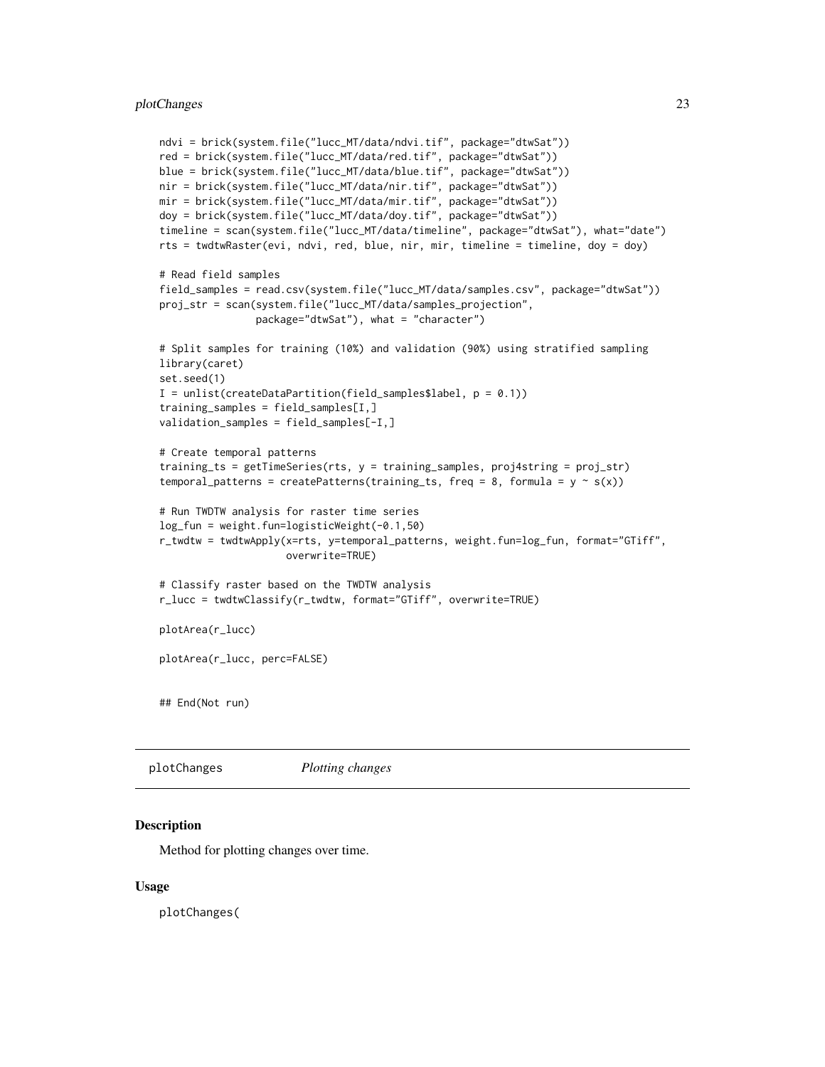```
ndvi = brick(system.file("lucc_MT/data/ndvi.tif", package="dtwSat"))
red = brick(system.file("lucc_MT/data/red.tif", package="dtwSat"))
blue = brick(system.file("lucc_MT/data/blue.tif", package="dtwSat"))
nir = brick(system.file("lucc_MT/data/nir.tif", package="dtwSat"))
mir = brick(system.file("lucc_MT/data/mir.tif", package="dtwSat"))
doy = brick(system.file("lucc_MT/data/doy.tif", package="dtwSat"))
timeline = scan(system.file("lucc_MT/data/timeline", package="dtwSat"), what="date")
rts = twdtwRaster(evi, ndvi, red, blue, nir, mir, timeline = timeline, doy = doy)

# Read field samples
field_samples = read.csv(system.file("lucc_MT/data/samples.csv", package="dtwSat"))
proj_str = scan(system.file("lucc_MT/data/samples_projection",
                package="dtwSat"), what = "character")

# Split samples for training (10%) and validation (90%) using stratified sampling
library(caret)
set.seed(1)
I = unlist(createDataPartition(field_samples$label, p = 0.1))
training_samples = field_samples[I,]
validation_samples = field_samples[-I,]

# Create temporal patterns
training_ts = getTimeSeries(rts, y = training_samples, proj4string = proj_str)
temporal_patterns = createPatterns(training_ts, freq = 8, formula = y ~ s(x))

# Run TWDTW analysis for raster time series
log_fun = weight.fun=logisticWeight(-0.1,50)
r_twdtw = twdtwApply(x=rts, y=temporal_patterns, weight.fun=log_fun, format="GTiff",
                     overwrite=TRUE)

# Classify raster based on the TWDTW analysis
r_lucc = twdtwClassify(r_twdtw, format="GTiff", overwrite=TRUE)

plotArea(r_lucc)

plotArea(r_lucc, perc=FALSE)


## End(Not run)
```

---

## plotChanges — *Plotting changes*

---

### Description

Method for plotting changes over time.

### Usage

```
plotChanges(
```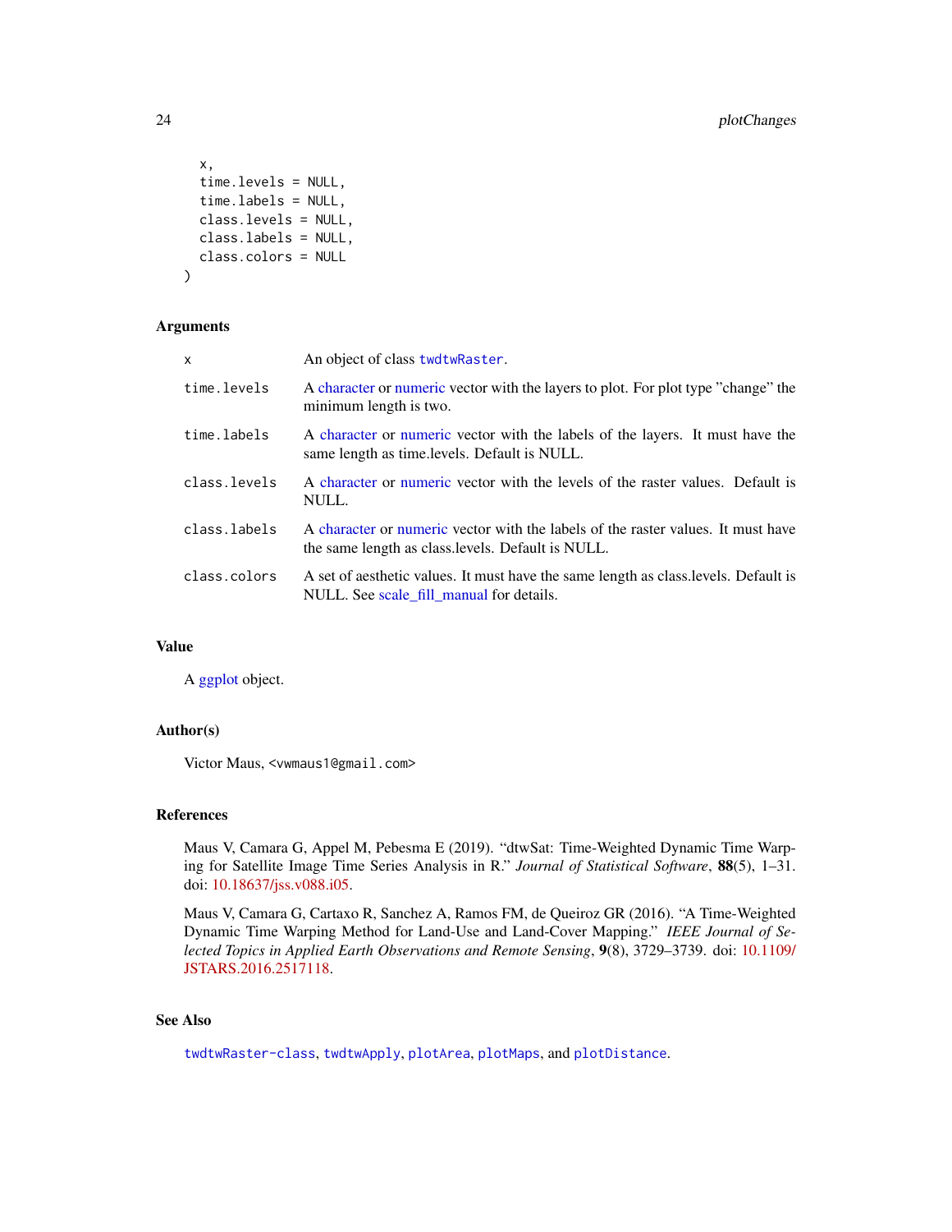```
  x,
  time.levels = NULL,
  time.labels = NULL,
  class.levels = NULL,
  class.labels = NULL,
  class.colors = NULL
)
```

### Arguments

| | |
|---|---|
| x | An object of class `twdtwRaster`. |
| time.levels | A character or numeric vector with the layers to plot. For plot type "change" the minimum length is two. |
| time.labels | A character or numeric vector with the labels of the layers. It must have the same length as time.levels. Default is NULL. |
| class.levels | A character or numeric vector with the levels of the raster values. Default is NULL. |
| class.labels | A character or numeric vector with the labels of the raster values. It must have the same length as class.levels. Default is NULL. |
| class.colors | A set of aesthetic values. It must have the same length as class.levels. Default is NULL. See scale_fill_manual for details. |

### Value

A ggplot object.

### Author(s)

Victor Maus, <vwmaus1@gmail.com>

### References

Maus V, Camara G, Appel M, Pebesma E (2019). "dtwSat: Time-Weighted Dynamic Time Warping for Satellite Image Time Series Analysis in R." *Journal of Statistical Software*, **88**(5), 1–31. doi: 10.18637/jss.v088.i05.

Maus V, Camara G, Cartaxo R, Sanchez A, Ramos FM, de Queiroz GR (2016). "A Time-Weighted Dynamic Time Warping Method for Land-Use and Land-Cover Mapping." *IEEE Journal of Selected Topics in Applied Earth Observations and Remote Sensing*, **9**(8), 3729–3739. doi: 10.1109/JSTARS.2016.2517118.

### See Also

`twdtwRaster-class`, `twdtwApply`, `plotArea`, `plotMaps`, and `plotDistance`.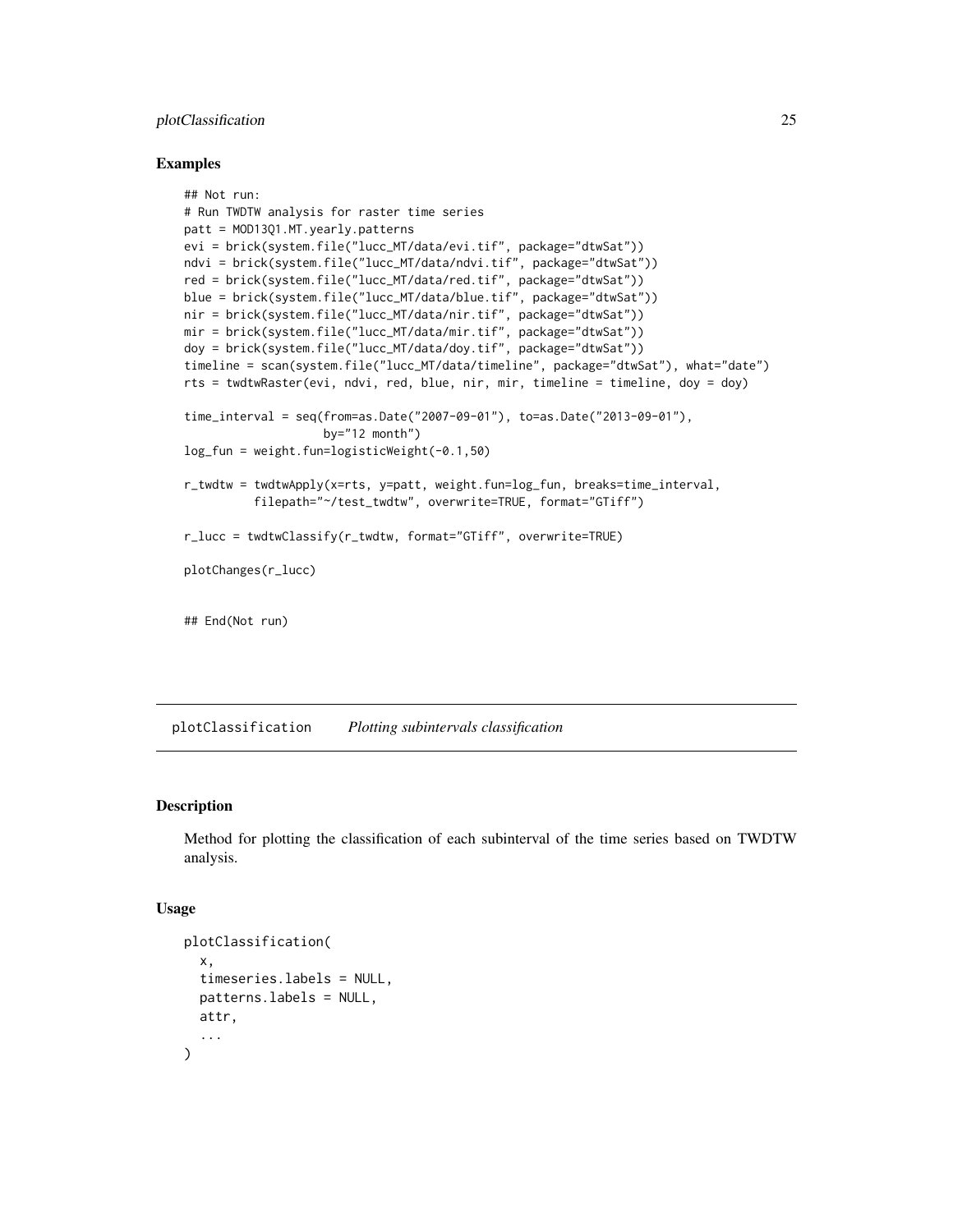## Examples

```
## Not run:
# Run TWDTW analysis for raster time series
patt = MOD13Q1.MT.yearly.patterns
evi = brick(system.file("lucc_MT/data/evi.tif", package="dtwSat"))
ndvi = brick(system.file("lucc_MT/data/ndvi.tif", package="dtwSat"))
red = brick(system.file("lucc_MT/data/red.tif", package="dtwSat"))
blue = brick(system.file("lucc_MT/data/blue.tif", package="dtwSat"))
nir = brick(system.file("lucc_MT/data/nir.tif", package="dtwSat"))
mir = brick(system.file("lucc_MT/data/mir.tif", package="dtwSat"))
doy = brick(system.file("lucc_MT/data/doy.tif", package="dtwSat"))
timeline = scan(system.file("lucc_MT/data/timeline", package="dtwSat"), what="date")
rts = twdtwRaster(evi, ndvi, red, blue, nir, mir, timeline = timeline, doy = doy)

time_interval = seq(from=as.Date("2007-09-01"), to=as.Date("2013-09-01"),
                    by="12 month")
log_fun = weight.fun=logisticWeight(-0.1,50)

r_twdtw = twdtwApply(x=rts, y=patt, weight.fun=log_fun, breaks=time_interval,
          filepath="~/test_twdtw", overwrite=TRUE, format="GTiff")

r_lucc = twdtwClassify(r_twdtw, format="GTiff", overwrite=TRUE)

plotChanges(r_lucc)


## End(Not run)
```

---

# plotClassification *Plotting subintervals classification*

## Description

Method for plotting the classification of each subinterval of the time series based on TWDTW analysis.

## Usage

```
plotClassification(
  x,
  timeseries.labels = NULL,
  patterns.labels = NULL,
  attr,
  ...
)
```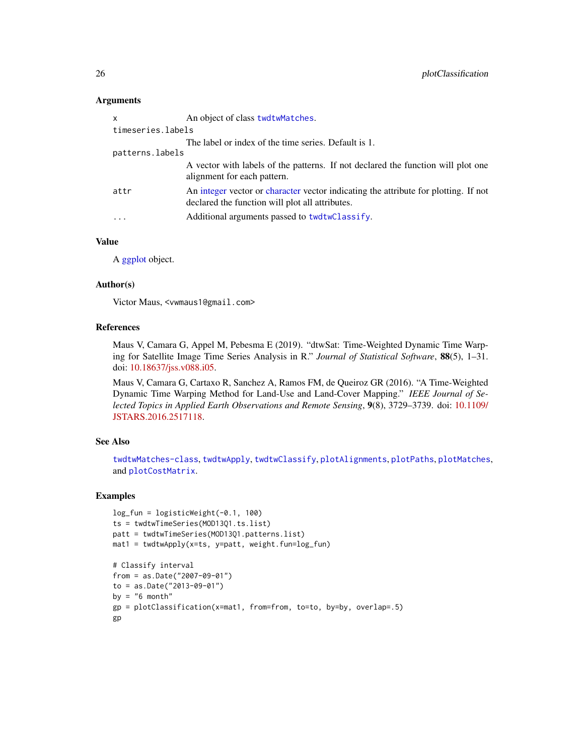## Arguments

| | |
|---|---|
| x | An object of class `twdtwMatches`. |
| timeseries.labels | The label or index of the time series. Default is 1. |
| patterns.labels | A vector with labels of the patterns. If not declared the function will plot one alignment for each pattern. |
| attr | An integer vector or character vector indicating the attribute for plotting. If not declared the function will plot all attributes. |
| ... | Additional arguments passed to `twdtwClassify`. |

## Value

A ggplot object.

## Author(s)

Victor Maus, <vwmaus1@gmail.com>

## References

Maus V, Camara G, Appel M, Pebesma E (2019). "dtwSat: Time-Weighted Dynamic Time Warping for Satellite Image Time Series Analysis in R." *Journal of Statistical Software*, **88**(5), 1–31. doi: 10.18637/jss.v088.i05.

Maus V, Camara G, Cartaxo R, Sanchez A, Ramos FM, de Queiroz GR (2016). "A Time-Weighted Dynamic Time Warping Method for Land-Use and Land-Cover Mapping." *IEEE Journal of Selected Topics in Applied Earth Observations and Remote Sensing*, **9**(8), 3729–3739. doi: 10.1109/JSTARS.2016.2517118.

## See Also

`twdtwMatches-class`, `twdtwApply`, `twdtwClassify`, `plotAlignments`, `plotPaths`, `plotMatches`, and `plotCostMatrix`.

## Examples

```
log_fun = logisticWeight(-0.1, 100)
ts = twdtwTimeSeries(MOD13Q1.ts.list)
patt = twdtwTimeSeries(MOD13Q1.patterns.list)
mat1 = twdtwApply(x=ts, y=patt, weight.fun=log_fun)

# Classify interval
from = as.Date("2007-09-01")
to = as.Date("2013-09-01")
by = "6 month"
gp = plotClassification(x=mat1, from=from, to=to, by=by, overlap=.5)
gp
```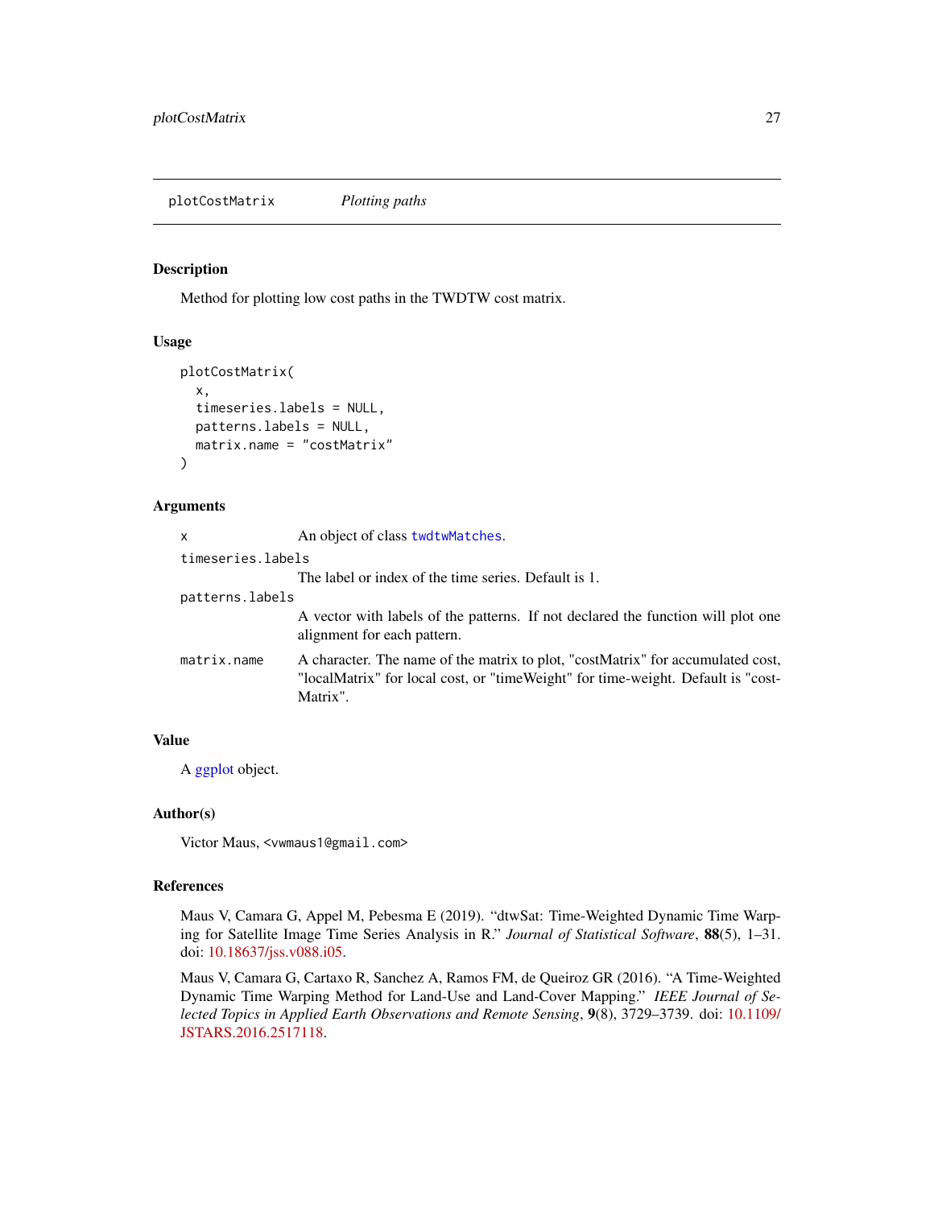## plotCostMatrix *Plotting paths*

### Description

Method for plotting low cost paths in the TWDTW cost matrix.

### Usage

```
plotCostMatrix(
  x,
  timeseries.labels = NULL,
  patterns.labels = NULL,
  matrix.name = "costMatrix"
)
```

### Arguments

| | |
|---|---|
| `x` | An object of class `twdtwMatches`. |
| `timeseries.labels` | The label or index of the time series. Default is 1. |
| `patterns.labels` | A vector with labels of the patterns. If not declared the function will plot one alignment for each pattern. |
| `matrix.name` | A character. The name of the matrix to plot, "costMatrix" for accumulated cost, "localMatrix" for local cost, or "timeWeight" for time-weight. Default is "costMatrix". |

### Value

A ggplot object.

### Author(s)

Victor Maus, <vwmaus1@gmail.com>

### References

Maus V, Camara G, Appel M, Pebesma E (2019). "dtwSat: Time-Weighted Dynamic Time Warping for Satellite Image Time Series Analysis in R." *Journal of Statistical Software*, **88**(5), 1–31. doi: 10.18637/jss.v088.i05.

Maus V, Camara G, Cartaxo R, Sanchez A, Ramos FM, de Queiroz GR (2016). "A Time-Weighted Dynamic Time Warping Method for Land-Use and Land-Cover Mapping." *IEEE Journal of Selected Topics in Applied Earth Observations and Remote Sensing*, **9**(8), 3729–3739. doi: 10.1109/JSTARS.2016.2517118.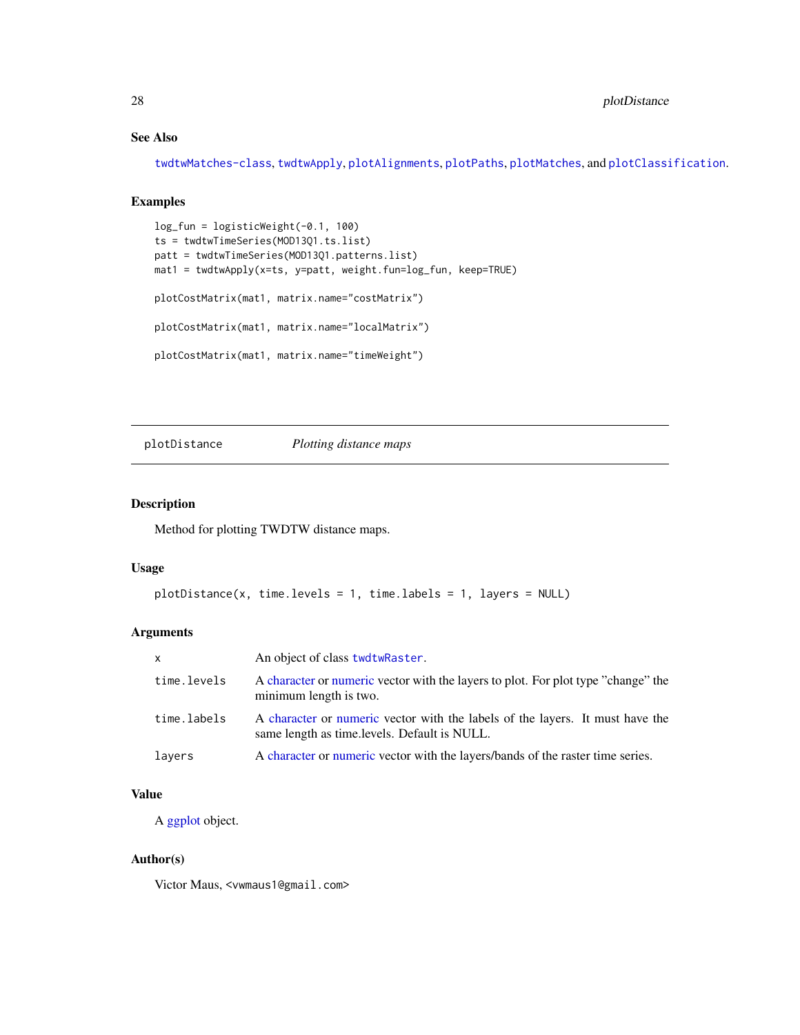### See Also

twdtwMatches-class, twdtwApply, plotAlignments, plotPaths, plotMatches, and plotClassification.

### Examples

```
log_fun = logisticWeight(-0.1, 100)
ts = twdtwTimeSeries(MOD13Q1.ts.list)
patt = twdtwTimeSeries(MOD13Q1.patterns.list)
mat1 = twdtwApply(x=ts, y=patt, weight.fun=log_fun, keep=TRUE)

plotCostMatrix(mat1, matrix.name="costMatrix")

plotCostMatrix(mat1, matrix.name="localMatrix")

plotCostMatrix(mat1, matrix.name="timeWeight")
```

---

## plotDistance — *Plotting distance maps*

---

### Description

Method for plotting TWDTW distance maps.

### Usage

```
plotDistance(x, time.levels = 1, time.labels = 1, layers = NULL)
```

### Arguments

| | |
|---|---|
| x | An object of class twdtwRaster. |
| time.levels | A character or numeric vector with the layers to plot. For plot type "change" the minimum length is two. |
| time.labels | A character or numeric vector with the labels of the layers. It must have the same length as time.levels. Default is NULL. |
| layers | A character or numeric vector with the layers/bands of the raster time series. |

### Value

A ggplot object.

### Author(s)

Victor Maus, <vwmaus1@gmail.com>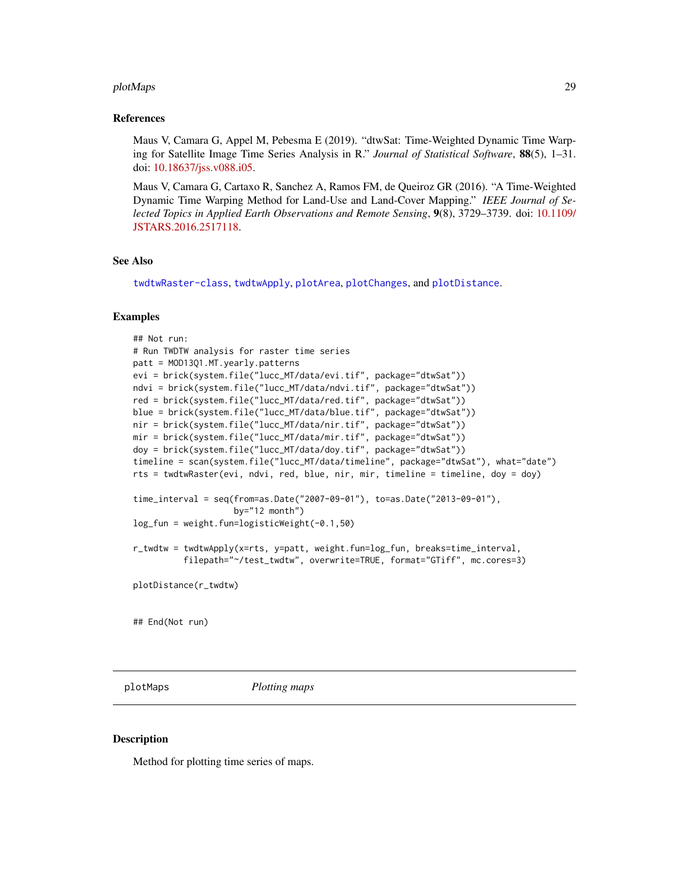## References

Maus V, Camara G, Appel M, Pebesma E (2019). "dtwSat: Time-Weighted Dynamic Time Warping for Satellite Image Time Series Analysis in R." *Journal of Statistical Software*, **88**(5), 1–31. doi: 10.18637/jss.v088.i05.

Maus V, Camara G, Cartaxo R, Sanchez A, Ramos FM, de Queiroz GR (2016). "A Time-Weighted Dynamic Time Warping Method for Land-Use and Land-Cover Mapping." *IEEE Journal of Selected Topics in Applied Earth Observations and Remote Sensing*, **9**(8), 3729–3739. doi: 10.1109/JSTARS.2016.2517118.

## See Also

`twdtwRaster-class`, `twdtwApply`, `plotArea`, `plotChanges`, and `plotDistance`.

## Examples

```
## Not run:
# Run TWDTW analysis for raster time series
patt = MOD13Q1.MT.yearly.patterns
evi = brick(system.file("lucc_MT/data/evi.tif", package="dtwSat"))
ndvi = brick(system.file("lucc_MT/data/ndvi.tif", package="dtwSat"))
red = brick(system.file("lucc_MT/data/red.tif", package="dtwSat"))
blue = brick(system.file("lucc_MT/data/blue.tif", package="dtwSat"))
nir = brick(system.file("lucc_MT/data/nir.tif", package="dtwSat"))
mir = brick(system.file("lucc_MT/data/mir.tif", package="dtwSat"))
doy = brick(system.file("lucc_MT/data/doy.tif", package="dtwSat"))
timeline = scan(system.file("lucc_MT/data/timeline", package="dtwSat"), what="date")
rts = twdtwRaster(evi, ndvi, red, blue, nir, mir, timeline = timeline, doy = doy)

time_interval = seq(from=as.Date("2007-09-01"), to=as.Date("2013-09-01"),
                    by="12 month")
log_fun = weight.fun=logisticWeight(-0.1,50)

r_twdtw = twdtwApply(x=rts, y=patt, weight.fun=log_fun, breaks=time_interval,
          filepath="~/test_twdtw", overwrite=TRUE, format="GTiff", mc.cores=3)

plotDistance(r_twdtw)


## End(Not run)
```

---

# plotMaps *Plotting maps*

## Description

Method for plotting time series of maps.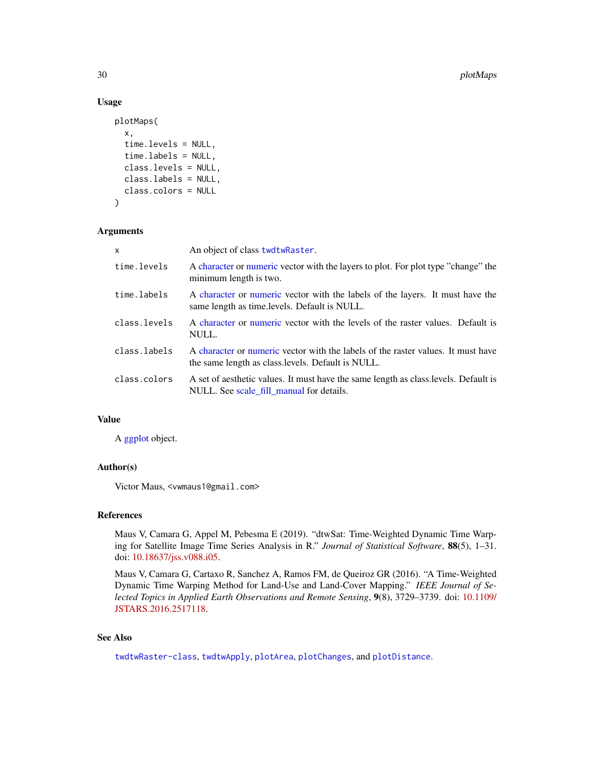### Usage

```
plotMaps(
  x,
  time.levels = NULL,
  time.labels = NULL,
  class.levels = NULL,
  class.labels = NULL,
  class.colors = NULL
)
```

### Arguments

| | |
|---|---|
| `x` | An object of class `twdtwRaster`. |
| `time.levels` | A character or numeric vector with the layers to plot. For plot type "change" the minimum length is two. |
| `time.labels` | A character or numeric vector with the labels of the layers. It must have the same length as time.levels. Default is NULL. |
| `class.levels` | A character or numeric vector with the levels of the raster values. Default is NULL. |
| `class.labels` | A character or numeric vector with the labels of the raster values. It must have the same length as class.levels. Default is NULL. |
| `class.colors` | A set of aesthetic values. It must have the same length as class.levels. Default is NULL. See scale_fill_manual for details. |

### Value

A ggplot object.

### Author(s)

Victor Maus, <vwmaus1@gmail.com>

### References

Maus V, Camara G, Appel M, Pebesma E (2019). "dtwSat: Time-Weighted Dynamic Time Warping for Satellite Image Time Series Analysis in R." *Journal of Statistical Software*, **88**(5), 1–31. doi: 10.18637/jss.v088.i05.

Maus V, Camara G, Cartaxo R, Sanchez A, Ramos FM, de Queiroz GR (2016). "A Time-Weighted Dynamic Time Warping Method for Land-Use and Land-Cover Mapping." *IEEE Journal of Selected Topics in Applied Earth Observations and Remote Sensing*, **9**(8), 3729–3739. doi: 10.1109/JSTARS.2016.2517118.

### See Also

`twdtwRaster-class`, `twdtwApply`, `plotArea`, `plotChanges`, and `plotDistance`.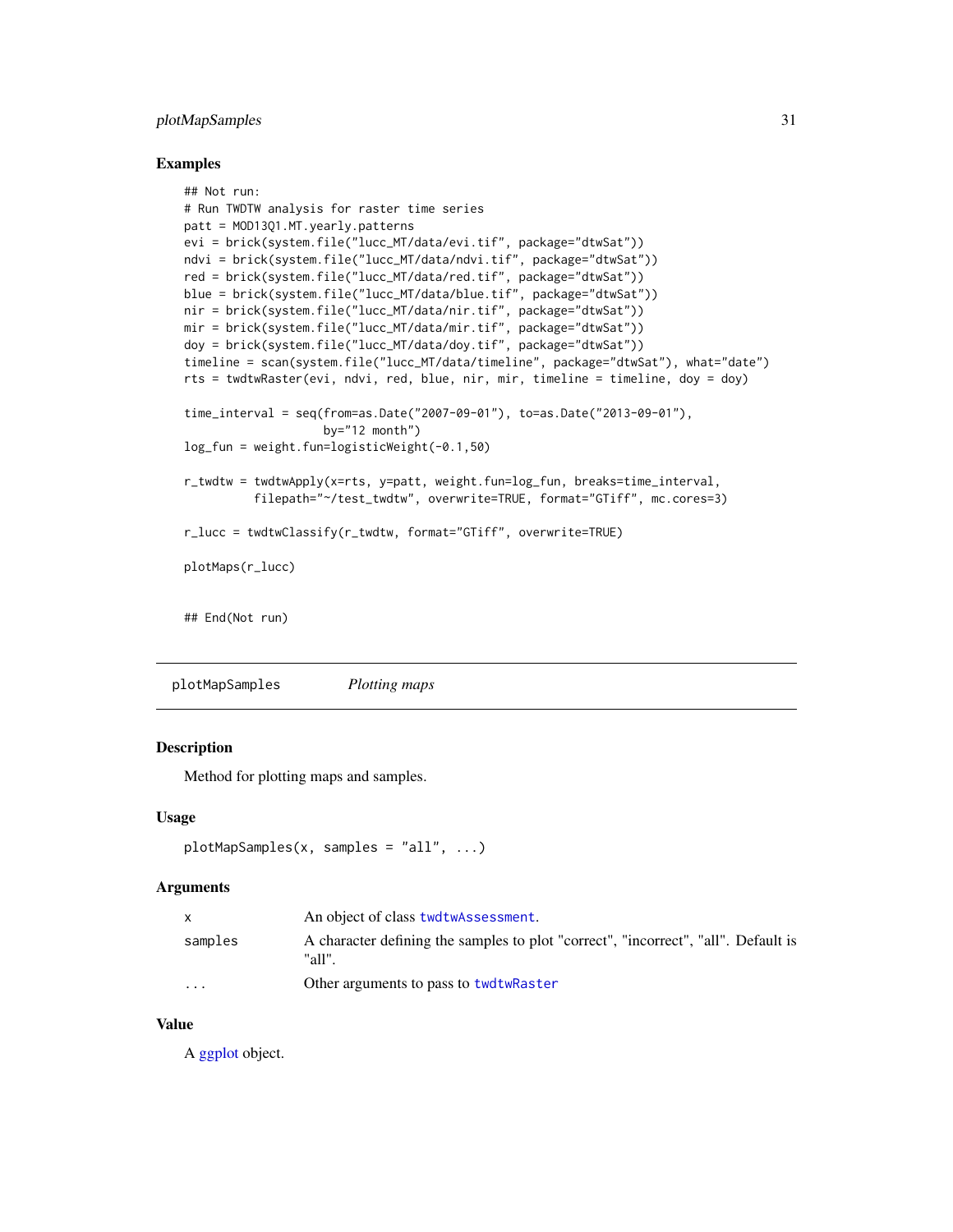## Examples

```
## Not run:
# Run TWDTW analysis for raster time series
patt = MOD13Q1.MT.yearly.patterns
evi = brick(system.file("lucc_MT/data/evi.tif", package="dtwSat"))
ndvi = brick(system.file("lucc_MT/data/ndvi.tif", package="dtwSat"))
red = brick(system.file("lucc_MT/data/red.tif", package="dtwSat"))
blue = brick(system.file("lucc_MT/data/blue.tif", package="dtwSat"))
nir = brick(system.file("lucc_MT/data/nir.tif", package="dtwSat"))
mir = brick(system.file("lucc_MT/data/mir.tif", package="dtwSat"))
doy = brick(system.file("lucc_MT/data/doy.tif", package="dtwSat"))
timeline = scan(system.file("lucc_MT/data/timeline", package="dtwSat"), what="date")
rts = twdtwRaster(evi, ndvi, red, blue, nir, mir, timeline = timeline, doy = doy)

time_interval = seq(from=as.Date("2007-09-01"), to=as.Date("2013-09-01"),
                    by="12 month")
log_fun = weight.fun=logisticWeight(-0.1,50)

r_twdtw = twdtwApply(x=rts, y=patt, weight.fun=log_fun, breaks=time_interval,
          filepath="~/test_twdtw", overwrite=TRUE, format="GTiff", mc.cores=3)

r_lucc = twdtwClassify(r_twdtw, format="GTiff", overwrite=TRUE)

plotMaps(r_lucc)


## End(Not run)
```

---

# plotMapSamples — *Plotting maps*

## Description

Method for plotting maps and samples.

## Usage

```
plotMapSamples(x, samples = "all", ...)
```

## Arguments

| | |
|---|---|
| `x` | An object of class `twdtwAssessment`. |
| `samples` | A character defining the samples to plot "correct", "incorrect", "all". Default is "all". |
| `...` | Other arguments to pass to `twdtwRaster` |

## Value

A ggplot object.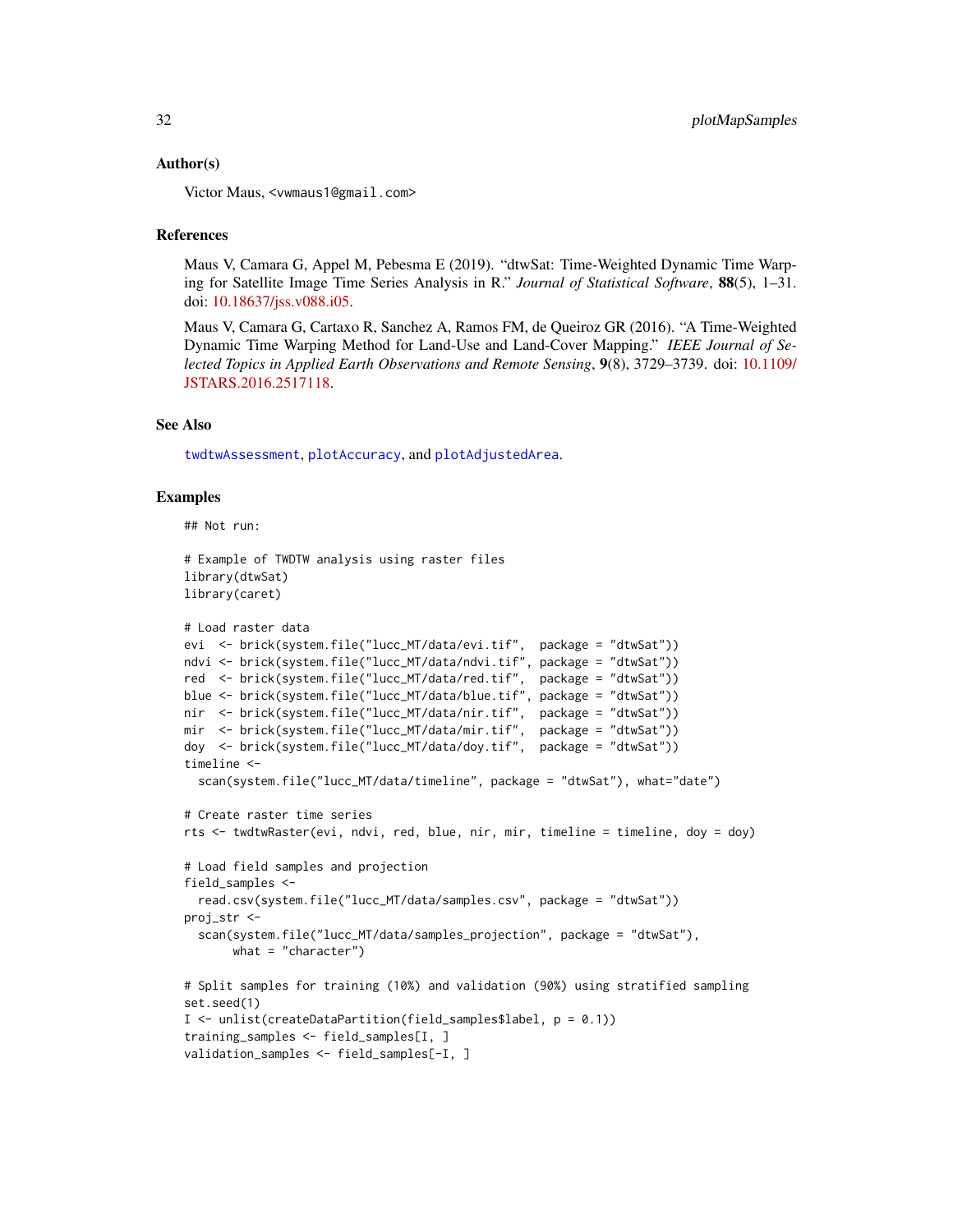### Author(s)

Victor Maus, <vwmaus1@gmail.com>

### References

Maus V, Camara G, Appel M, Pebesma E (2019). "dtwSat: Time-Weighted Dynamic Time Warping for Satellite Image Time Series Analysis in R." *Journal of Statistical Software*, **88**(5), 1–31. doi: 10.18637/jss.v088.i05.

Maus V, Camara G, Cartaxo R, Sanchez A, Ramos FM, de Queiroz GR (2016). "A Time-Weighted Dynamic Time Warping Method for Land-Use and Land-Cover Mapping." *IEEE Journal of Selected Topics in Applied Earth Observations and Remote Sensing*, **9**(8), 3729–3739. doi: 10.1109/JSTARS.2016.2517118.

### See Also

`twdtwAssessment`, `plotAccuracy`, and `plotAdjustedArea`.

### Examples

```
## Not run:

# Example of TWDTW analysis using raster files
library(dtwSat)
library(caret)

# Load raster data
evi  <- brick(system.file("lucc_MT/data/evi.tif",  package = "dtwSat"))
ndvi <- brick(system.file("lucc_MT/data/ndvi.tif", package = "dtwSat"))
red  <- brick(system.file("lucc_MT/data/red.tif",  package = "dtwSat"))
blue <- brick(system.file("lucc_MT/data/blue.tif", package = "dtwSat"))
nir  <- brick(system.file("lucc_MT/data/nir.tif",  package = "dtwSat"))
mir  <- brick(system.file("lucc_MT/data/mir.tif",  package = "dtwSat"))
doy  <- brick(system.file("lucc_MT/data/doy.tif",  package = "dtwSat"))
timeline <-
  scan(system.file("lucc_MT/data/timeline", package = "dtwSat"), what="date")

# Create raster time series
rts <- twdtwRaster(evi, ndvi, red, blue, nir, mir, timeline = timeline, doy = doy)

# Load field samples and projection
field_samples <-
  read.csv(system.file("lucc_MT/data/samples.csv", package = "dtwSat"))
proj_str <-
  scan(system.file("lucc_MT/data/samples_projection", package = "dtwSat"),
       what = "character")

# Split samples for training (10%) and validation (90%) using stratified sampling
set.seed(1)
I <- unlist(createDataPartition(field_samples$label, p = 0.1))
training_samples <- field_samples[I, ]
validation_samples <- field_samples[-I, ]
```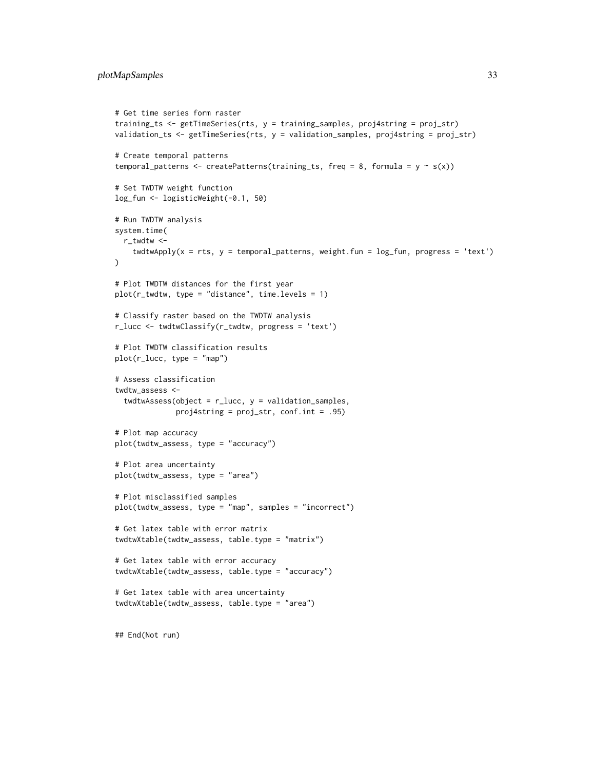```
# Get time series form raster
training_ts <- getTimeSeries(rts, y = training_samples, proj4string = proj_str)
validation_ts <- getTimeSeries(rts, y = validation_samples, proj4string = proj_str)

# Create temporal patterns
temporal_patterns <- createPatterns(training_ts, freq = 8, formula = y ~ s(x))

# Set TWDTW weight function
log_fun <- logisticWeight(-0.1, 50)

# Run TWDTW analysis
system.time(
  r_twdtw <-
    twdtwApply(x = rts, y = temporal_patterns, weight.fun = log_fun, progress = 'text')
)

# Plot TWDTW distances for the first year
plot(r_twdtw, type = "distance", time.levels = 1)

# Classify raster based on the TWDTW analysis
r_lucc <- twdtwClassify(r_twdtw, progress = 'text')

# Plot TWDTW classification results
plot(r_lucc, type = "map")

# Assess classification
twdtw_assess <-
  twdtwAssess(object = r_lucc, y = validation_samples,
              proj4string = proj_str, conf.int = .95)

# Plot map accuracy
plot(twdtw_assess, type = "accuracy")

# Plot area uncertainty
plot(twdtw_assess, type = "area")

# Plot misclassified samples
plot(twdtw_assess, type = "map", samples = "incorrect")

# Get latex table with error matrix
twdtwXtable(twdtw_assess, table.type = "matrix")

# Get latex table with error accuracy
twdtwXtable(twdtw_assess, table.type = "accuracy")

# Get latex table with area uncertainty
twdtwXtable(twdtw_assess, table.type = "area")


## End(Not run)
```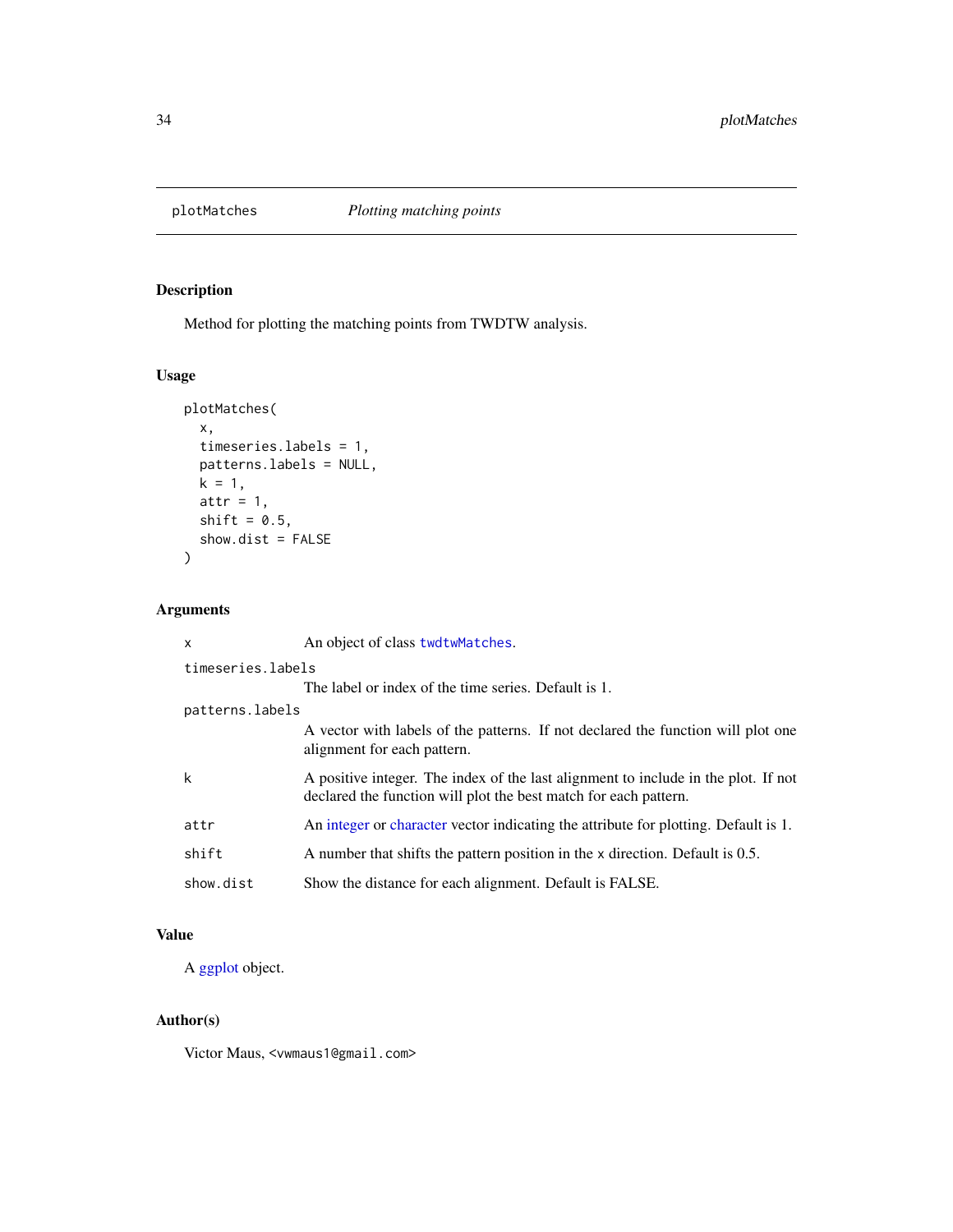## plotMatches — *Plotting matching points*

### Description

Method for plotting the matching points from TWDTW analysis.

### Usage

```
plotMatches(
  x,
  timeseries.labels = 1,
  patterns.labels = NULL,
  k = 1,
  attr = 1,
  shift = 0.5,
  show.dist = FALSE
)
```

### Arguments

| Argument | Description |
|---|---|
| `x` | An object of class `twdtwMatches`. |
| `timeseries.labels` | The label or index of the time series. Default is 1. |
| `patterns.labels` | A vector with labels of the patterns. If not declared the function will plot one alignment for each pattern. |
| `k` | A positive integer. The index of the last alignment to include in the plot. If not declared the function will plot the best match for each pattern. |
| `attr` | An integer or character vector indicating the attribute for plotting. Default is 1. |
| `shift` | A number that shifts the pattern position in the `x` direction. Default is 0.5. |
| `show.dist` | Show the distance for each alignment. Default is FALSE. |

### Value

A ggplot object.

### Author(s)

Victor Maus, <vwmaus1@gmail.com>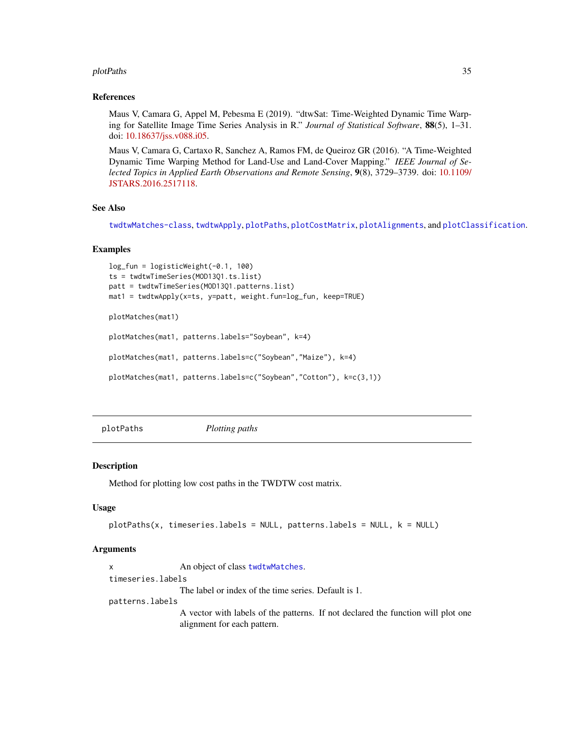### References

Maus V, Camara G, Appel M, Pebesma E (2019). "dtwSat: Time-Weighted Dynamic Time Warping for Satellite Image Time Series Analysis in R." *Journal of Statistical Software*, **88**(5), 1–31. doi: 10.18637/jss.v088.i05.

Maus V, Camara G, Cartaxo R, Sanchez A, Ramos FM, de Queiroz GR (2016). "A Time-Weighted Dynamic Time Warping Method for Land-Use and Land-Cover Mapping." *IEEE Journal of Selected Topics in Applied Earth Observations and Remote Sensing*, **9**(8), 3729–3739. doi: 10.1109/JSTARS.2016.2517118.

### See Also

`twdtwMatches-class`, `twdtwApply`, `plotPaths`, `plotCostMatrix`, `plotAlignments`, and `plotClassification`.

### Examples

```
log_fun = logisticWeight(-0.1, 100)
ts = twdtwTimeSeries(MOD13Q1.ts.list)
patt = twdtwTimeSeries(MOD13Q1.patterns.list)
mat1 = twdtwApply(x=ts, y=patt, weight.fun=log_fun, keep=TRUE)

plotMatches(mat1)

plotMatches(mat1, patterns.labels="Soybean", k=4)

plotMatches(mat1, patterns.labels=c("Soybean","Maize"), k=4)

plotMatches(mat1, patterns.labels=c("Soybean","Cotton"), k=c(3,1))
```

---

## plotPaths *Plotting paths*

### Description

Method for plotting low cost paths in the TWDTW cost matrix.

### Usage

```
plotPaths(x, timeseries.labels = NULL, patterns.labels = NULL, k = NULL)
```

### Arguments

- `x` — An object of class `twdtwMatches`.
- `timeseries.labels` — The label or index of the time series. Default is 1.
- `patterns.labels` — A vector with labels of the patterns. If not declared the function will plot one alignment for each pattern.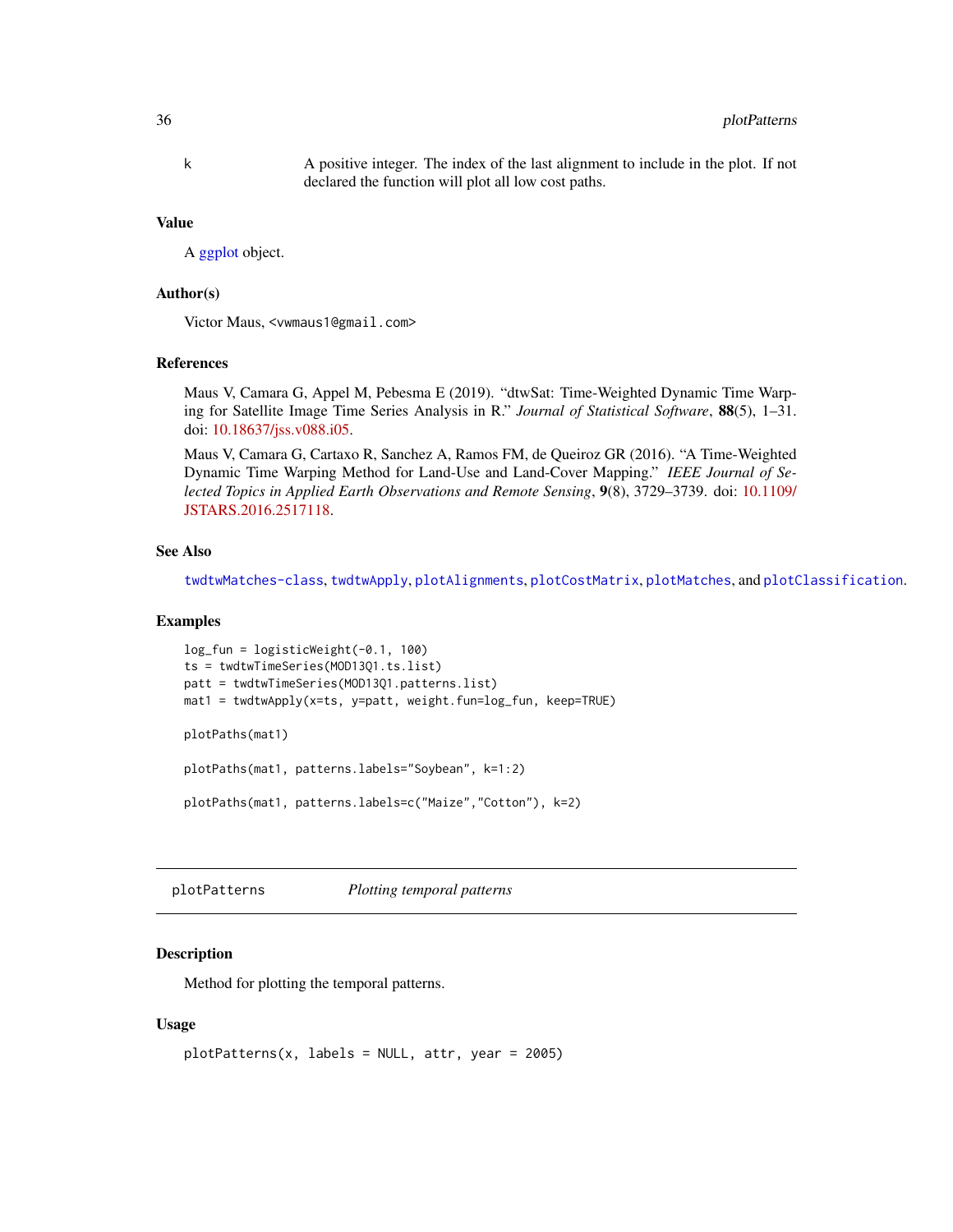| | |
|---|---|
| k | A positive integer. The index of the last alignment to include in the plot. If not declared the function will plot all low cost paths. |

### Value

A ggplot object.

### Author(s)

Victor Maus, <vwmaus1@gmail.com>

### References

Maus V, Camara G, Appel M, Pebesma E (2019). "dtwSat: Time-Weighted Dynamic Time Warping for Satellite Image Time Series Analysis in R." *Journal of Statistical Software*, **88**(5), 1–31. doi: 10.18637/jss.v088.i05.

Maus V, Camara G, Cartaxo R, Sanchez A, Ramos FM, de Queiroz GR (2016). "A Time-Weighted Dynamic Time Warping Method for Land-Use and Land-Cover Mapping." *IEEE Journal of Selected Topics in Applied Earth Observations and Remote Sensing*, **9**(8), 3729–3739. doi: 10.1109/JSTARS.2016.2517118.

### See Also

`twdtwMatches-class`, `twdtwApply`, `plotAlignments`, `plotCostMatrix`, `plotMatches`, and `plotClassification`.

### Examples

```
log_fun = logisticWeight(-0.1, 100)
ts = twdtwTimeSeries(MOD13Q1.ts.list)
patt = twdtwTimeSeries(MOD13Q1.patterns.list)
mat1 = twdtwApply(x=ts, y=patt, weight.fun=log_fun, keep=TRUE)

plotPaths(mat1)

plotPaths(mat1, patterns.labels="Soybean", k=1:2)

plotPaths(mat1, patterns.labels=c("Maize","Cotton"), k=2)
```

---

## plotPatterns — *Plotting temporal patterns*

---

### Description

Method for plotting the temporal patterns.

### Usage

```
plotPatterns(x, labels = NULL, attr, year = 2005)
```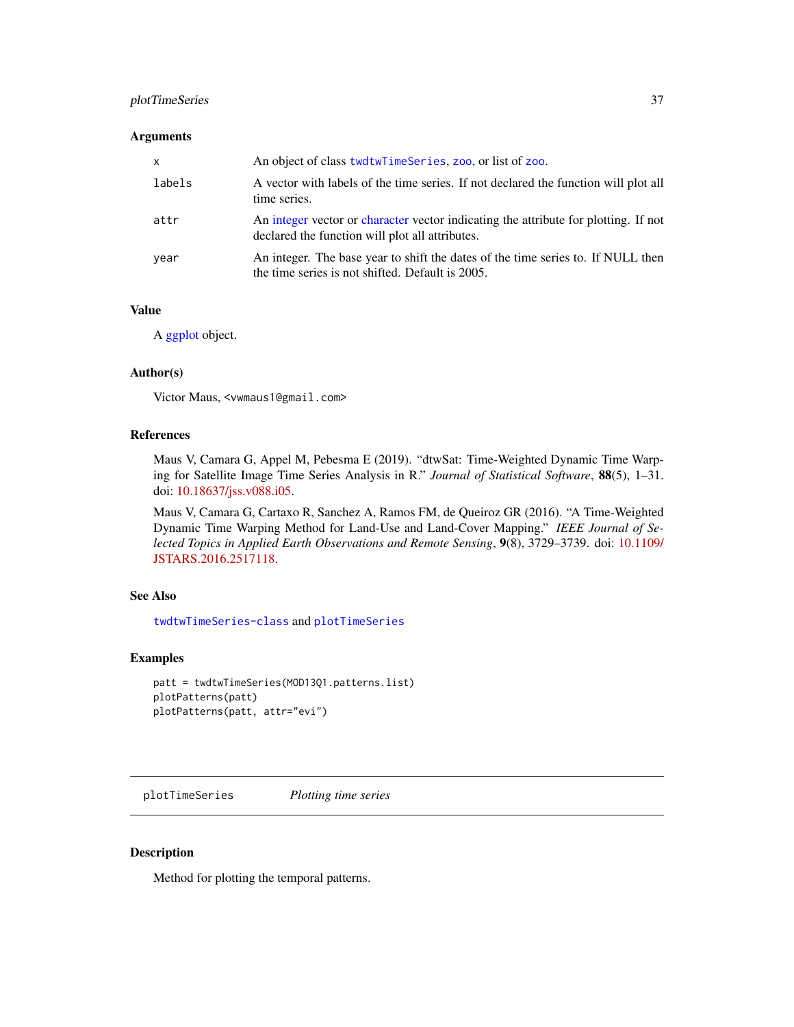### Arguments

| | |
|---|---|
| x | An object of class `twdtwTimeSeries`, `zoo`, or list of `zoo`. |
| labels | A vector with labels of the time series. If not declared the function will plot all time series. |
| attr | An integer vector or character vector indicating the attribute for plotting. If not declared the function will plot all attributes. |
| year | An integer. The base year to shift the dates of the time series to. If NULL then the time series is not shifted. Default is 2005. |

### Value

A ggplot object.

### Author(s)

Victor Maus, <vwmaus1@gmail.com>

### References

Maus V, Camara G, Appel M, Pebesma E (2019). "dtwSat: Time-Weighted Dynamic Time Warping for Satellite Image Time Series Analysis in R." *Journal of Statistical Software*, **88**(5), 1–31. doi: 10.18637/jss.v088.i05.

Maus V, Camara G, Cartaxo R, Sanchez A, Ramos FM, de Queiroz GR (2016). "A Time-Weighted Dynamic Time Warping Method for Land-Use and Land-Cover Mapping." *IEEE Journal of Selected Topics in Applied Earth Observations and Remote Sensing*, **9**(8), 3729–3739. doi: 10.1109/JSTARS.2016.2517118.

### See Also

`twdtwTimeSeries-class` and `plotTimeSeries`

### Examples

```
patt = twdtwTimeSeries(MOD13Q1.patterns.list)
plotPatterns(patt)
plotPatterns(patt, attr="evi")
```

---

## plotTimeSeries *Plotting time series*

---

### Description

Method for plotting the temporal patterns.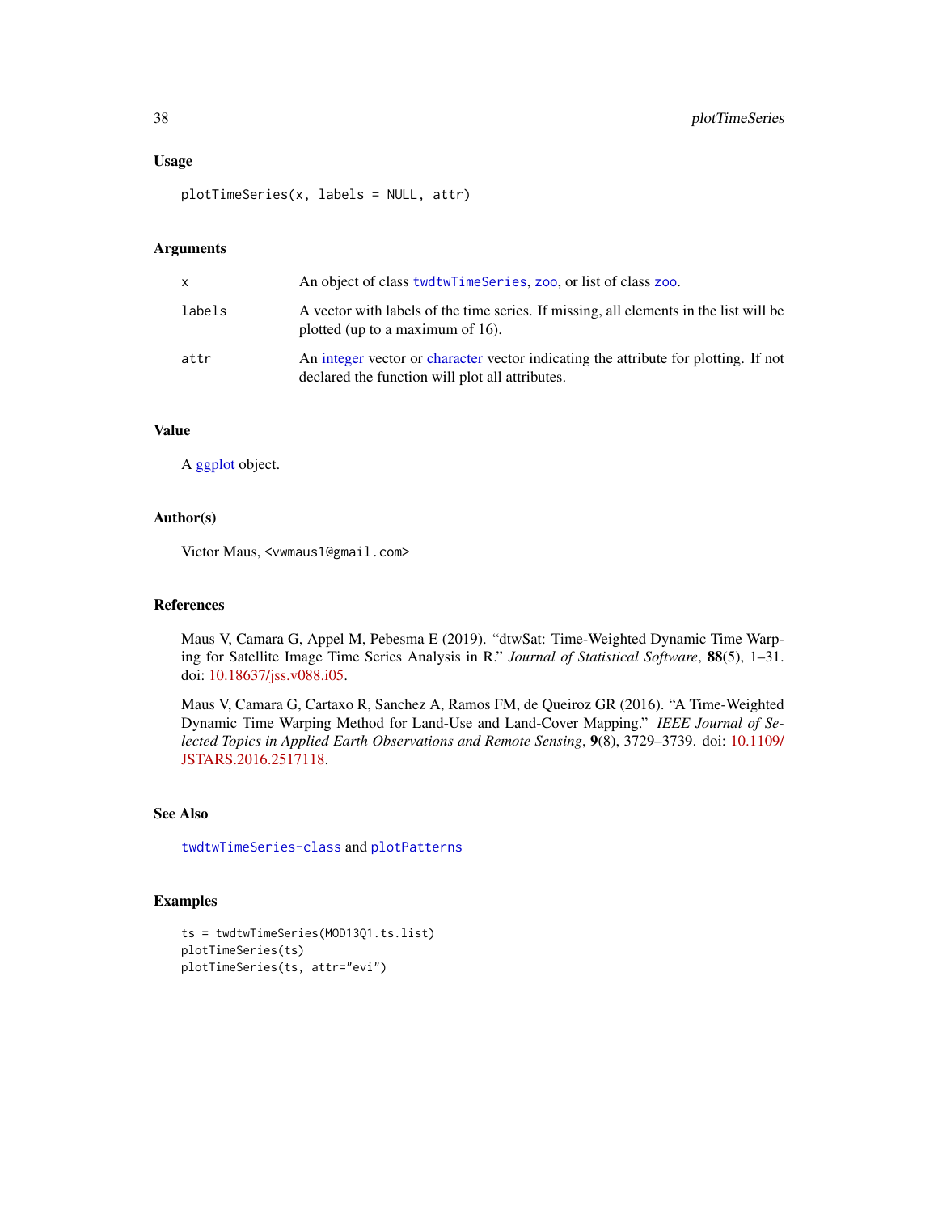### Usage

```
plotTimeSeries(x, labels = NULL, attr)
```

### Arguments

| | |
|---|---|
| x | An object of class twdtwTimeSeries, zoo, or list of class zoo. |
| labels | A vector with labels of the time series. If missing, all elements in the list will be plotted (up to a maximum of 16). |
| attr | An integer vector or character vector indicating the attribute for plotting. If not declared the function will plot all attributes. |

### Value

A ggplot object.

### Author(s)

Victor Maus, <vwmaus1@gmail.com>

### References

Maus V, Camara G, Appel M, Pebesma E (2019). "dtwSat: Time-Weighted Dynamic Time Warping for Satellite Image Time Series Analysis in R." *Journal of Statistical Software*, **88**(5), 1–31. doi: 10.18637/jss.v088.i05.

Maus V, Camara G, Cartaxo R, Sanchez A, Ramos FM, de Queiroz GR (2016). "A Time-Weighted Dynamic Time Warping Method for Land-Use and Land-Cover Mapping." *IEEE Journal of Selected Topics in Applied Earth Observations and Remote Sensing*, **9**(8), 3729–3739. doi: 10.1109/JSTARS.2016.2517118.

### See Also

twdtwTimeSeries-class and plotPatterns

### Examples

```
ts = twdtwTimeSeries(MOD13Q1.ts.list)
plotTimeSeries(ts)
plotTimeSeries(ts, attr="evi")
```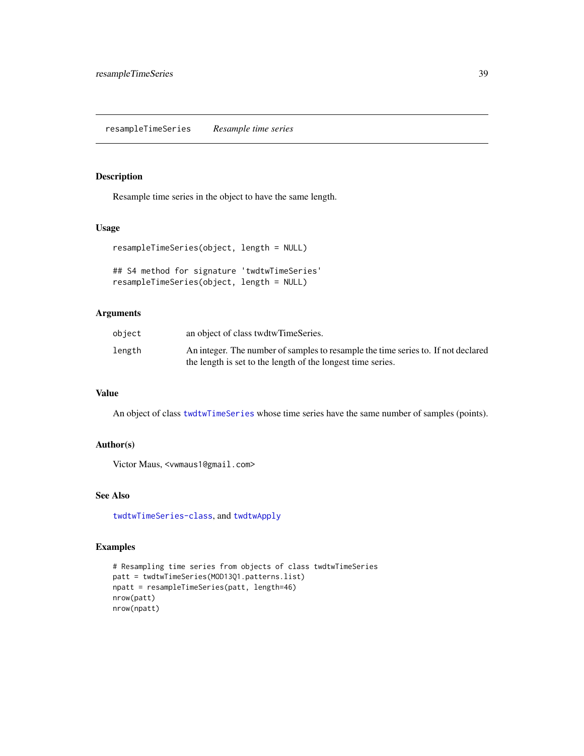## resampleTimeSeries *Resample time series*

### Description

Resample time series in the object to have the same length.

### Usage

```
resampleTimeSeries(object, length = NULL)

## S4 method for signature 'twdtwTimeSeries'
resampleTimeSeries(object, length = NULL)
```

### Arguments

| | |
|---|---|
| `object` | an object of class twdtwTimeSeries. |
| `length` | An integer. The number of samples to resample the time series to. If not declared the length is set to the length of the longest time series. |

### Value

An object of class `twdtwTimeSeries` whose time series have the same number of samples (points).

### Author(s)

Victor Maus, <vwmaus1@gmail.com>

### See Also

`twdtwTimeSeries-class`, and `twdtwApply`

### Examples

```
# Resampling time series from objects of class twdtwTimeSeries
patt = twdtwTimeSeries(MOD13Q1.patterns.list)
npatt = resampleTimeSeries(patt, length=46)
nrow(patt)
nrow(npatt)
```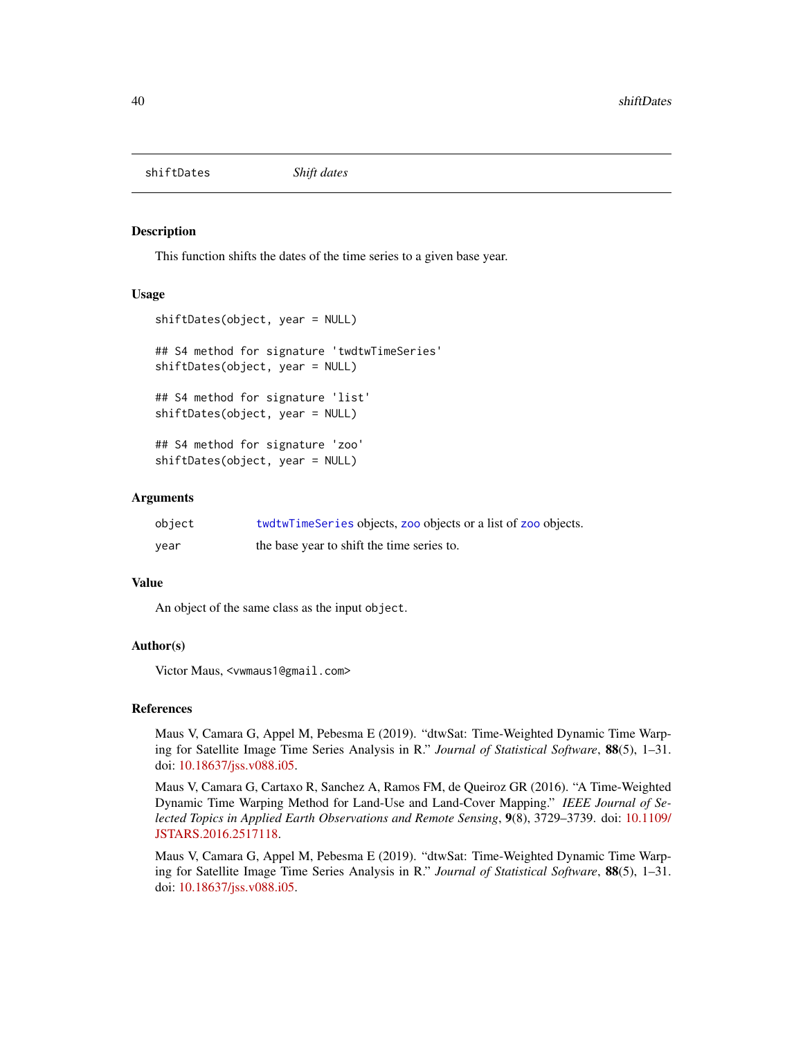# shiftDates — *Shift dates*

## Description

This function shifts the dates of the time series to a given base year.

## Usage

```
shiftDates(object, year = NULL)

## S4 method for signature 'twdtwTimeSeries'
shiftDates(object, year = NULL)

## S4 method for signature 'list'
shiftDates(object, year = NULL)

## S4 method for signature 'zoo'
shiftDates(object, year = NULL)
```

## Arguments

| | |
|---|---|
| `object` | `twdtwTimeSeries` objects, `zoo` objects or a list of `zoo` objects. |
| `year` | the base year to shift the time series to. |

## Value

An object of the same class as the input `object`.

## Author(s)

Victor Maus, <vwmaus1@gmail.com>

## References

Maus V, Camara G, Appel M, Pebesma E (2019). "dtwSat: Time-Weighted Dynamic Time Warping for Satellite Image Time Series Analysis in R." *Journal of Statistical Software*, **88**(5), 1–31. doi: 10.18637/jss.v088.i05.

Maus V, Camara G, Cartaxo R, Sanchez A, Ramos FM, de Queiroz GR (2016). "A Time-Weighted Dynamic Time Warping Method for Land-Use and Land-Cover Mapping." *IEEE Journal of Selected Topics in Applied Earth Observations and Remote Sensing*, **9**(8), 3729–3739. doi: 10.1109/JSTARS.2016.2517118.

Maus V, Camara G, Appel M, Pebesma E (2019). "dtwSat: Time-Weighted Dynamic Time Warping for Satellite Image Time Series Analysis in R." *Journal of Statistical Software*, **88**(5), 1–31. doi: 10.18637/jss.v088.i05.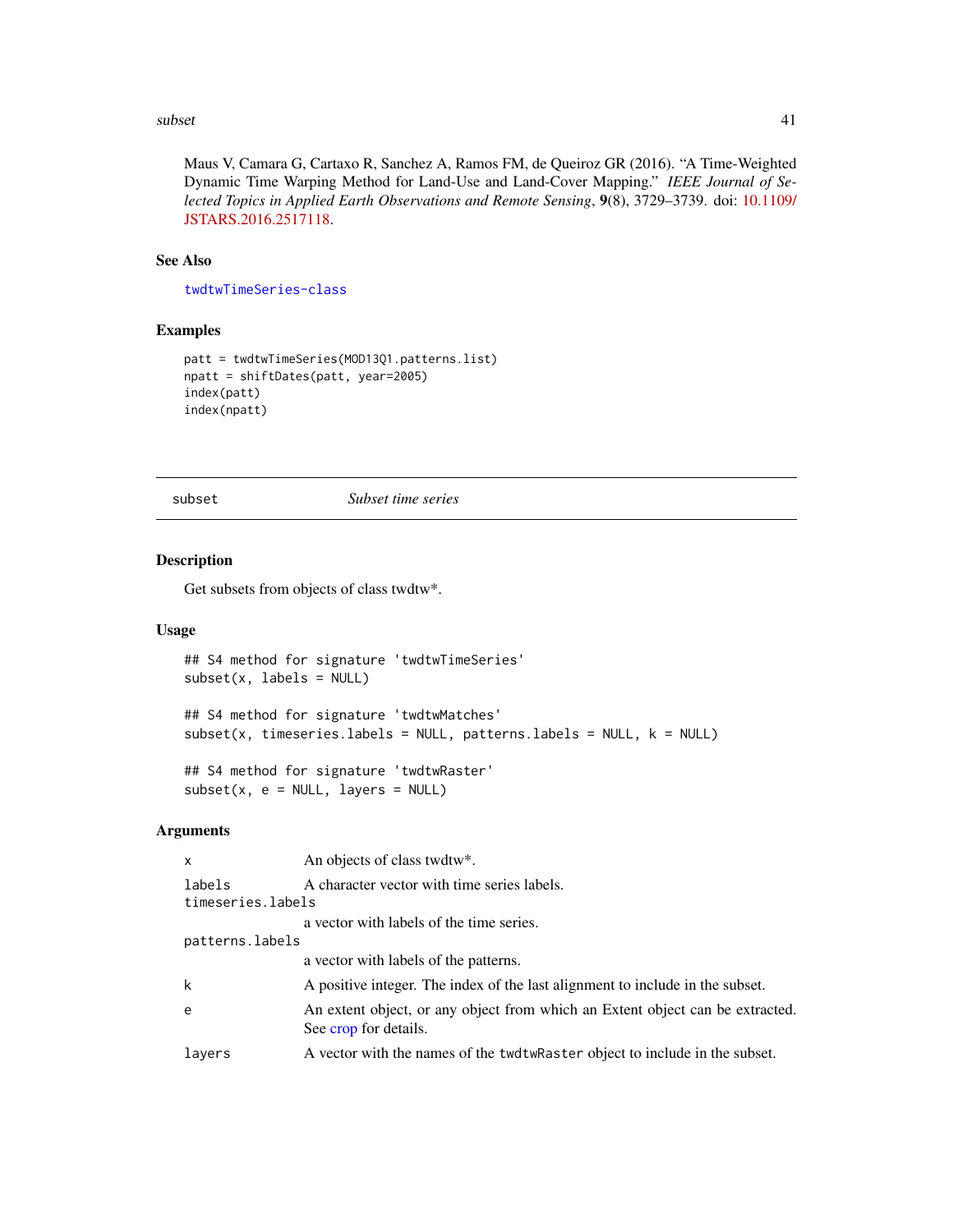Maus V, Camara G, Cartaxo R, Sanchez A, Ramos FM, de Queiroz GR (2016). "A Time-Weighted Dynamic Time Warping Method for Land-Use and Land-Cover Mapping." *IEEE Journal of Selected Topics in Applied Earth Observations and Remote Sensing*, **9**(8), 3729–3739. doi: 10.1109/JSTARS.2016.2517118.

### See Also

`twdtwTimeSeries-class`

### Examples

```
patt = twdtwTimeSeries(MOD13Q1.patterns.list)
npatt = shiftDates(patt, year=2005)
index(patt)
index(npatt)
```

---

## subset — *Subset time series*

### Description

Get subsets from objects of class twdtw*.

### Usage

```
## S4 method for signature 'twdtwTimeSeries'
subset(x, labels = NULL)

## S4 method for signature 'twdtwMatches'
subset(x, timeseries.labels = NULL, patterns.labels = NULL, k = NULL)

## S4 method for signature 'twdtwRaster'
subset(x, e = NULL, layers = NULL)
```

### Arguments

| | |
|---|---|
| `x` | An objects of class twdtw*. |
| `labels` | A character vector with time series labels. |
| `timeseries.labels` | a vector with labels of the time series. |
| `patterns.labels` | a vector with labels of the patterns. |
| `k` | A positive integer. The index of the last alignment to include in the subset. |
| `e` | An extent object, or any object from which an Extent object can be extracted. See crop for details. |
| `layers` | A vector with the names of the `twdtwRaster` object to include in the subset. |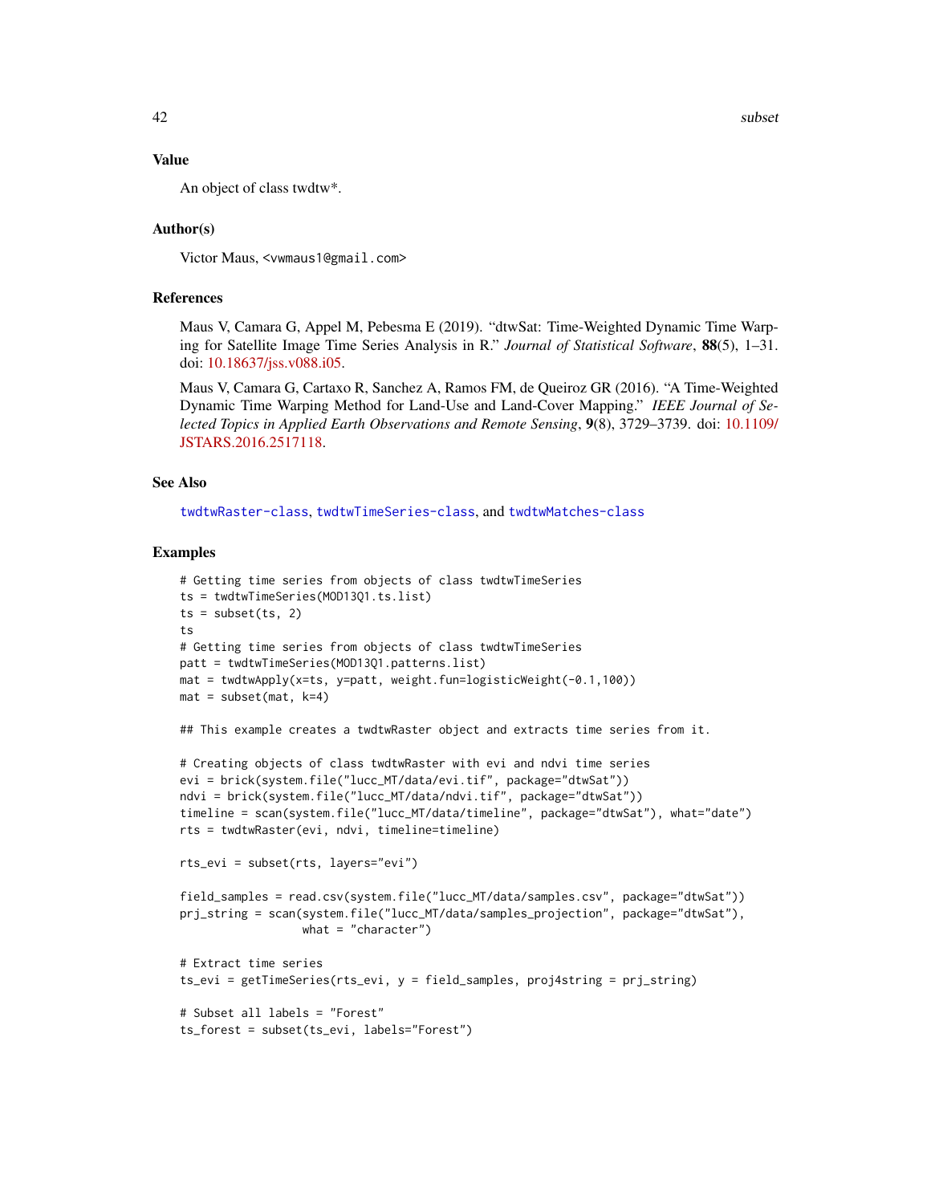### Value

An object of class twdtw*.

### Author(s)

Victor Maus, <vwmaus1@gmail.com>

### References

Maus V, Camara G, Appel M, Pebesma E (2019). "dtwSat: Time-Weighted Dynamic Time Warping for Satellite Image Time Series Analysis in R." *Journal of Statistical Software*, **88**(5), 1–31. doi: 10.18637/jss.v088.i05.

Maus V, Camara G, Cartaxo R, Sanchez A, Ramos FM, de Queiroz GR (2016). "A Time-Weighted Dynamic Time Warping Method for Land-Use and Land-Cover Mapping." *IEEE Journal of Selected Topics in Applied Earth Observations and Remote Sensing*, **9**(8), 3729–3739. doi: 10.1109/JSTARS.2016.2517118.

### See Also

twdtwRaster-class, twdtwTimeSeries-class, and twdtwMatches-class

### Examples

```
# Getting time series from objects of class twdtwTimeSeries
ts = twdtwTimeSeries(MOD13Q1.ts.list)
ts = subset(ts, 2)
ts
# Getting time series from objects of class twdtwTimeSeries
patt = twdtwTimeSeries(MOD13Q1.patterns.list)
mat = twdtwApply(x=ts, y=patt, weight.fun=logisticWeight(-0.1,100))
mat = subset(mat, k=4)

## This example creates a twdtwRaster object and extracts time series from it.

# Creating objects of class twdtwRaster with evi and ndvi time series
evi = brick(system.file("lucc_MT/data/evi.tif", package="dtwSat"))
ndvi = brick(system.file("lucc_MT/data/ndvi.tif", package="dtwSat"))
timeline = scan(system.file("lucc_MT/data/timeline", package="dtwSat"), what="date")
rts = twdtwRaster(evi, ndvi, timeline=timeline)

rts_evi = subset(rts, layers="evi")

field_samples = read.csv(system.file("lucc_MT/data/samples.csv", package="dtwSat"))
prj_string = scan(system.file("lucc_MT/data/samples_projection", package="dtwSat"),
                  what = "character")

# Extract time series
ts_evi = getTimeSeries(rts_evi, y = field_samples, proj4string = prj_string)

# Subset all labels = "Forest"
ts_forest = subset(ts_evi, labels="Forest")
```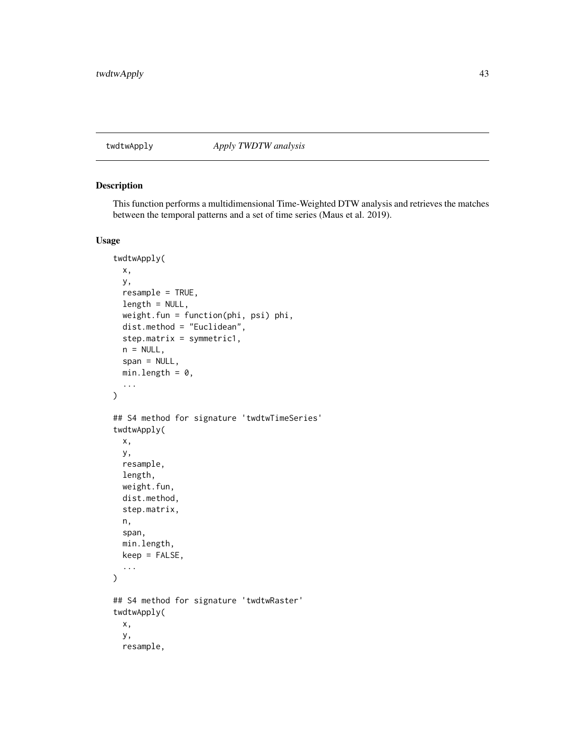# twdtwApply — *Apply TWDTW analysis*

## Description

This function performs a multidimensional Time-Weighted DTW analysis and retrieves the matches between the temporal patterns and a set of time series (Maus et al. 2019).

## Usage

```
twdtwApply(
  x,
  y,
  resample = TRUE,
  length = NULL,
  weight.fun = function(phi, psi) phi,
  dist.method = "Euclidean",
  step.matrix = symmetric1,
  n = NULL,
  span = NULL,
  min.length = 0,
  ...
)

## S4 method for signature 'twdtwTimeSeries'
twdtwApply(
  x,
  y,
  resample,
  length,
  weight.fun,
  dist.method,
  step.matrix,
  n,
  span,
  min.length,
  keep = FALSE,
  ...
)

## S4 method for signature 'twdtwRaster'
twdtwApply(
  x,
  y,
  resample,
```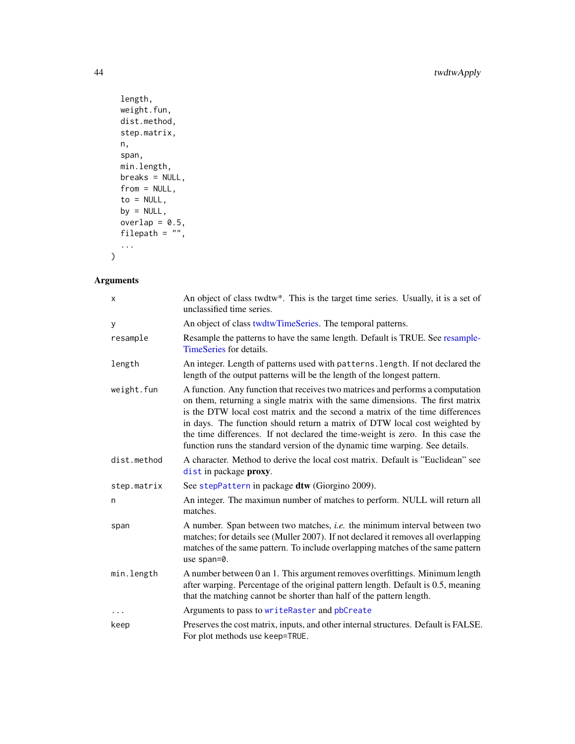```
  length,
  weight.fun,
  dist.method,
  step.matrix,
  n,
  span,
  min.length,
  breaks = NULL,
  from = NULL,
  to = NULL,
  by = NULL,
  overlap = 0.5,
  filepath = "",
  ...
)
```

### Arguments

| | |
|---|---|
| x | An object of class twdtw*. This is the target time series. Usually, it is a set of unclassified time series. |
| y | An object of class twdtwTimeSeries. The temporal patterns. |
| resample | Resample the patterns to have the same length. Default is TRUE. See resampleTimeSeries for details. |
| length | An integer. Length of patterns used with `patterns.length`. If not declared the length of the output patterns will be the length of the longest pattern. |
| weight.fun | A function. Any function that receives two matrices and performs a computation on them, returning a single matrix with the same dimensions. The first matrix is the DTW local cost matrix and the second a matrix of the time differences in days. The function should return a matrix of DTW local cost weighted by the time differences. If not declared the time-weight is zero. In this case the function runs the standard version of the dynamic time warping. See details. |
| dist.method | A character. Method to derive the local cost matrix. Default is "Euclidean" see `dist` in package **proxy**. |
| step.matrix | See `stepPattern` in package **dtw** (Giorgino 2009). |
| n | An integer. The maximun number of matches to perform. NULL will return all matches. |
| span | A number. Span between two matches, *i.e.* the minimum interval between two matches; for details see (Muller 2007). If not declared it removes all overlapping matches of the same pattern. To include overlapping matches of the same pattern use `span=0`. |
| min.length | A number between 0 an 1. This argument removes overfittings. Minimum length after warping. Percentage of the original pattern length. Default is 0.5, meaning that the matching cannot be shorter than half of the pattern length. |
| ... | Arguments to pass to `writeRaster` and `pbCreate` |
| keep | Preserves the cost matrix, inputs, and other internal structures. Default is FALSE. For plot methods use `keep=TRUE`. |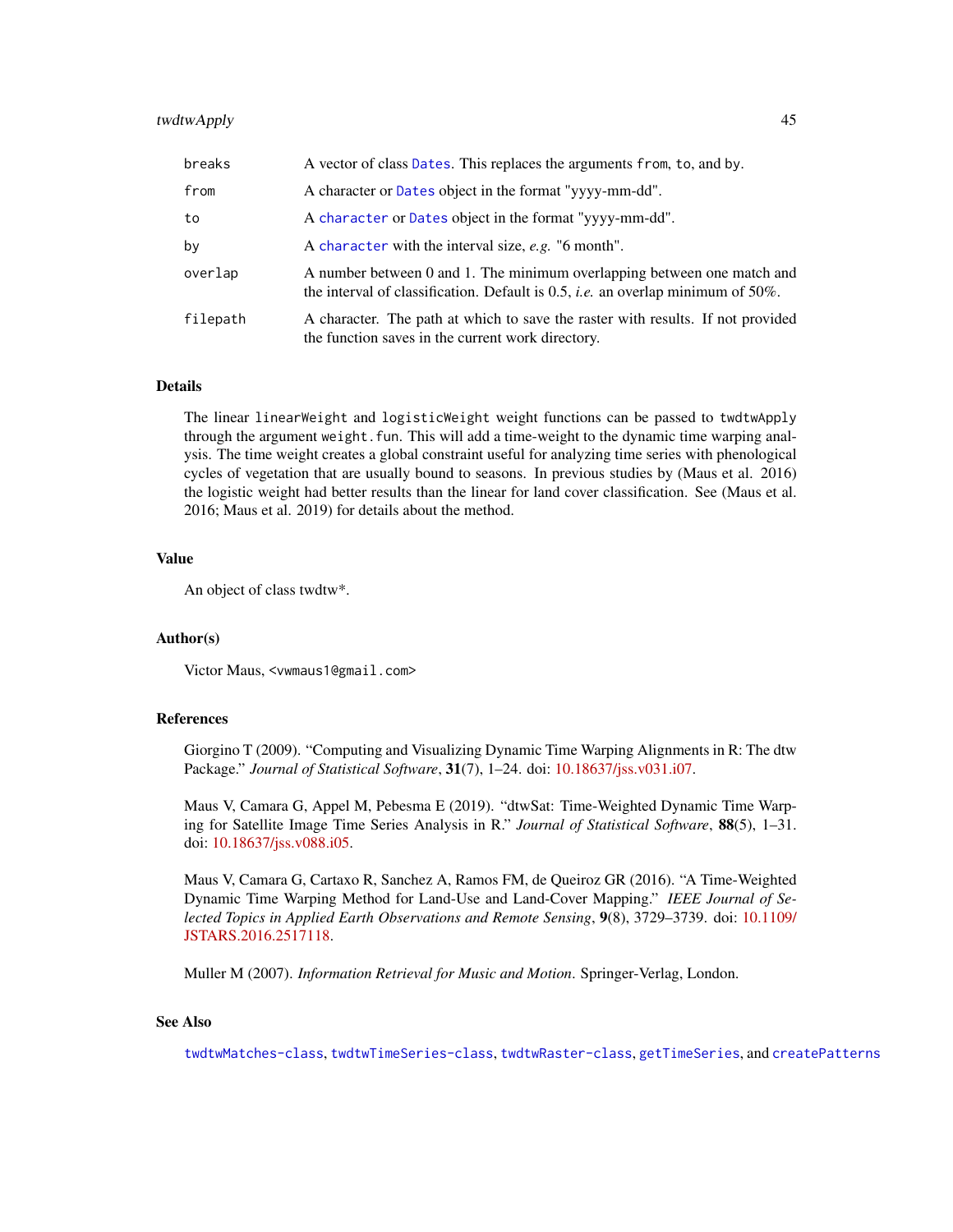| | |
|---|---|
| breaks | A vector of class Dates. This replaces the arguments from, to, and by. |
| from | A character or Dates object in the format "yyyy-mm-dd". |
| to | A character or Dates object in the format "yyyy-mm-dd". |
| by | A character with the interval size, *e.g.* "6 month". |
| overlap | A number between 0 and 1. The minimum overlapping between one match and the interval of classification. Default is 0.5, *i.e.* an overlap minimum of 50%. |
| filepath | A character. The path at which to save the raster with results. If not provided the function saves in the current work directory. |

## Details

The linear linearWeight and logisticWeight weight functions can be passed to twdtwApply through the argument weight.fun. This will add a time-weight to the dynamic time warping analysis. The time weight creates a global constraint useful for analyzing time series with phenological cycles of vegetation that are usually bound to seasons. In previous studies by (Maus et al. 2016) the logistic weight had better results than the linear for land cover classification. See (Maus et al. 2016; Maus et al. 2019) for details about the method.

## Value

An object of class twdtw*.

## Author(s)

Victor Maus, <vwmaus1@gmail.com>

## References

Giorgino T (2009). "Computing and Visualizing Dynamic Time Warping Alignments in R: The dtw Package." *Journal of Statistical Software*, **31**(7), 1–24. doi: 10.18637/jss.v031.i07.

Maus V, Camara G, Appel M, Pebesma E (2019). "dtwSat: Time-Weighted Dynamic Time Warping for Satellite Image Time Series Analysis in R." *Journal of Statistical Software*, **88**(5), 1–31. doi: 10.18637/jss.v088.i05.

Maus V, Camara G, Cartaxo R, Sanchez A, Ramos FM, de Queiroz GR (2016). "A Time-Weighted Dynamic Time Warping Method for Land-Use and Land-Cover Mapping." *IEEE Journal of Selected Topics in Applied Earth Observations and Remote Sensing*, **9**(8), 3729–3739. doi: 10.1109/JSTARS.2016.2517118.

Muller M (2007). *Information Retrieval for Music and Motion*. Springer-Verlag, London.

## See Also

twdtwMatches-class, twdtwTimeSeries-class, twdtwRaster-class, getTimeSeries, and createPatterns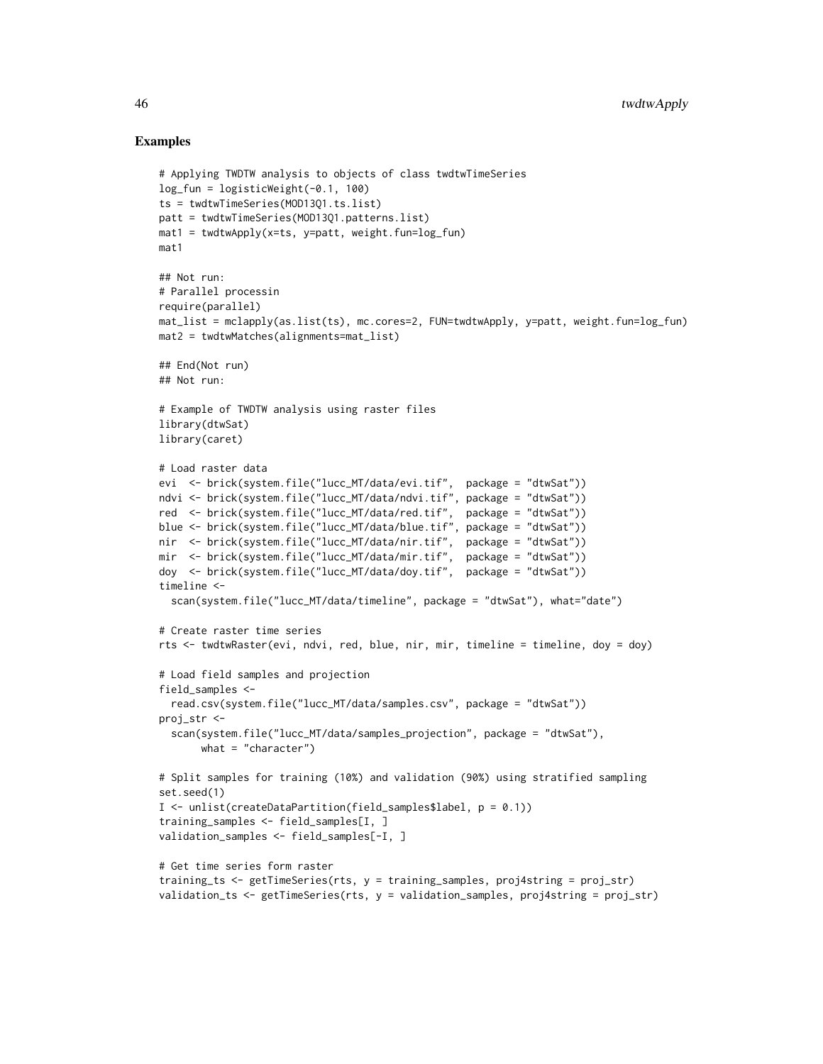## Examples

```
# Applying TWDTW analysis to objects of class twdtwTimeSeries
log_fun = logisticWeight(-0.1, 100)
ts = twdtwTimeSeries(MOD13Q1.ts.list)
patt = twdtwTimeSeries(MOD13Q1.patterns.list)
mat1 = twdtwApply(x=ts, y=patt, weight.fun=log_fun)
mat1

## Not run:
# Parallel processin
require(parallel)
mat_list = mclapply(as.list(ts), mc.cores=2, FUN=twdtwApply, y=patt, weight.fun=log_fun)
mat2 = twdtwMatches(alignments=mat_list)

## End(Not run)
## Not run:

# Example of TWDTW analysis using raster files
library(dtwSat)
library(caret)

# Load raster data
evi  <- brick(system.file("lucc_MT/data/evi.tif",  package = "dtwSat"))
ndvi <- brick(system.file("lucc_MT/data/ndvi.tif", package = "dtwSat"))
red  <- brick(system.file("lucc_MT/data/red.tif",  package = "dtwSat"))
blue <- brick(system.file("lucc_MT/data/blue.tif", package = "dtwSat"))
nir  <- brick(system.file("lucc_MT/data/nir.tif",  package = "dtwSat"))
mir  <- brick(system.file("lucc_MT/data/mir.tif",  package = "dtwSat"))
doy  <- brick(system.file("lucc_MT/data/doy.tif",  package = "dtwSat"))
timeline <-
  scan(system.file("lucc_MT/data/timeline", package = "dtwSat"), what="date")

# Create raster time series
rts <- twdtwRaster(evi, ndvi, red, blue, nir, mir, timeline = timeline, doy = doy)

# Load field samples and projection
field_samples <-
  read.csv(system.file("lucc_MT/data/samples.csv", package = "dtwSat"))
proj_str <-
  scan(system.file("lucc_MT/data/samples_projection", package = "dtwSat"),
       what = "character")

# Split samples for training (10%) and validation (90%) using stratified sampling
set.seed(1)
I <- unlist(createDataPartition(field_samples$label, p = 0.1))
training_samples <- field_samples[I, ]
validation_samples <- field_samples[-I, ]

# Get time series form raster
training_ts <- getTimeSeries(rts, y = training_samples, proj4string = proj_str)
validation_ts <- getTimeSeries(rts, y = validation_samples, proj4string = proj_str)
```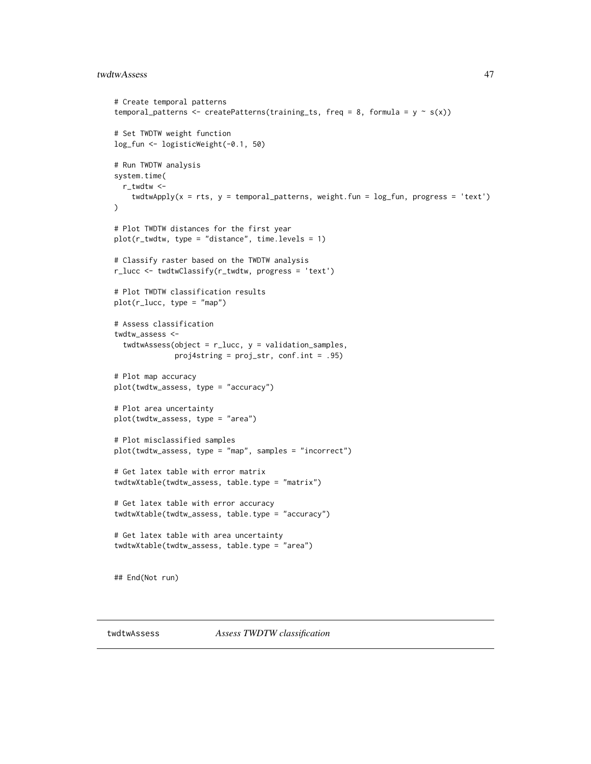```
# Create temporal patterns
temporal_patterns <- createPatterns(training_ts, freq = 8, formula = y ~ s(x))

# Set TWDTW weight function
log_fun <- logisticWeight(-0.1, 50)

# Run TWDTW analysis
system.time(
  r_twdtw <-
    twdtwApply(x = rts, y = temporal_patterns, weight.fun = log_fun, progress = 'text')
)

# Plot TWDTW distances for the first year
plot(r_twdtw, type = "distance", time.levels = 1)

# Classify raster based on the TWDTW analysis
r_lucc <- twdtwClassify(r_twdtw, progress = 'text')

# Plot TWDTW classification results
plot(r_lucc, type = "map")

# Assess classification
twdtw_assess <-
  twdtwAssess(object = r_lucc, y = validation_samples,
              proj4string = proj_str, conf.int = .95)

# Plot map accuracy
plot(twdtw_assess, type = "accuracy")

# Plot area uncertainty
plot(twdtw_assess, type = "area")

# Plot misclassified samples
plot(twdtw_assess, type = "map", samples = "incorrect")

# Get latex table with error matrix
twdtwXtable(twdtw_assess, table.type = "matrix")

# Get latex table with error accuracy
twdtwXtable(twdtw_assess, table.type = "accuracy")

# Get latex table with area uncertainty
twdtwXtable(twdtw_assess, table.type = "area")


## End(Not run)
```

## twdtwAssess *Assess TWDTW classification*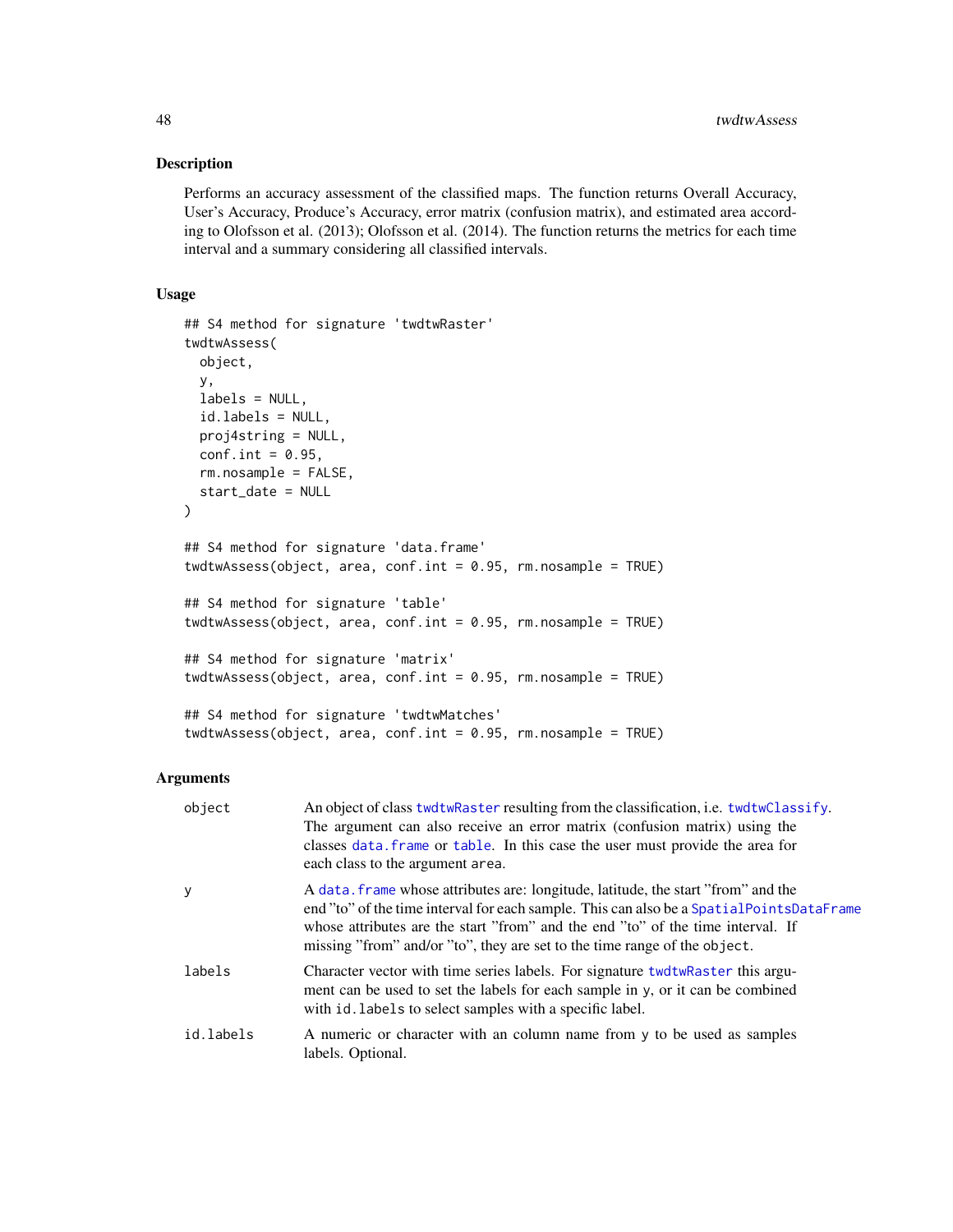## Description

Performs an accuracy assessment of the classified maps. The function returns Overall Accuracy, User's Accuracy, Produce's Accuracy, error matrix (confusion matrix), and estimated area according to Olofsson et al. (2013); Olofsson et al. (2014). The function returns the metrics for each time interval and a summary considering all classified intervals.

## Usage

```
## S4 method for signature 'twdtwRaster'
twdtwAssess(
  object,
  y,
  labels = NULL,
  id.labels = NULL,
  proj4string = NULL,
  conf.int = 0.95,
  rm.nosample = FALSE,
  start_date = NULL
)

## S4 method for signature 'data.frame'
twdtwAssess(object, area, conf.int = 0.95, rm.nosample = TRUE)

## S4 method for signature 'table'
twdtwAssess(object, area, conf.int = 0.95, rm.nosample = TRUE)

## S4 method for signature 'matrix'
twdtwAssess(object, area, conf.int = 0.95, rm.nosample = TRUE)

## S4 method for signature 'twdtwMatches'
twdtwAssess(object, area, conf.int = 0.95, rm.nosample = TRUE)
```

## Arguments

| | |
|---|---|
| object | An object of class twdtwRaster resulting from the classification, i.e. twdtwClassify. The argument can also receive an error matrix (confusion matrix) using the classes data.frame or table. In this case the user must provide the area for each class to the argument area. |
| y | A data.frame whose attributes are: longitude, latitude, the start "from" and the end "to" of the time interval for each sample. This can also be a SpatialPointsDataFrame whose attributes are the start "from" and the end "to" of the time interval. If missing "from" and/or "to", they are set to the time range of the object. |
| labels | Character vector with time series labels. For signature twdtwRaster this argument can be used to set the labels for each sample in y, or it can be combined with id.labels to select samples with a specific label. |
| id.labels | A numeric or character with an column name from y to be used as samples labels. Optional. |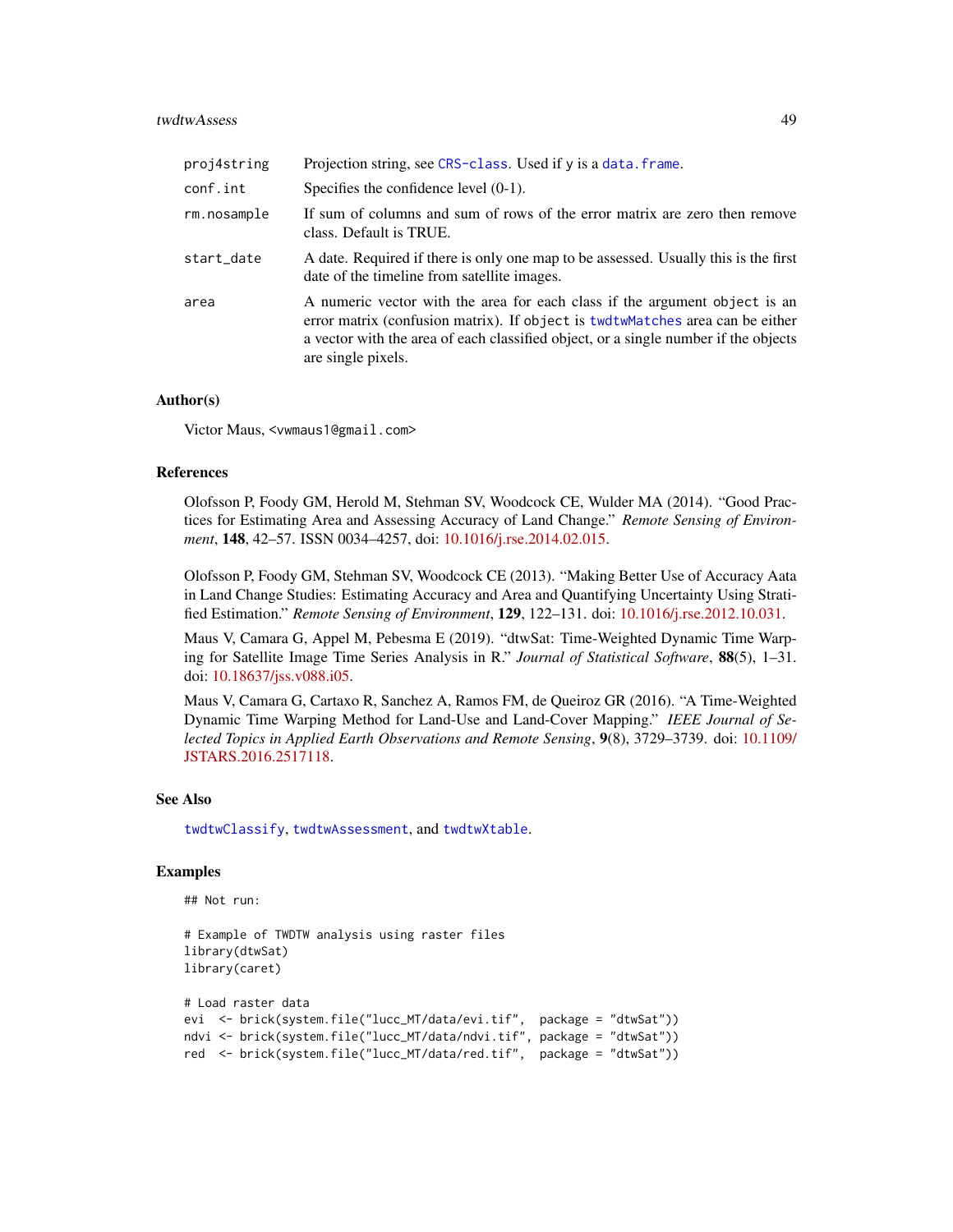| | |
|---|---|
| proj4string | Projection string, see CRS-class. Used if y is a data.frame. |
| conf.int | Specifies the confidence level (0-1). |
| rm.nosample | If sum of columns and sum of rows of the error matrix are zero then remove class. Default is TRUE. |
| start_date | A date. Required if there is only one map to be assessed. Usually this is the first date of the timeline from satellite images. |
| area | A numeric vector with the area for each class if the argument object is an error matrix (confusion matrix). If object is twdtwMatches area can be either a vector with the area of each classified object, or a single number if the objects are single pixels. |

### Author(s)

Victor Maus, <vwmaus1@gmail.com>

### References

Olofsson P, Foody GM, Herold M, Stehman SV, Woodcock CE, Wulder MA (2014). "Good Practices for Estimating Area and Assessing Accuracy of Land Change." *Remote Sensing of Environment*, **148**, 42–57. ISSN 0034–4257, doi: 10.1016/j.rse.2014.02.015.

Olofsson P, Foody GM, Stehman SV, Woodcock CE (2013). "Making Better Use of Accuracy Aata in Land Change Studies: Estimating Accuracy and Area and Quantifying Uncertainty Using Stratified Estimation." *Remote Sensing of Environment*, **129**, 122–131. doi: 10.1016/j.rse.2012.10.031.

Maus V, Camara G, Appel M, Pebesma E (2019). "dtwSat: Time-Weighted Dynamic Time Warping for Satellite Image Time Series Analysis in R." *Journal of Statistical Software*, **88**(5), 1–31. doi: 10.18637/jss.v088.i05.

Maus V, Camara G, Cartaxo R, Sanchez A, Ramos FM, de Queiroz GR (2016). "A Time-Weighted Dynamic Time Warping Method for Land-Use and Land-Cover Mapping." *IEEE Journal of Selected Topics in Applied Earth Observations and Remote Sensing*, **9**(8), 3729–3739. doi: 10.1109/JSTARS.2016.2517118.

### See Also

twdtwClassify, twdtwAssessment, and twdtwXtable.

### Examples

```
## Not run:

# Example of TWDTW analysis using raster files
library(dtwSat)
library(caret)

# Load raster data
evi  <- brick(system.file("lucc_MT/data/evi.tif",  package = "dtwSat"))
ndvi <- brick(system.file("lucc_MT/data/ndvi.tif", package = "dtwSat"))
red  <- brick(system.file("lucc_MT/data/red.tif",  package = "dtwSat"))
```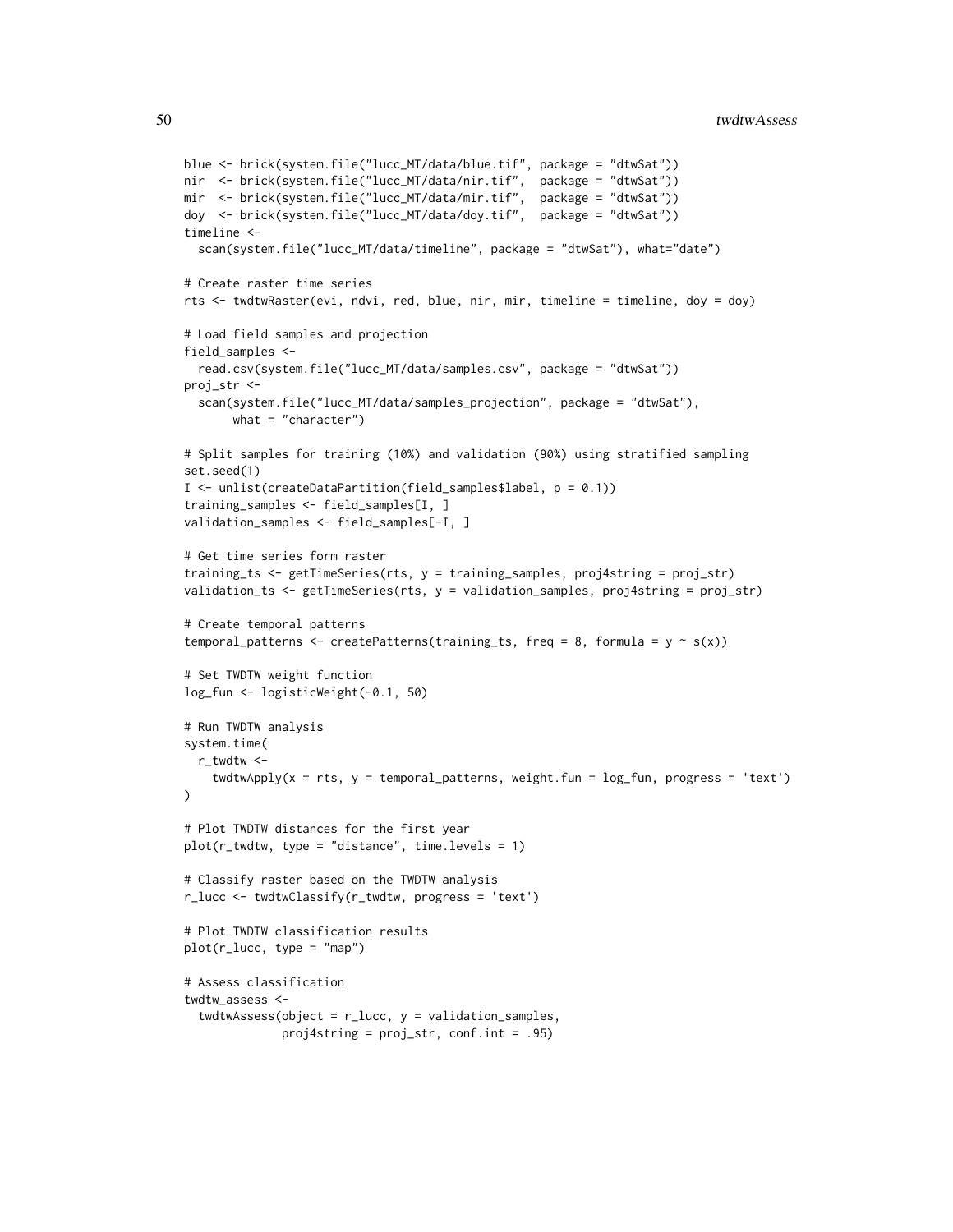```
blue <- brick(system.file("lucc_MT/data/blue.tif", package = "dtwSat"))
nir  <- brick(system.file("lucc_MT/data/nir.tif",  package = "dtwSat"))
mir  <- brick(system.file("lucc_MT/data/mir.tif",  package = "dtwSat"))
doy  <- brick(system.file("lucc_MT/data/doy.tif",  package = "dtwSat"))
timeline <-
  scan(system.file("lucc_MT/data/timeline", package = "dtwSat"), what="date")

# Create raster time series
rts <- twdtwRaster(evi, ndvi, red, blue, nir, mir, timeline = timeline, doy = doy)

# Load field samples and projection
field_samples <-
  read.csv(system.file("lucc_MT/data/samples.csv", package = "dtwSat"))
proj_str <-
  scan(system.file("lucc_MT/data/samples_projection", package = "dtwSat"),
       what = "character")

# Split samples for training (10%) and validation (90%) using stratified sampling
set.seed(1)
I <- unlist(createDataPartition(field_samples$label, p = 0.1))
training_samples <- field_samples[I, ]
validation_samples <- field_samples[-I, ]

# Get time series form raster
training_ts <- getTimeSeries(rts, y = training_samples, proj4string = proj_str)
validation_ts <- getTimeSeries(rts, y = validation_samples, proj4string = proj_str)

# Create temporal patterns
temporal_patterns <- createPatterns(training_ts, freq = 8, formula = y ~ s(x))

# Set TWDTW weight function
log_fun <- logisticWeight(-0.1, 50)

# Run TWDTW analysis
system.time(
  r_twdtw <-
    twdtwApply(x = rts, y = temporal_patterns, weight.fun = log_fun, progress = 'text')
)

# Plot TWDTW distances for the first year
plot(r_twdtw, type = "distance", time.levels = 1)

# Classify raster based on the TWDTW analysis
r_lucc <- twdtwClassify(r_twdtw, progress = 'text')

# Plot TWDTW classification results
plot(r_lucc, type = "map")

# Assess classification
twdtw_assess <-
  twdtwAssess(object = r_lucc, y = validation_samples,
              proj4string = proj_str, conf.int = .95)
```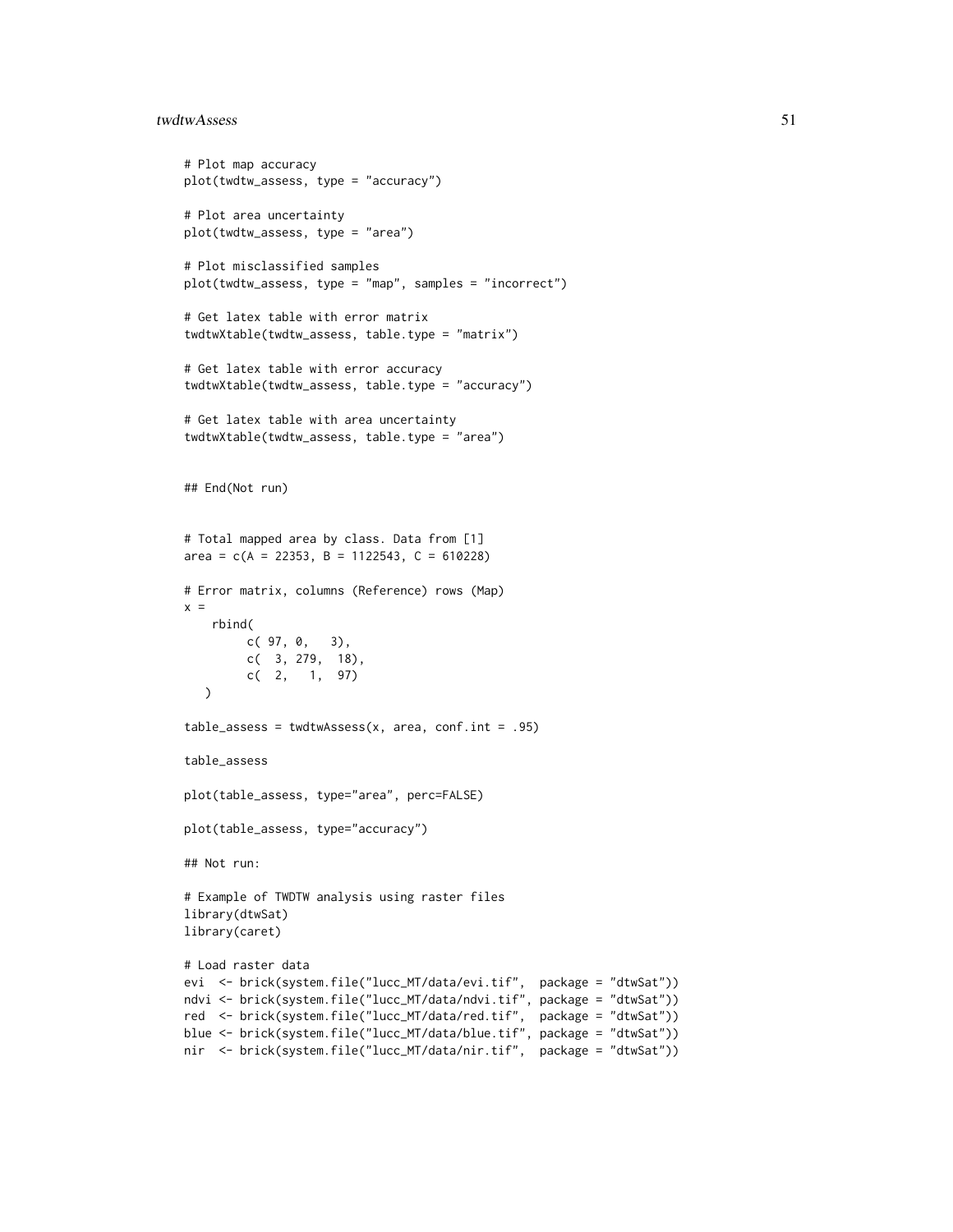```
# Plot map accuracy
plot(twdtw_assess, type = "accuracy")

# Plot area uncertainty
plot(twdtw_assess, type = "area")

# Plot misclassified samples
plot(twdtw_assess, type = "map", samples = "incorrect")

# Get latex table with error matrix
twdtwXtable(twdtw_assess, table.type = "matrix")

# Get latex table with error accuracy
twdtwXtable(twdtw_assess, table.type = "accuracy")

# Get latex table with area uncertainty
twdtwXtable(twdtw_assess, table.type = "area")


## End(Not run)


# Total mapped area by class. Data from [1]
area = c(A = 22353, B = 1122543, C = 610228)

# Error matrix, columns (Reference) rows (Map)
x =
    rbind(
         c( 97, 0,   3),
         c(  3, 279,  18),
         c(  2,   1,  97)
   )

table_assess = twdtwAssess(x, area, conf.int = .95)

table_assess

plot(table_assess, type="area", perc=FALSE)

plot(table_assess, type="accuracy")

## Not run:

# Example of TWDTW analysis using raster files
library(dtwSat)
library(caret)

# Load raster data
evi  <- brick(system.file("lucc_MT/data/evi.tif",  package = "dtwSat"))
ndvi <- brick(system.file("lucc_MT/data/ndvi.tif", package = "dtwSat"))
red  <- brick(system.file("lucc_MT/data/red.tif",  package = "dtwSat"))
blue <- brick(system.file("lucc_MT/data/blue.tif", package = "dtwSat"))
nir  <- brick(system.file("lucc_MT/data/nir.tif",  package = "dtwSat"))
```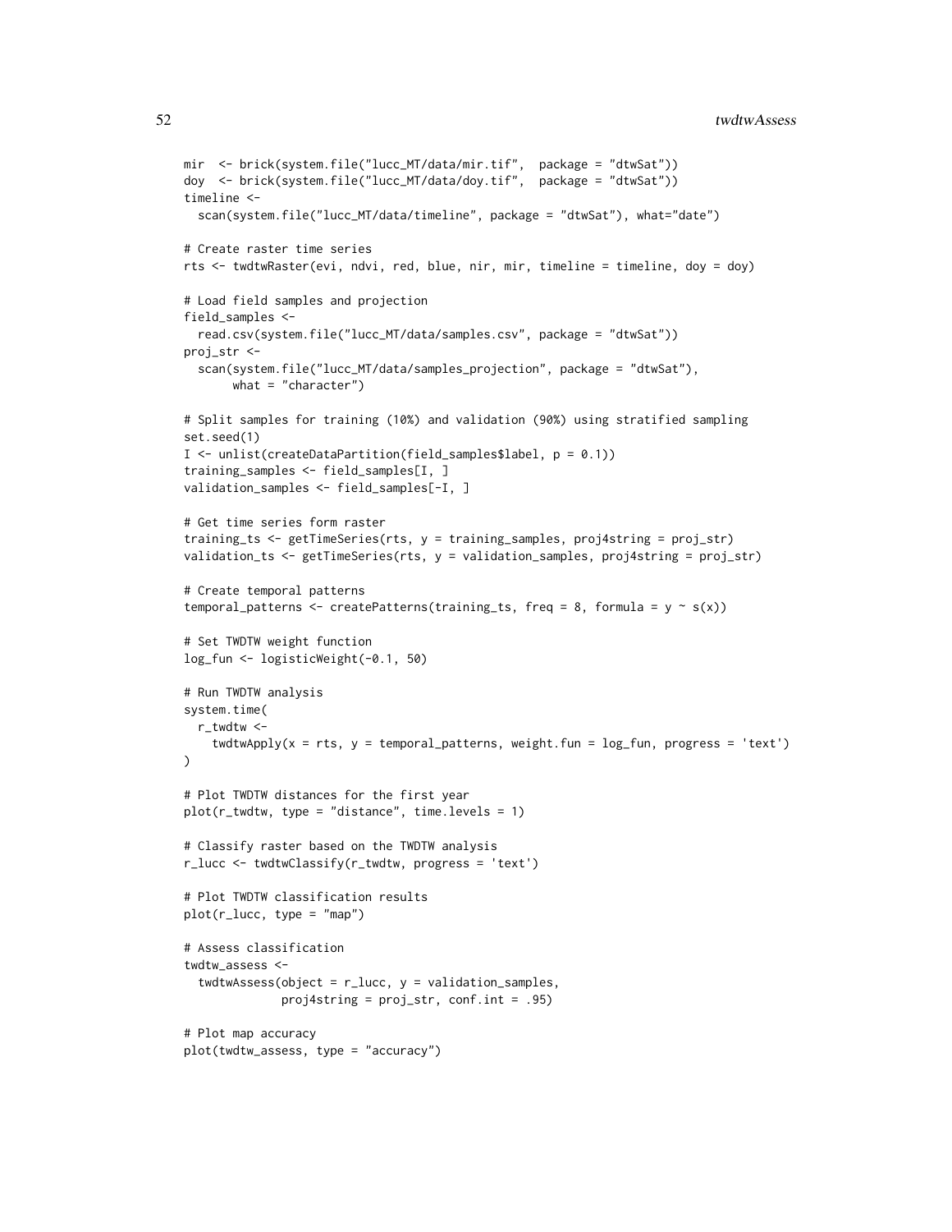```
mir  <- brick(system.file("lucc_MT/data/mir.tif",  package = "dtwSat"))
doy  <- brick(system.file("lucc_MT/data/doy.tif",  package = "dtwSat"))
timeline <-
  scan(system.file("lucc_MT/data/timeline", package = "dtwSat"), what="date")

# Create raster time series
rts <- twdtwRaster(evi, ndvi, red, blue, nir, mir, timeline = timeline, doy = doy)

# Load field samples and projection
field_samples <-
  read.csv(system.file("lucc_MT/data/samples.csv", package = "dtwSat"))
proj_str <-
  scan(system.file("lucc_MT/data/samples_projection", package = "dtwSat"),
       what = "character")

# Split samples for training (10%) and validation (90%) using stratified sampling
set.seed(1)
I <- unlist(createDataPartition(field_samples$label, p = 0.1))
training_samples <- field_samples[I, ]
validation_samples <- field_samples[-I, ]

# Get time series form raster
training_ts <- getTimeSeries(rts, y = training_samples, proj4string = proj_str)
validation_ts <- getTimeSeries(rts, y = validation_samples, proj4string = proj_str)

# Create temporal patterns
temporal_patterns <- createPatterns(training_ts, freq = 8, formula = y ~ s(x))

# Set TWDTW weight function
log_fun <- logisticWeight(-0.1, 50)

# Run TWDTW analysis
system.time(
  r_twdtw <-
    twdtwApply(x = rts, y = temporal_patterns, weight.fun = log_fun, progress = 'text')
)

# Plot TWDTW distances for the first year
plot(r_twdtw, type = "distance", time.levels = 1)

# Classify raster based on the TWDTW analysis
r_lucc <- twdtwClassify(r_twdtw, progress = 'text')

# Plot TWDTW classification results
plot(r_lucc, type = "map")

# Assess classification
twdtw_assess <-
  twdtwAssess(object = r_lucc, y = validation_samples,
              proj4string = proj_str, conf.int = .95)

# Plot map accuracy
plot(twdtw_assess, type = "accuracy")
```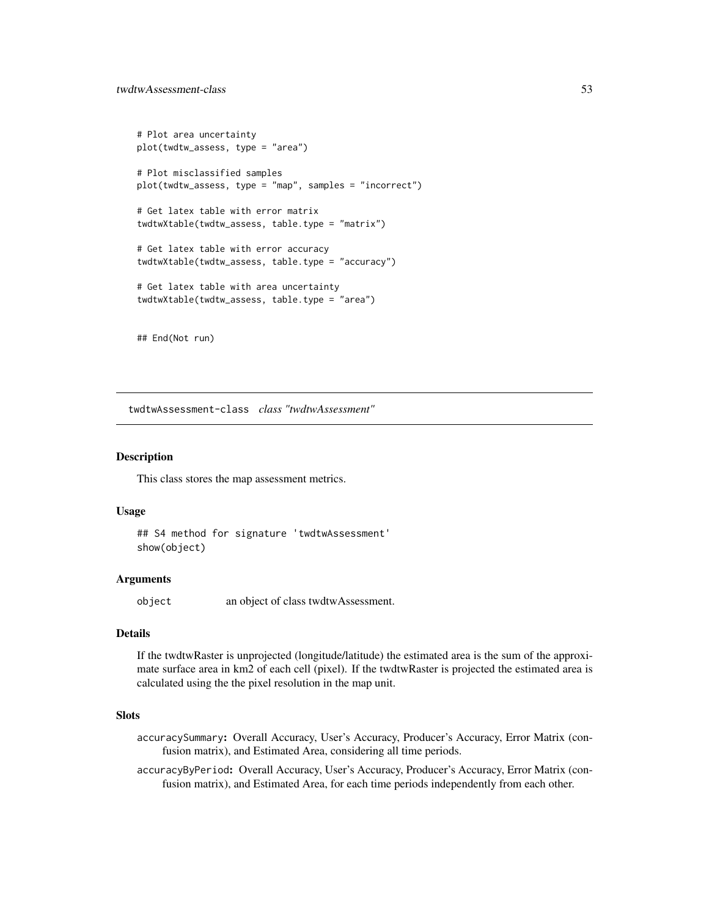```
# Plot area uncertainty
plot(twdtw_assess, type = "area")

# Plot misclassified samples
plot(twdtw_assess, type = "map", samples = "incorrect")

# Get latex table with error matrix
twdtwXtable(twdtw_assess, table.type = "matrix")

# Get latex table with error accuracy
twdtwXtable(twdtw_assess, table.type = "accuracy")

# Get latex table with area uncertainty
twdtwXtable(twdtw_assess, table.type = "area")


## End(Not run)
```

---

## twdtwAssessment-class *class "twdtwAssessment"*

### Description

This class stores the map assessment metrics.

### Usage

```
## S4 method for signature 'twdtwAssessment'
show(object)
```

### Arguments

`object` an object of class twdtwAssessment.

### Details

If the twdtwRaster is unprojected (longitude/latitude) the estimated area is the sum of the approximate surface area in km2 of each cell (pixel). If the twdtwRaster is projected the estimated area is calculated using the the pixel resolution in the map unit.

### Slots

- `accuracySummary`**:** Overall Accuracy, User's Accuracy, Producer's Accuracy, Error Matrix (confusion matrix), and Estimated Area, considering all time periods.
- `accuracyByPeriod`**:** Overall Accuracy, User's Accuracy, Producer's Accuracy, Error Matrix (confusion matrix), and Estimated Area, for each time periods independently from each other.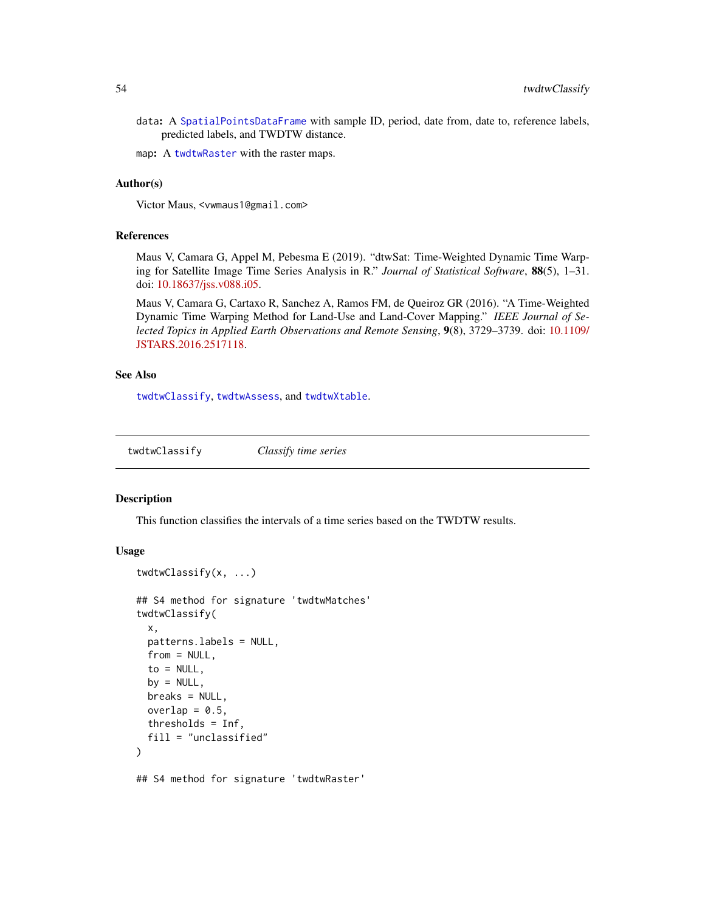`data`: A `SpatialPointsDataFrame` with sample ID, period, date from, date to, reference labels, predicted labels, and TWDTW distance.

`map`: A `twdtwRaster` with the raster maps.

### Author(s)

Victor Maus, <vwmaus1@gmail.com>

### References

Maus V, Camara G, Appel M, Pebesma E (2019). "dtwSat: Time-Weighted Dynamic Time Warping for Satellite Image Time Series Analysis in R." *Journal of Statistical Software*, **88**(5), 1–31. doi: 10.18637/jss.v088.i05.

Maus V, Camara G, Cartaxo R, Sanchez A, Ramos FM, de Queiroz GR (2016). "A Time-Weighted Dynamic Time Warping Method for Land-Use and Land-Cover Mapping." *IEEE Journal of Selected Topics in Applied Earth Observations and Remote Sensing*, **9**(8), 3729–3739. doi: 10.1109/JSTARS.2016.2517118.

### See Also

`twdtwClassify`, `twdtwAssess`, and `twdtwXtable`.

---

## twdtwClassify — *Classify time series*

### Description

This function classifies the intervals of a time series based on the TWDTW results.

### Usage

```
twdtwClassify(x, ...)

## S4 method for signature 'twdtwMatches'
twdtwClassify(
  x,
  patterns.labels = NULL,
  from = NULL,
  to = NULL,
  by = NULL,
  breaks = NULL,
  overlap = 0.5,
  thresholds = Inf,
  fill = "unclassified"
)

## S4 method for signature 'twdtwRaster'
```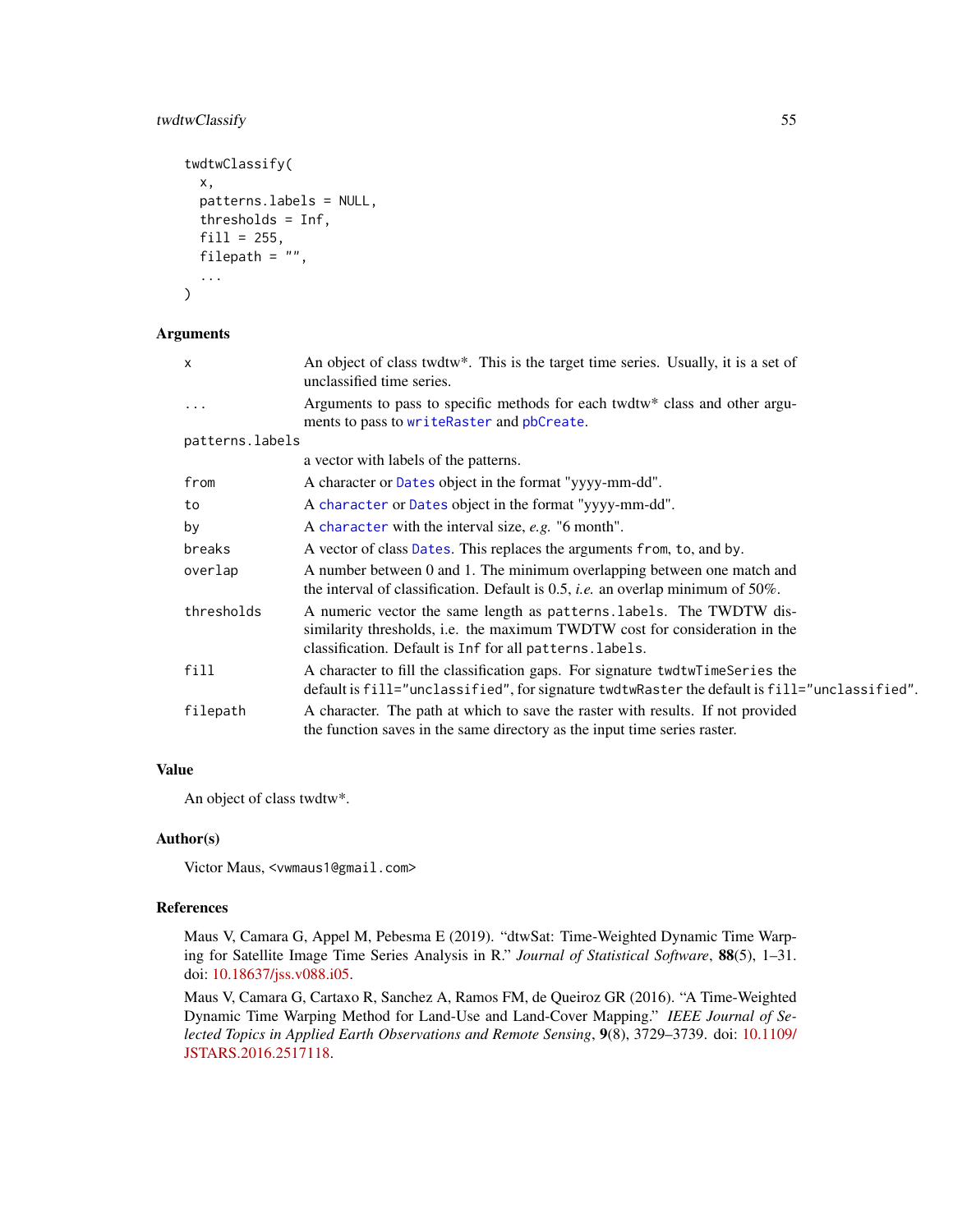```
twdtwClassify(
  x,
  patterns.labels = NULL,
  thresholds = Inf,
  fill = 255,
  filepath = "",
  ...
)
```

## Arguments

| | |
|---|---|
| `x` | An object of class twdtw*. This is the target time series. Usually, it is a set of unclassified time series. |
| `...` | Arguments to pass to specific methods for each twdtw* class and other arguments to pass to `writeRaster` and `pbCreate`. |
| `patterns.labels` | a vector with labels of the patterns. |
| `from` | A character or `Dates` object in the format "yyyy-mm-dd". |
| `to` | A `character` or `Dates` object in the format "yyyy-mm-dd". |
| `by` | A `character` with the interval size, *e.g.* "6 month". |
| `breaks` | A vector of class `Dates`. This replaces the arguments `from`, `to`, and `by`. |
| `overlap` | A number between 0 and 1. The minimum overlapping between one match and the interval of classification. Default is 0.5, *i.e.* an overlap minimum of 50%. |
| `thresholds` | A numeric vector the same length as `patterns.labels`. The TWDTW dissimilarity thresholds, i.e. the maximum TWDTW cost for consideration in the classification. Default is `Inf` for all `patterns.labels`. |
| `fill` | A character to fill the classification gaps. For signature `twdtwTimeSeries` the default is `fill="unclassified"`, for signature `twdtwRaster` the default is `fill="unclassified"`. |
| `filepath` | A character. The path at which to save the raster with results. If not provided the function saves in the same directory as the input time series raster. |

## Value

An object of class twdtw*.

## Author(s)

Victor Maus, <vwmaus1@gmail.com>

## References

Maus V, Camara G, Appel M, Pebesma E (2019). "dtwSat: Time-Weighted Dynamic Time Warping for Satellite Image Time Series Analysis in R." *Journal of Statistical Software*, **88**(5), 1–31. doi: 10.18637/jss.v088.i05.

Maus V, Camara G, Cartaxo R, Sanchez A, Ramos FM, de Queiroz GR (2016). "A Time-Weighted Dynamic Time Warping Method for Land-Use and Land-Cover Mapping." *IEEE Journal of Selected Topics in Applied Earth Observations and Remote Sensing*, **9**(8), 3729–3739. doi: 10.1109/JSTARS.2016.2517118.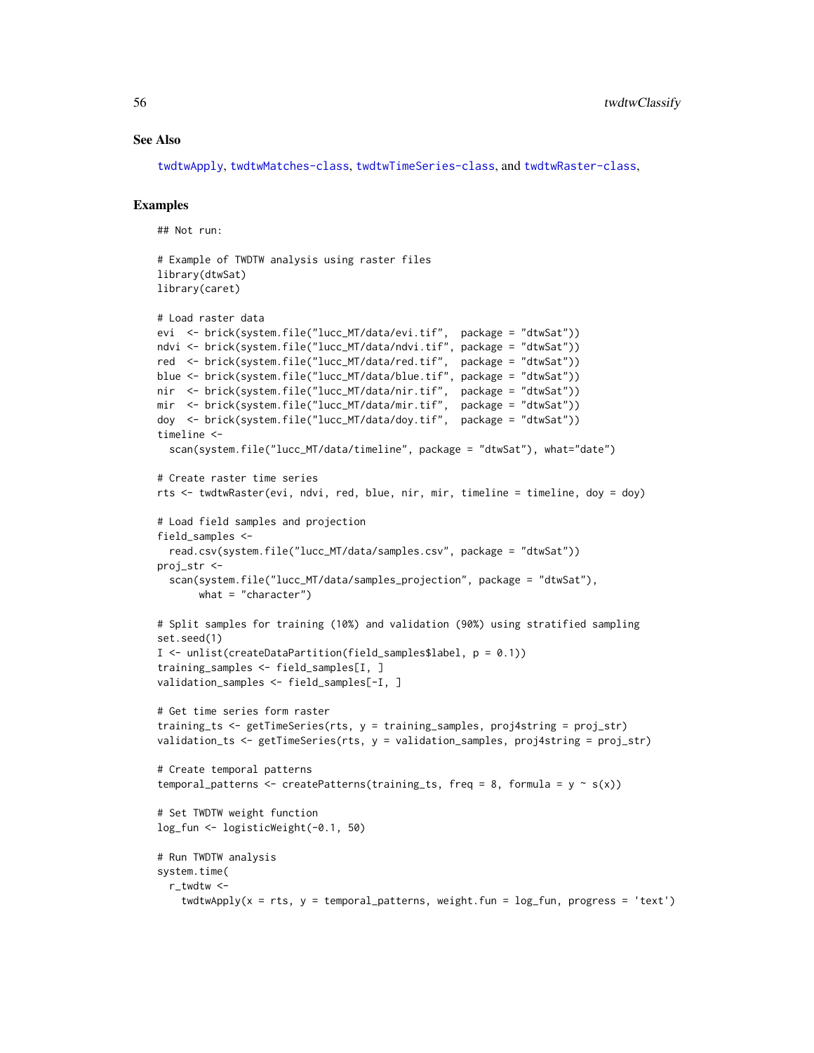### See Also

twdtwApply, twdtwMatches-class, twdtwTimeSeries-class, and twdtwRaster-class,

### Examples

```
## Not run:

# Example of TWDTW analysis using raster files
library(dtwSat)
library(caret)

# Load raster data
evi  <- brick(system.file("lucc_MT/data/evi.tif",  package = "dtwSat"))
ndvi <- brick(system.file("lucc_MT/data/ndvi.tif", package = "dtwSat"))
red  <- brick(system.file("lucc_MT/data/red.tif",  package = "dtwSat"))
blue <- brick(system.file("lucc_MT/data/blue.tif", package = "dtwSat"))
nir  <- brick(system.file("lucc_MT/data/nir.tif",  package = "dtwSat"))
mir  <- brick(system.file("lucc_MT/data/mir.tif",  package = "dtwSat"))
doy  <- brick(system.file("lucc_MT/data/doy.tif",  package = "dtwSat"))
timeline <-
  scan(system.file("lucc_MT/data/timeline", package = "dtwSat"), what="date")

# Create raster time series
rts <- twdtwRaster(evi, ndvi, red, blue, nir, mir, timeline = timeline, doy = doy)

# Load field samples and projection
field_samples <-
  read.csv(system.file("lucc_MT/data/samples.csv", package = "dtwSat"))
proj_str <-
  scan(system.file("lucc_MT/data/samples_projection", package = "dtwSat"),
       what = "character")

# Split samples for training (10%) and validation (90%) using stratified sampling
set.seed(1)
I <- unlist(createDataPartition(field_samples$label, p = 0.1))
training_samples <- field_samples[I, ]
validation_samples <- field_samples[-I, ]

# Get time series form raster
training_ts <- getTimeSeries(rts, y = training_samples, proj4string = proj_str)
validation_ts <- getTimeSeries(rts, y = validation_samples, proj4string = proj_str)

# Create temporal patterns
temporal_patterns <- createPatterns(training_ts, freq = 8, formula = y ~ s(x))

# Set TWDTW weight function
log_fun <- logisticWeight(-0.1, 50)

# Run TWDTW analysis
system.time(
  r_twdtw <-
    twdtwApply(x = rts, y = temporal_patterns, weight.fun = log_fun, progress = 'text')
```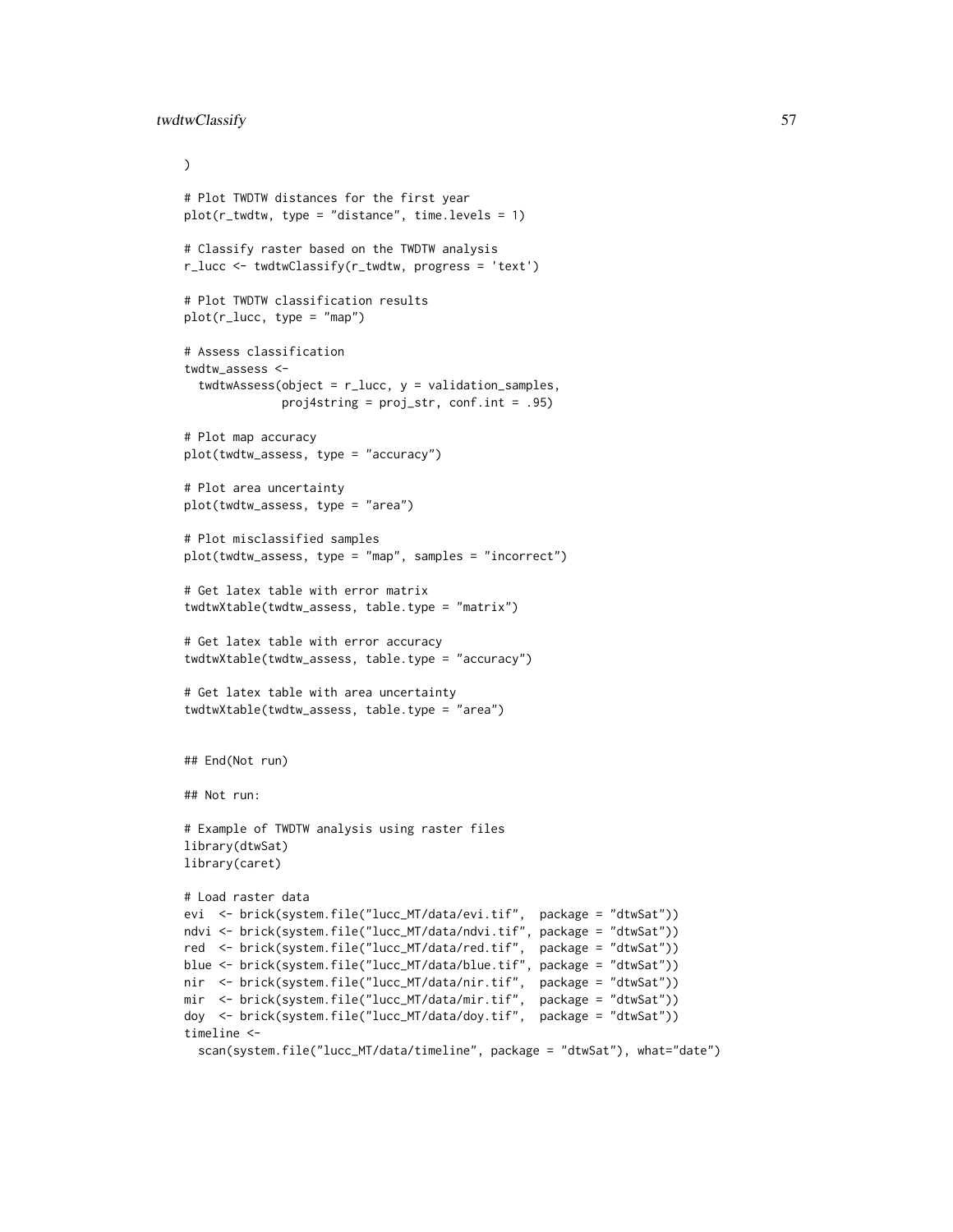```
)

# Plot TWDTW distances for the first year
plot(r_twdtw, type = "distance", time.levels = 1)

# Classify raster based on the TWDTW analysis
r_lucc <- twdtwClassify(r_twdtw, progress = 'text')

# Plot TWDTW classification results
plot(r_lucc, type = "map")

# Assess classification
twdtw_assess <-
  twdtwAssess(object = r_lucc, y = validation_samples,
              proj4string = proj_str, conf.int = .95)

# Plot map accuracy
plot(twdtw_assess, type = "accuracy")

# Plot area uncertainty
plot(twdtw_assess, type = "area")

# Plot misclassified samples
plot(twdtw_assess, type = "map", samples = "incorrect")

# Get latex table with error matrix
twdtwXtable(twdtw_assess, table.type = "matrix")

# Get latex table with error accuracy
twdtwXtable(twdtw_assess, table.type = "accuracy")

# Get latex table with area uncertainty
twdtwXtable(twdtw_assess, table.type = "area")


## End(Not run)

## Not run:

# Example of TWDTW analysis using raster files
library(dtwSat)
library(caret)

# Load raster data
evi  <- brick(system.file("lucc_MT/data/evi.tif",  package = "dtwSat"))
ndvi <- brick(system.file("lucc_MT/data/ndvi.tif", package = "dtwSat"))
red  <- brick(system.file("lucc_MT/data/red.tif",  package = "dtwSat"))
blue <- brick(system.file("lucc_MT/data/blue.tif", package = "dtwSat"))
nir  <- brick(system.file("lucc_MT/data/nir.tif",  package = "dtwSat"))
mir  <- brick(system.file("lucc_MT/data/mir.tif",  package = "dtwSat"))
doy  <- brick(system.file("lucc_MT/data/doy.tif",  package = "dtwSat"))
timeline <-
  scan(system.file("lucc_MT/data/timeline", package = "dtwSat"), what="date")
```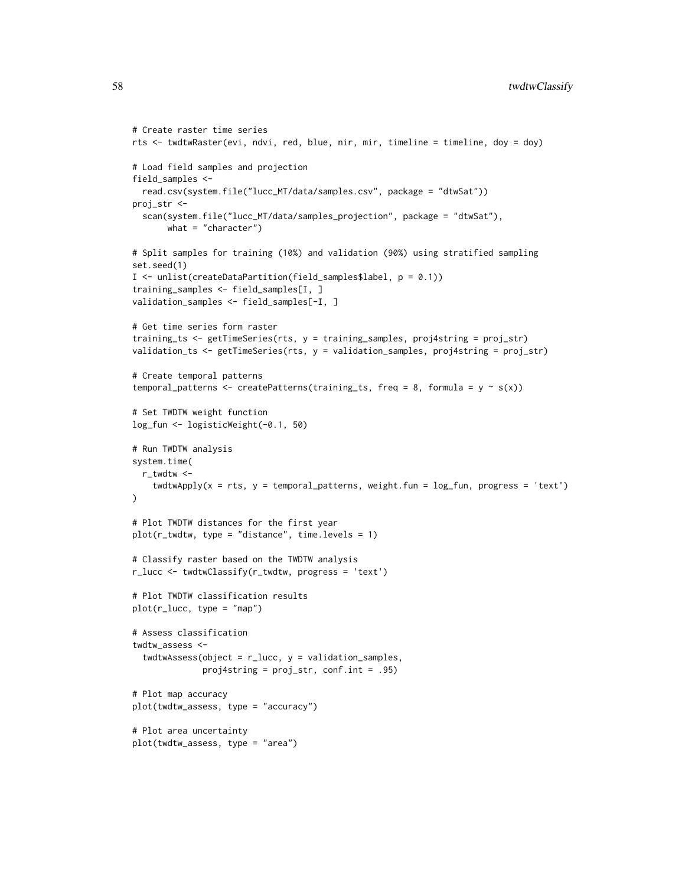```
# Create raster time series
rts <- twdtwRaster(evi, ndvi, red, blue, nir, mir, timeline = timeline, doy = doy)

# Load field samples and projection
field_samples <-
  read.csv(system.file("lucc_MT/data/samples.csv", package = "dtwSat"))
proj_str <-
  scan(system.file("lucc_MT/data/samples_projection", package = "dtwSat"),
       what = "character")

# Split samples for training (10%) and validation (90%) using stratified sampling
set.seed(1)
I <- unlist(createDataPartition(field_samples$label, p = 0.1))
training_samples <- field_samples[I, ]
validation_samples <- field_samples[-I, ]

# Get time series form raster
training_ts <- getTimeSeries(rts, y = training_samples, proj4string = proj_str)
validation_ts <- getTimeSeries(rts, y = validation_samples, proj4string = proj_str)

# Create temporal patterns
temporal_patterns <- createPatterns(training_ts, freq = 8, formula = y ~ s(x))

# Set TWDTW weight function
log_fun <- logisticWeight(-0.1, 50)

# Run TWDTW analysis
system.time(
  r_twdtw <-
    twdtwApply(x = rts, y = temporal_patterns, weight.fun = log_fun, progress = 'text')
)

# Plot TWDTW distances for the first year
plot(r_twdtw, type = "distance", time.levels = 1)

# Classify raster based on the TWDTW analysis
r_lucc <- twdtwClassify(r_twdtw, progress = 'text')

# Plot TWDTW classification results
plot(r_lucc, type = "map")

# Assess classification
twdtw_assess <-
  twdtwAssess(object = r_lucc, y = validation_samples,
              proj4string = proj_str, conf.int = .95)

# Plot map accuracy
plot(twdtw_assess, type = "accuracy")

# Plot area uncertainty
plot(twdtw_assess, type = "area")
```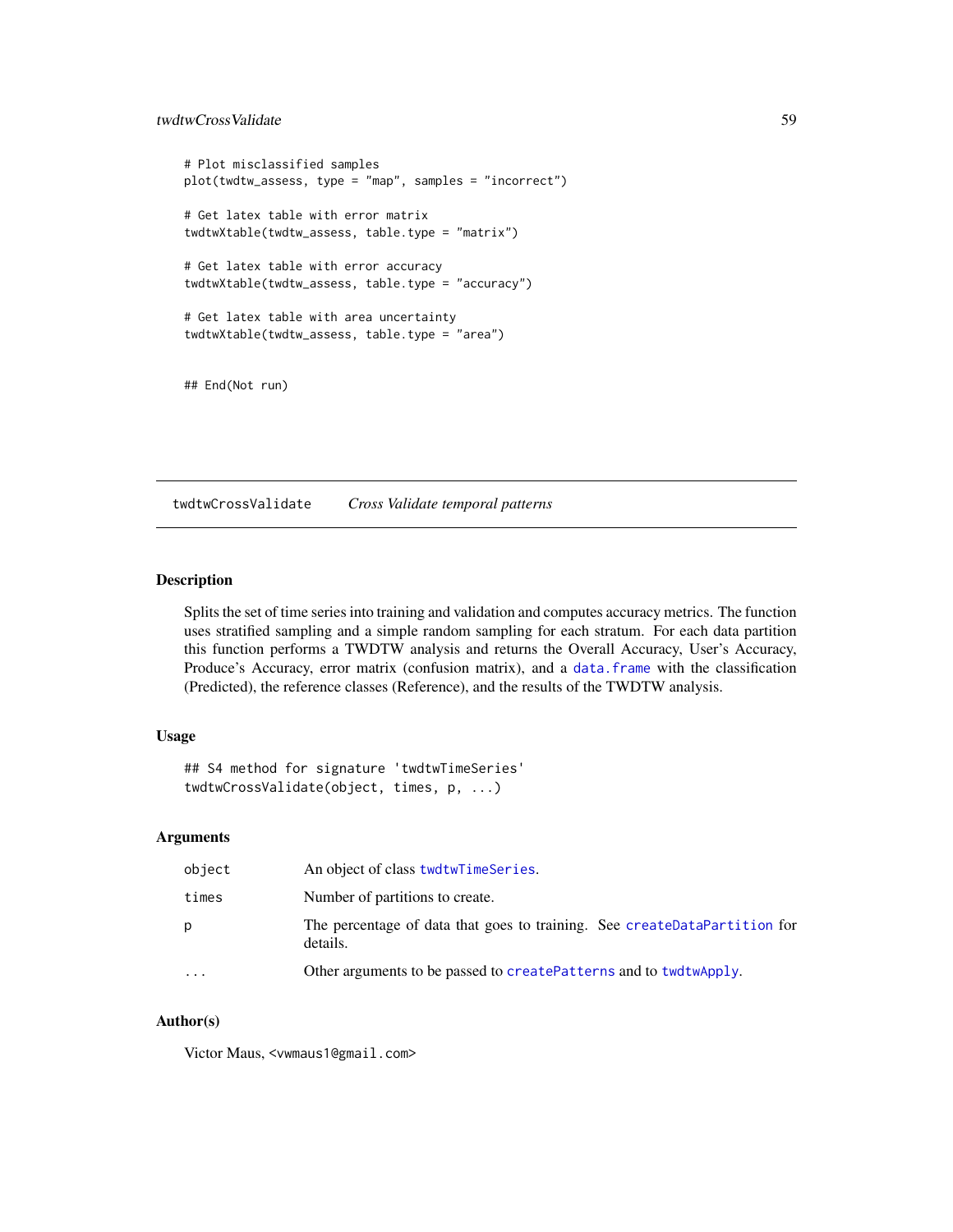```
# Plot misclassified samples
plot(twdtw_assess, type = "map", samples = "incorrect")

# Get latex table with error matrix
twdtwXtable(twdtw_assess, table.type = "matrix")

# Get latex table with error accuracy
twdtwXtable(twdtw_assess, table.type = "accuracy")

# Get latex table with area uncertainty
twdtwXtable(twdtw_assess, table.type = "area")


## End(Not run)
```

---

## twdtwCrossValidate *Cross Validate temporal patterns*

### Description

Splits the set of time series into training and validation and computes accuracy metrics. The function uses stratified sampling and a simple random sampling for each stratum. For each data partition this function performs a TWDTW analysis and returns the Overall Accuracy, User's Accuracy, Produce's Accuracy, error matrix (confusion matrix), and a `data.frame` with the classification (Predicted), the reference classes (Reference), and the results of the TWDTW analysis.

### Usage

```
## S4 method for signature 'twdtwTimeSeries'
twdtwCrossValidate(object, times, p, ...)
```

### Arguments

| | |
|---|---|
| `object` | An object of class `twdtwTimeSeries`. |
| `times` | Number of partitions to create. |
| `p` | The percentage of data that goes to training. See `createDataPartition` for details. |
| `...` | Other arguments to be passed to `createPatterns` and to `twdtwApply`. |

### Author(s)

Victor Maus, <vwmaus1@gmail.com>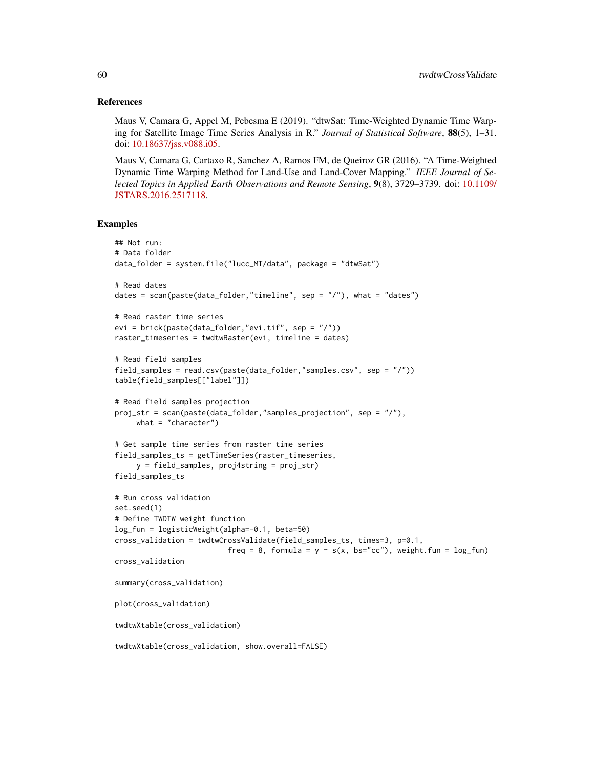### References

Maus V, Camara G, Appel M, Pebesma E (2019). "dtwSat: Time-Weighted Dynamic Time Warping for Satellite Image Time Series Analysis in R." *Journal of Statistical Software*, **88**(5), 1–31. doi: 10.18637/jss.v088.i05.

Maus V, Camara G, Cartaxo R, Sanchez A, Ramos FM, de Queiroz GR (2016). "A Time-Weighted Dynamic Time Warping Method for Land-Use and Land-Cover Mapping." *IEEE Journal of Selected Topics in Applied Earth Observations and Remote Sensing*, **9**(8), 3729–3739. doi: 10.1109/JSTARS.2016.2517118.

### Examples

```
## Not run:
# Data folder
data_folder = system.file("lucc_MT/data", package = "dtwSat")

# Read dates
dates = scan(paste(data_folder,"timeline", sep = "/"), what = "dates")

# Read raster time series
evi = brick(paste(data_folder,"evi.tif", sep = "/"))
raster_timeseries = twdtwRaster(evi, timeline = dates)

# Read field samples
field_samples = read.csv(paste(data_folder,"samples.csv", sep = "/"))
table(field_samples[["label"]])

# Read field samples projection
proj_str = scan(paste(data_folder,"samples_projection", sep = "/"),
     what = "character")

# Get sample time series from raster time series
field_samples_ts = getTimeSeries(raster_timeseries,
     y = field_samples, proj4string = proj_str)
field_samples_ts

# Run cross validation
set.seed(1)
# Define TWDTW weight function
log_fun = logisticWeight(alpha=-0.1, beta=50)
cross_validation = twdtwCrossValidate(field_samples_ts, times=3, p=0.1,
                            freq = 8, formula = y ~ s(x, bs="cc"), weight.fun = log_fun)
cross_validation

summary(cross_validation)

plot(cross_validation)

twdtwXtable(cross_validation)

twdtwXtable(cross_validation, show.overall=FALSE)
```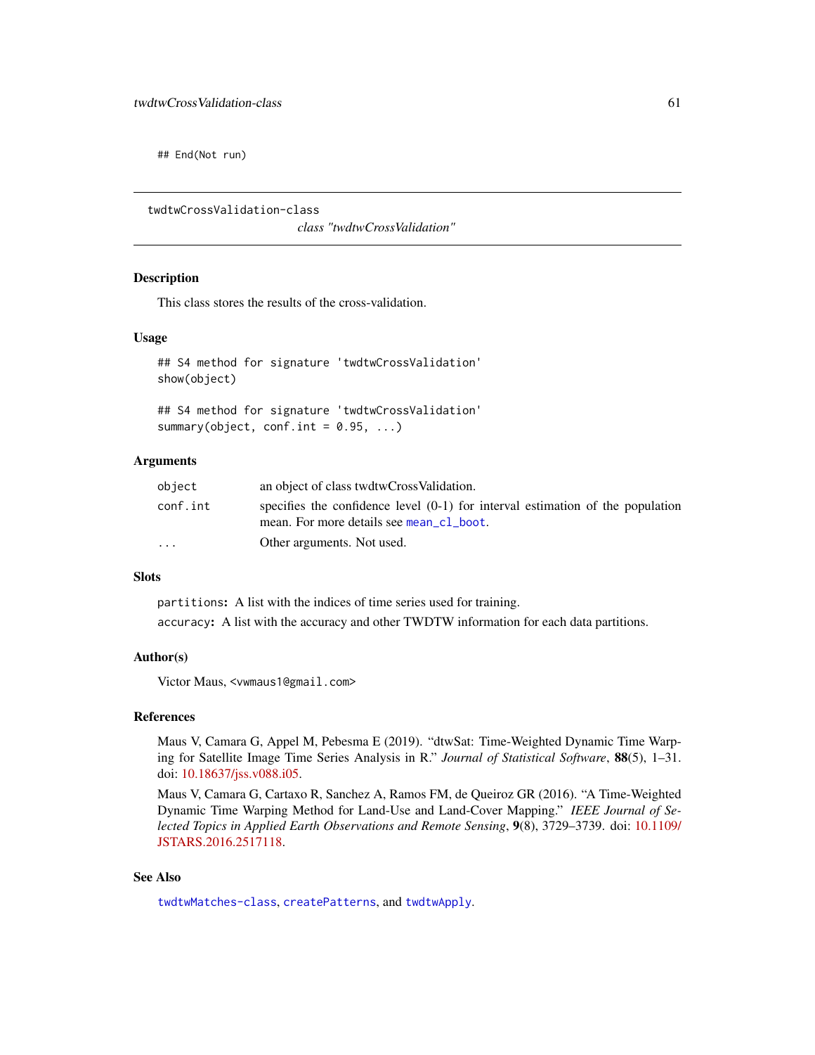```
## End(Not run)
```

---

twdtwCrossValidation-class *class "twdtwCrossValidation"*

---

## Description

This class stores the results of the cross-validation.

## Usage

```
## S4 method for signature 'twdtwCrossValidation'
show(object)

## S4 method for signature 'twdtwCrossValidation'
summary(object, conf.int = 0.95, ...)
```

## Arguments

| | |
|---|---|
| `object` | an object of class twdtwCrossValidation. |
| `conf.int` | specifies the confidence level (0-1) for interval estimation of the population mean. For more details see `mean_cl_boot`. |
| `...` | Other arguments. Not used. |

## Slots

`partitions`**:** A list with the indices of time series used for training.

`accuracy`**:** A list with the accuracy and other TWDTW information for each data partitions.

## Author(s)

Victor Maus, <vwmaus1@gmail.com>

## References

Maus V, Camara G, Appel M, Pebesma E (2019). "dtwSat: Time-Weighted Dynamic Time Warping for Satellite Image Time Series Analysis in R." *Journal of Statistical Software*, **88**(5), 1–31. doi: 10.18637/jss.v088.i05.

Maus V, Camara G, Cartaxo R, Sanchez A, Ramos FM, de Queiroz GR (2016). "A Time-Weighted Dynamic Time Warping Method for Land-Use and Land-Cover Mapping." *IEEE Journal of Selected Topics in Applied Earth Observations and Remote Sensing*, **9**(8), 3729–3739. doi: 10.1109/JSTARS.2016.2517118.

## See Also

`twdtwMatches-class`, `createPatterns`, and `twdtwApply`.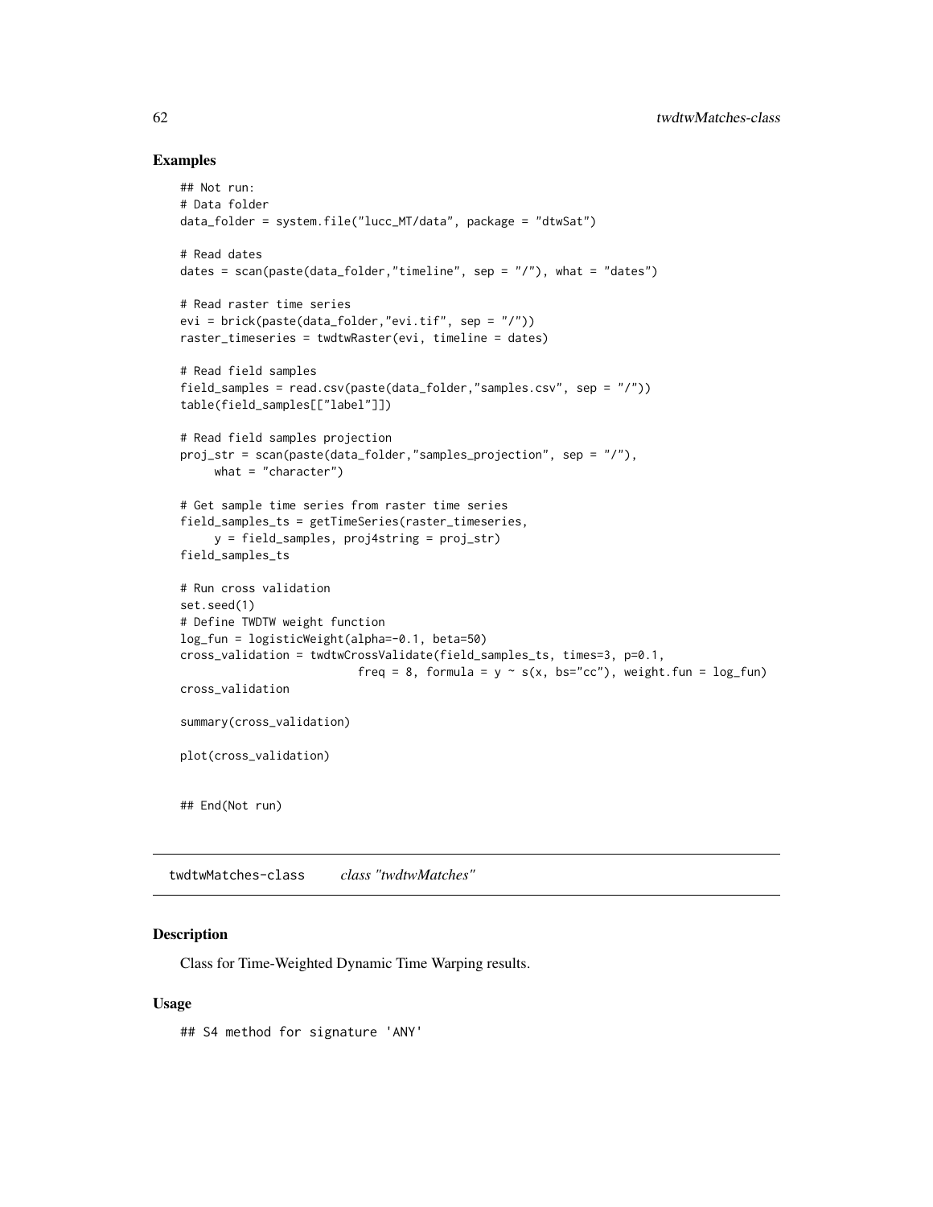## Examples

```
## Not run:
# Data folder
data_folder = system.file("lucc_MT/data", package = "dtwSat")

# Read dates
dates = scan(paste(data_folder,"timeline", sep = "/"), what = "dates")

# Read raster time series
evi = brick(paste(data_folder,"evi.tif", sep = "/"))
raster_timeseries = twdtwRaster(evi, timeline = dates)

# Read field samples
field_samples = read.csv(paste(data_folder,"samples.csv", sep = "/"))
table(field_samples[["label"]])

# Read field samples projection
proj_str = scan(paste(data_folder,"samples_projection", sep = "/"),
     what = "character")

# Get sample time series from raster time series
field_samples_ts = getTimeSeries(raster_timeseries,
     y = field_samples, proj4string = proj_str)
field_samples_ts

# Run cross validation
set.seed(1)
# Define TWDTW weight function
log_fun = logisticWeight(alpha=-0.1, beta=50)
cross_validation = twdtwCrossValidate(field_samples_ts, times=3, p=0.1,
                         freq = 8, formula = y ~ s(x, bs="cc"), weight.fun = log_fun)
cross_validation

summary(cross_validation)

plot(cross_validation)


## End(Not run)
```

---

# twdtwMatches-class    *class "twdtwMatches"*

## Description

Class for Time-Weighted Dynamic Time Warping results.

## Usage

```
## S4 method for signature 'ANY'
```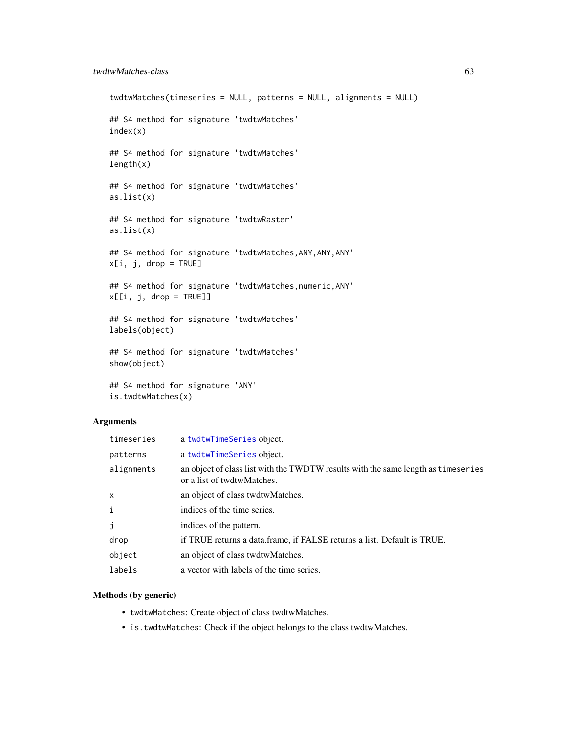```
twdtwMatches(timeseries = NULL, patterns = NULL, alignments = NULL)

## S4 method for signature 'twdtwMatches'
index(x)

## S4 method for signature 'twdtwMatches'
length(x)

## S4 method for signature 'twdtwMatches'
as.list(x)

## S4 method for signature 'twdtwRaster'
as.list(x)

## S4 method for signature 'twdtwMatches,ANY,ANY,ANY'
x[i, j, drop = TRUE]

## S4 method for signature 'twdtwMatches,numeric,ANY'
x[[i, j, drop = TRUE]]

## S4 method for signature 'twdtwMatches'
labels(object)

## S4 method for signature 'twdtwMatches'
show(object)

## S4 method for signature 'ANY'
is.twdtwMatches(x)
```

## Arguments

| | |
|---|---|
| `timeseries` | a `twdtwTimeSeries` object. |
| `patterns` | a `twdtwTimeSeries` object. |
| `alignments` | an object of class list with the TWDTW results with the same length as `timeseries` or a list of twdtwMatches. |
| `x` | an object of class twdtwMatches. |
| `i` | indices of the time series. |
| `j` | indices of the pattern. |
| `drop` | if TRUE returns a data.frame, if FALSE returns a list. Default is TRUE. |
| `object` | an object of class twdtwMatches. |
| `labels` | a vector with labels of the time series. |

## Methods (by generic)

- `twdtwMatches`: Create object of class twdtwMatches.
- `is.twdtwMatches`: Check if the object belongs to the class twdtwMatches.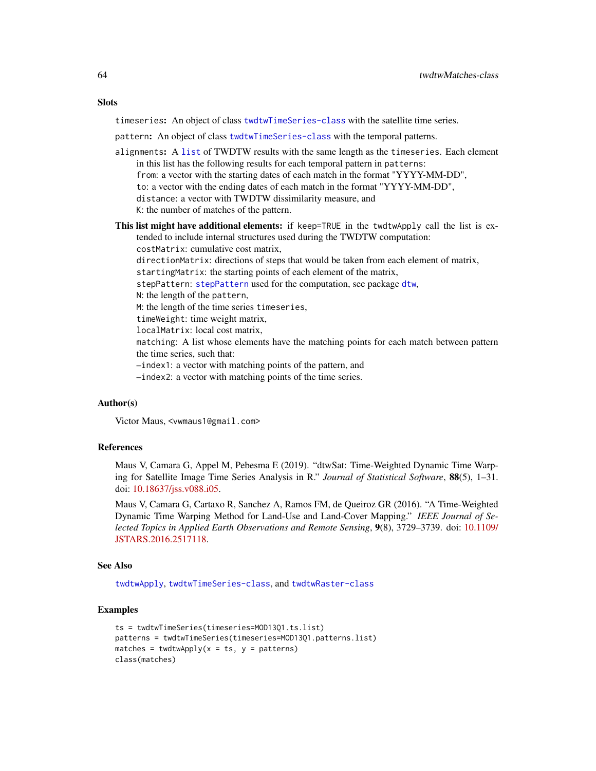### Slots

`timeseries`: An object of class `twdtwTimeSeries-class` with the satellite time series.

`pattern`: An object of class `twdtwTimeSeries-class` with the temporal patterns.

`alignments`: A `list` of TWDTW results with the same length as the `timeseries`. Each element in this list has the following results for each temporal pattern in `patterns`:
`from`: a vector with the starting dates of each match in the format "YYYY-MM-DD",
`to`: a vector with the ending dates of each match in the format "YYYY-MM-DD",
`distance`: a vector with TWDTW dissimilarity measure, and
`K`: the number of matches of the pattern.

**This list might have additional elements:** if `keep=TRUE` in the `twdtwApply` call the list is extended to include internal structures used during the TWDTW computation:
`costMatrix`: cumulative cost matrix,
`directionMatrix`: directions of steps that would be taken from each element of matrix,
`startingMatrix`: the starting points of each element of the matrix,
`stepPattern`: `stepPattern` used for the computation, see package `dtw`,
`N`: the length of the `pattern`,
`M`: the length of the time series `timeseries`,
`timeWeight`: time weight matrix,
`localMatrix`: local cost matrix,
`matching`: A list whose elements have the matching points for each match between pattern the time series, such that:
–`index1`: a vector with matching points of the pattern, and
–`index2`: a vector with matching points of the time series.

### Author(s)

Victor Maus, <vwmaus1@gmail.com>

### References

Maus V, Camara G, Appel M, Pebesma E (2019). "dtwSat: Time-Weighted Dynamic Time Warping for Satellite Image Time Series Analysis in R." *Journal of Statistical Software*, **88**(5), 1–31. doi: 10.18637/jss.v088.i05.

Maus V, Camara G, Cartaxo R, Sanchez A, Ramos FM, de Queiroz GR (2016). "A Time-Weighted Dynamic Time Warping Method for Land-Use and Land-Cover Mapping." *IEEE Journal of Selected Topics in Applied Earth Observations and Remote Sensing*, **9**(8), 3729–3739. doi: 10.1109/JSTARS.2016.2517118.

### See Also

`twdtwApply`, `twdtwTimeSeries-class`, and `twdtwRaster-class`

### Examples

```
ts = twdtwTimeSeries(timeseries=MOD13Q1.ts.list)
patterns = twdtwTimeSeries(timeseries=MOD13Q1.patterns.list)
matches = twdtwApply(x = ts, y = patterns)
class(matches)
```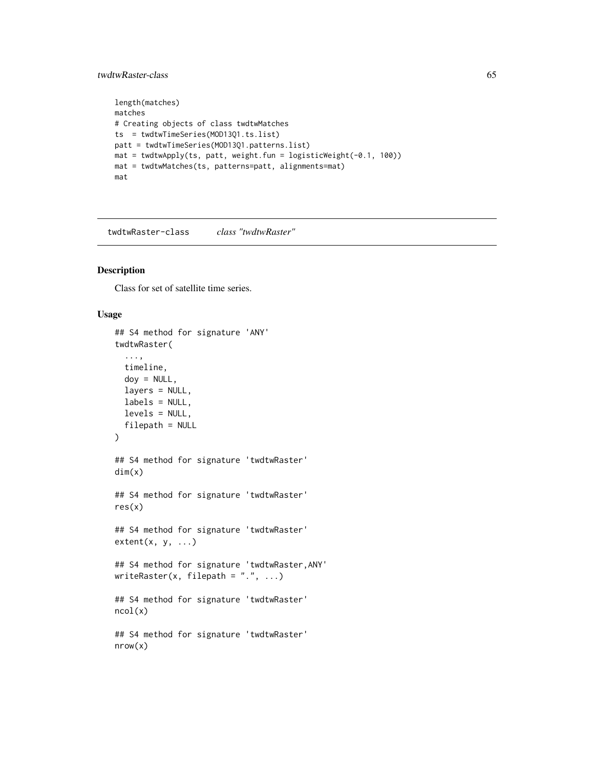```
length(matches)
matches
# Creating objects of class twdtwMatches
ts  = twdtwTimeSeries(MOD13Q1.ts.list)
patt = twdtwTimeSeries(MOD13Q1.patterns.list)
mat = twdtwApply(ts, patt, weight.fun = logisticWeight(-0.1, 100))
mat = twdtwMatches(ts, patterns=patt, alignments=mat)
mat
```

---

## twdtwRaster-class *class "twdtwRaster"*

---

### Description

Class for set of satellite time series.

### Usage

```
## S4 method for signature 'ANY'
twdtwRaster(
  ...,
  timeline,
  doy = NULL,
  layers = NULL,
  labels = NULL,
  levels = NULL,
  filepath = NULL
)

## S4 method for signature 'twdtwRaster'
dim(x)

## S4 method for signature 'twdtwRaster'
res(x)

## S4 method for signature 'twdtwRaster'
extent(x, y, ...)

## S4 method for signature 'twdtwRaster,ANY'
writeRaster(x, filepath = ".", ...)

## S4 method for signature 'twdtwRaster'
ncol(x)

## S4 method for signature 'twdtwRaster'
nrow(x)
```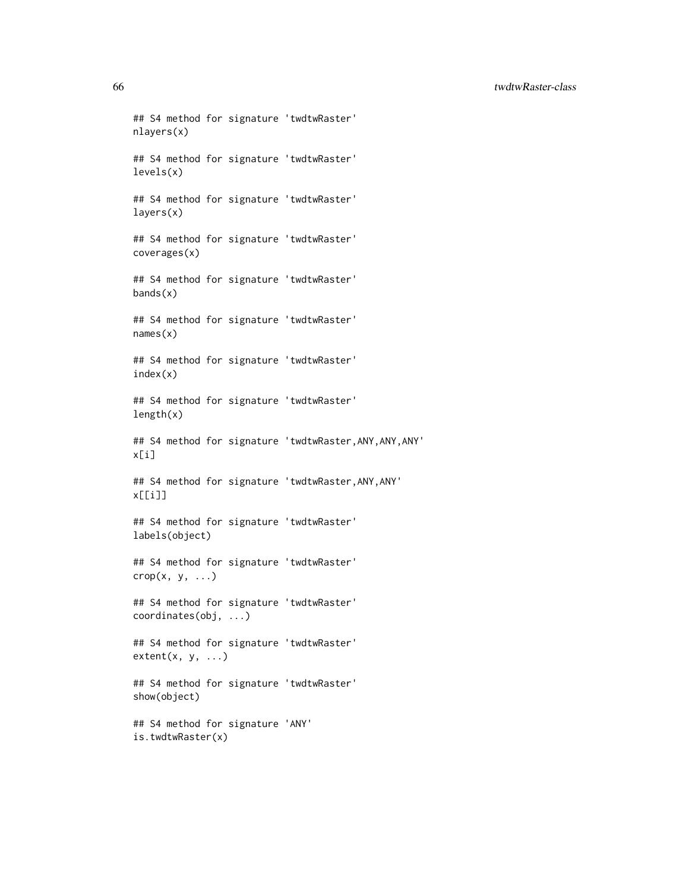```
## S4 method for signature 'twdtwRaster'
nlayers(x)

## S4 method for signature 'twdtwRaster'
levels(x)

## S4 method for signature 'twdtwRaster'
layers(x)

## S4 method for signature 'twdtwRaster'
coverages(x)

## S4 method for signature 'twdtwRaster'
bands(x)

## S4 method for signature 'twdtwRaster'
names(x)

## S4 method for signature 'twdtwRaster'
index(x)

## S4 method for signature 'twdtwRaster'
length(x)

## S4 method for signature 'twdtwRaster,ANY,ANY,ANY'
x[i]

## S4 method for signature 'twdtwRaster,ANY,ANY'
x[[i]]

## S4 method for signature 'twdtwRaster'
labels(object)

## S4 method for signature 'twdtwRaster'
crop(x, y, ...)

## S4 method for signature 'twdtwRaster'
coordinates(obj, ...)

## S4 method for signature 'twdtwRaster'
extent(x, y, ...)

## S4 method for signature 'twdtwRaster'
show(object)

## S4 method for signature 'ANY'
is.twdtwRaster(x)
```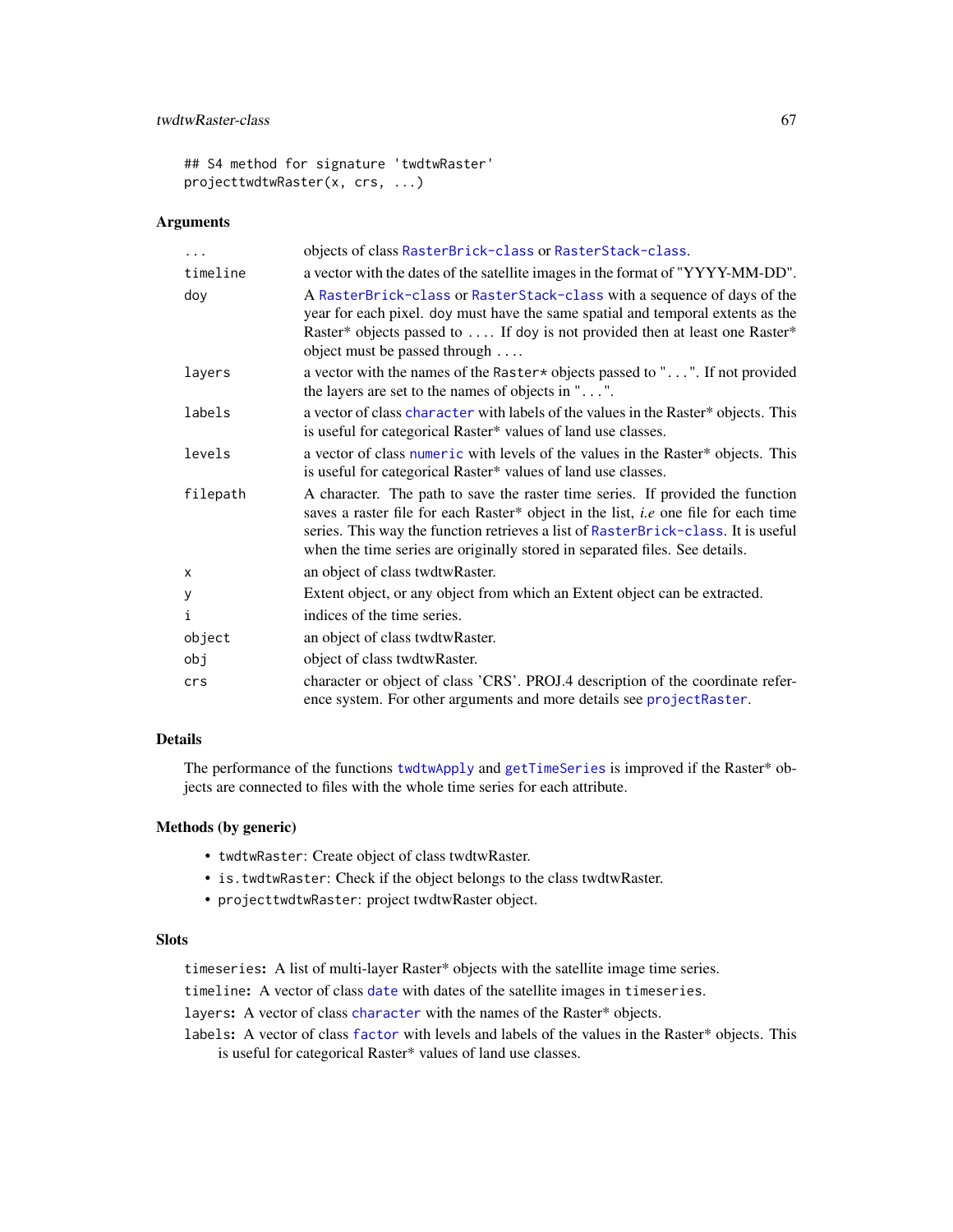```
## S4 method for signature 'twdtwRaster'
projecttwdtwRaster(x, crs, ...)
```

### Arguments

| | |
|---|---|
| ... | objects of class RasterBrick-class or RasterStack-class. |
| timeline | a vector with the dates of the satellite images in the format of "YYYY-MM-DD". |
| doy | A RasterBrick-class or RasterStack-class with a sequence of days of the year for each pixel. doy must have the same spatial and temporal extents as the Raster* objects passed to .... If doy is not provided then at least one Raster* object must be passed through .... |
| layers | a vector with the names of the Raster* objects passed to "...". If not provided the layers are set to the names of objects in "...". |
| labels | a vector of class character with labels of the values in the Raster* objects. This is useful for categorical Raster* values of land use classes. |
| levels | a vector of class numeric with levels of the values in the Raster* objects. This is useful for categorical Raster* values of land use classes. |
| filepath | A character. The path to save the raster time series. If provided the function saves a raster file for each Raster* object in the list, *i.e* one file for each time series. This way the function retrieves a list of RasterBrick-class. It is useful when the time series are originally stored in separated files. See details. |
| x | an object of class twdtwRaster. |
| y | Extent object, or any object from which an Extent object can be extracted. |
| i | indices of the time series. |
| object | an object of class twdtwRaster. |
| obj | object of class twdtwRaster. |
| crs | character or object of class 'CRS'. PROJ.4 description of the coordinate reference system. For other arguments and more details see projectRaster. |

### Details

The performance of the functions twdtwApply and getTimeSeries is improved if the Raster* objects are connected to files with the whole time series for each attribute.

### Methods (by generic)

- `twdtwRaster`: Create object of class twdtwRaster.
- `is.twdtwRaster`: Check if the object belongs to the class twdtwRaster.
- `projecttwdtwRaster`: project twdtwRaster object.

### Slots

`timeseries`: A list of multi-layer Raster* objects with the satellite image time series.

`timeline`: A vector of class date with dates of the satellite images in `timeseries`.

`layers`: A vector of class character with the names of the Raster* objects.

`labels`: A vector of class factor with levels and labels of the values in the Raster* objects. This is useful for categorical Raster* values of land use classes.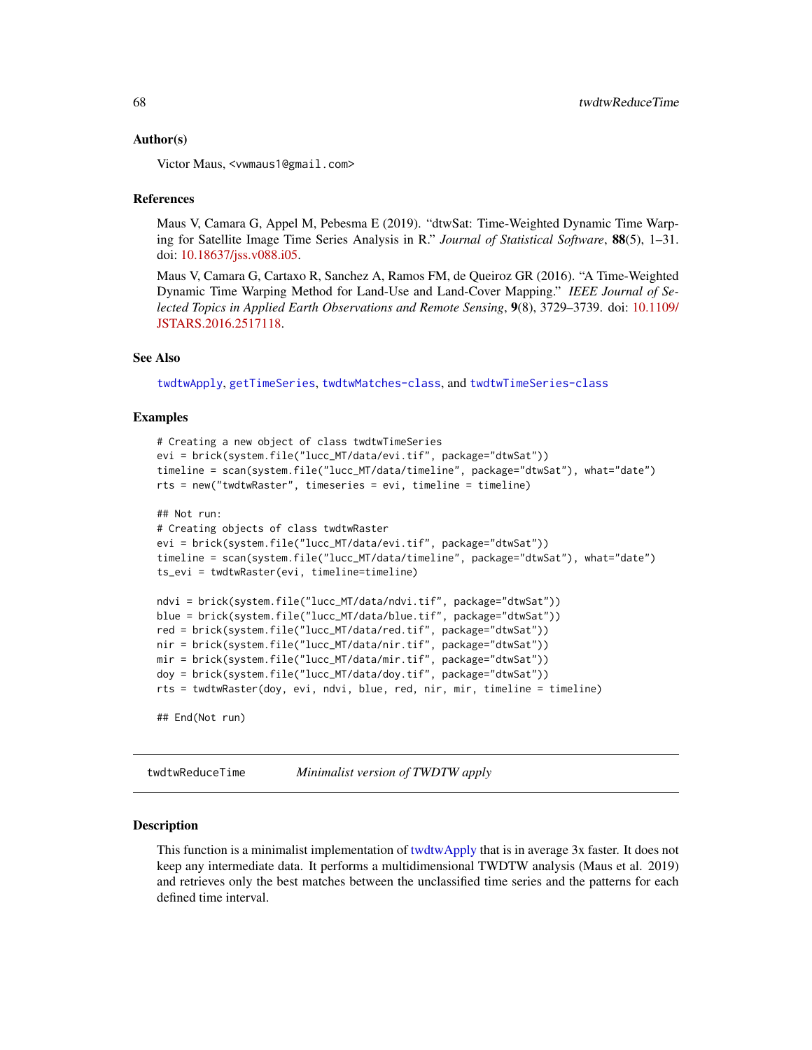### Author(s)

Victor Maus, <vwmaus1@gmail.com>

### References

Maus V, Camara G, Appel M, Pebesma E (2019). "dtwSat: Time-Weighted Dynamic Time Warping for Satellite Image Time Series Analysis in R." *Journal of Statistical Software*, **88**(5), 1–31. doi: 10.18637/jss.v088.i05.

Maus V, Camara G, Cartaxo R, Sanchez A, Ramos FM, de Queiroz GR (2016). "A Time-Weighted Dynamic Time Warping Method for Land-Use and Land-Cover Mapping." *IEEE Journal of Selected Topics in Applied Earth Observations and Remote Sensing*, **9**(8), 3729–3739. doi: 10.1109/JSTARS.2016.2517118.

### See Also

twdtwApply, getTimeSeries, twdtwMatches-class, and twdtwTimeSeries-class

### Examples

```
# Creating a new object of class twdtwTimeSeries
evi = brick(system.file("lucc_MT/data/evi.tif", package="dtwSat"))
timeline = scan(system.file("lucc_MT/data/timeline", package="dtwSat"), what="date")
rts = new("twdtwRaster", timeseries = evi, timeline = timeline)

## Not run:
# Creating objects of class twdtwRaster
evi = brick(system.file("lucc_MT/data/evi.tif", package="dtwSat"))
timeline = scan(system.file("lucc_MT/data/timeline", package="dtwSat"), what="date")
ts_evi = twdtwRaster(evi, timeline=timeline)

ndvi = brick(system.file("lucc_MT/data/ndvi.tif", package="dtwSat"))
blue = brick(system.file("lucc_MT/data/blue.tif", package="dtwSat"))
red = brick(system.file("lucc_MT/data/red.tif", package="dtwSat"))
nir = brick(system.file("lucc_MT/data/nir.tif", package="dtwSat"))
mir = brick(system.file("lucc_MT/data/mir.tif", package="dtwSat"))
doy = brick(system.file("lucc_MT/data/doy.tif", package="dtwSat"))
rts = twdtwRaster(doy, evi, ndvi, blue, red, nir, mir, timeline = timeline)

## End(Not run)
```

---

## twdtwReduceTime — *Minimalist version of TWDTW apply*

### Description

This function is a minimalist implementation of twdtwApply that is in average 3x faster. It does not keep any intermediate data. It performs a multidimensional TWDTW analysis (Maus et al. 2019) and retrieves only the best matches between the unclassified time series and the patterns for each defined time interval.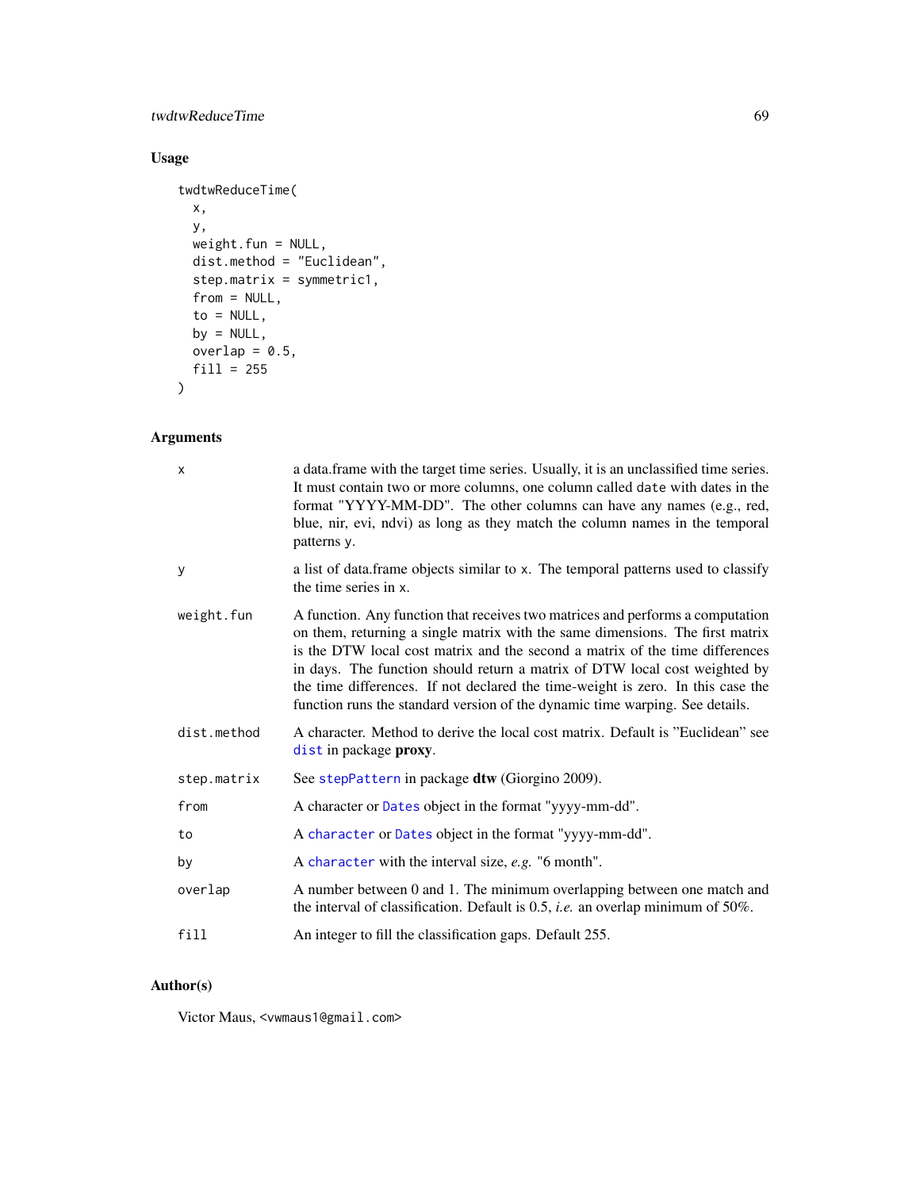## Usage

```
twdtwReduceTime(
  x,
  y,
  weight.fun = NULL,
  dist.method = "Euclidean",
  step.matrix = symmetric1,
  from = NULL,
  to = NULL,
  by = NULL,
  overlap = 0.5,
  fill = 255
)
```

## Arguments

| | |
|---|---|
| `x` | a data.frame with the target time series. Usually, it is an unclassified time series. It must contain two or more columns, one column called `date` with dates in the format "YYYY-MM-DD". The other columns can have any names (e.g., red, blue, nir, evi, ndvi) as long as they match the column names in the temporal patterns `y`. |
| `y` | a list of data.frame objects similar to `x`. The temporal patterns used to classify the time series in `x`. |
| `weight.fun` | A function. Any function that receives two matrices and performs a computation on them, returning a single matrix with the same dimensions. The first matrix is the DTW local cost matrix and the second a matrix of the time differences in days. The function should return a matrix of DTW local cost weighted by the time differences. If not declared the time-weight is zero. In this case the function runs the standard version of the dynamic time warping. See details. |
| `dist.method` | A character. Method to derive the local cost matrix. Default is "Euclidean" see `dist` in package **proxy**. |
| `step.matrix` | See `stepPattern` in package **dtw** (Giorgino 2009). |
| `from` | A character or `Dates` object in the format "yyyy-mm-dd". |
| `to` | A `character` or `Dates` object in the format "yyyy-mm-dd". |
| `by` | A `character` with the interval size, *e.g.* "6 month". |
| `overlap` | A number between 0 and 1. The minimum overlapping between one match and the interval of classification. Default is 0.5, *i.e.* an overlap minimum of 50%. |
| `fill` | An integer to fill the classification gaps. Default 255. |

## Author(s)

Victor Maus, <vwmaus1@gmail.com>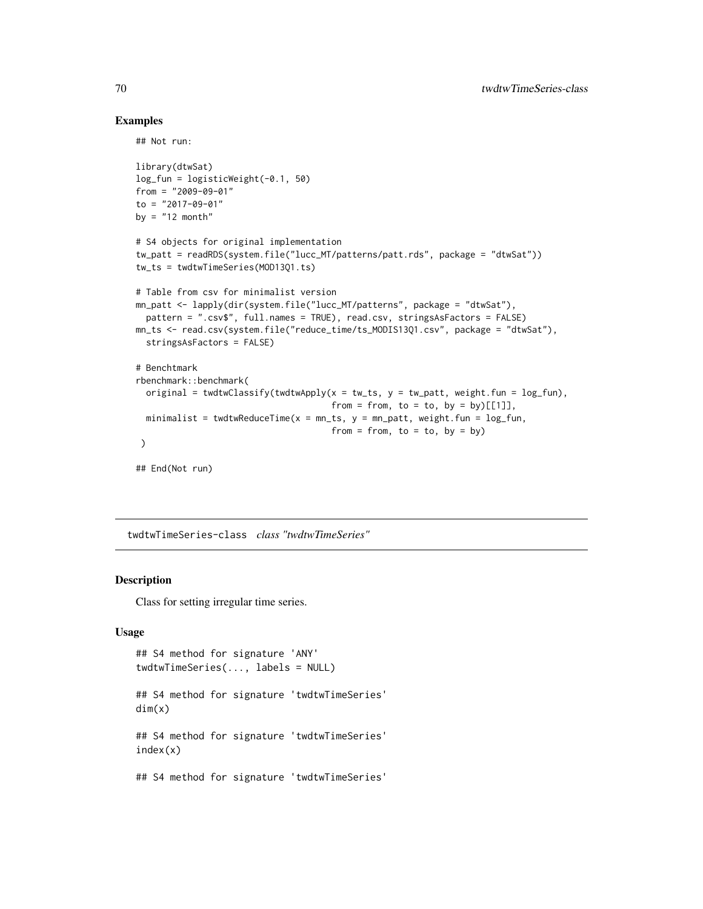## Examples

```
## Not run:

library(dtwSat)
log_fun = logisticWeight(-0.1, 50)
from = "2009-09-01"
to = "2017-09-01"
by = "12 month"

# S4 objects for original implementation
tw_patt = readRDS(system.file("lucc_MT/patterns/patt.rds", package = "dtwSat"))
tw_ts = twdtwTimeSeries(MOD13Q1.ts)

# Table from csv for minimalist version
mn_patt <- lapply(dir(system.file("lucc_MT/patterns", package = "dtwSat"),
  pattern = ".csv$", full.names = TRUE), read.csv, stringsAsFactors = FALSE)
mn_ts <- read.csv(system.file("reduce_time/ts_MODIS13Q1.csv", package = "dtwSat"),
  stringsAsFactors = FALSE)

# Benchtmark
rbenchmark::benchmark(
  original = twdtwClassify(twdtwApply(x = tw_ts, y = tw_patt, weight.fun = log_fun),
                                      from = from, to = to, by = by)[[1]],
  minimalist = twdtwReduceTime(x = mn_ts, y = mn_patt, weight.fun = log_fun,
                                      from = from, to = to, by = by)
 )

## End(Not run)
```

---

twdtwTimeSeries-class *class "twdtwTimeSeries"*

---

## Description

Class for setting irregular time series.

## Usage

```
## S4 method for signature 'ANY'
twdtwTimeSeries(..., labels = NULL)

## S4 method for signature 'twdtwTimeSeries'
dim(x)

## S4 method for signature 'twdtwTimeSeries'
index(x)

## S4 method for signature 'twdtwTimeSeries'
```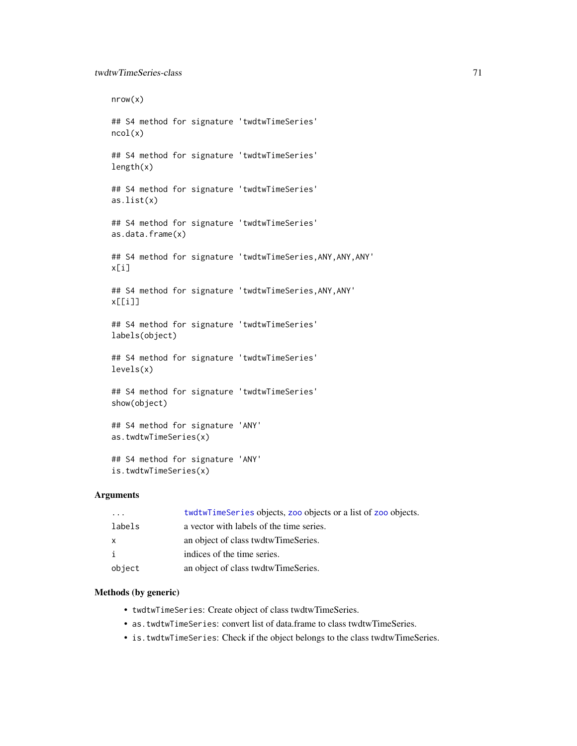```
nrow(x)

## S4 method for signature 'twdtwTimeSeries'
ncol(x)

## S4 method for signature 'twdtwTimeSeries'
length(x)

## S4 method for signature 'twdtwTimeSeries'
as.list(x)

## S4 method for signature 'twdtwTimeSeries'
as.data.frame(x)

## S4 method for signature 'twdtwTimeSeries,ANY,ANY,ANY'
x[i]

## S4 method for signature 'twdtwTimeSeries,ANY,ANY'
x[[i]]

## S4 method for signature 'twdtwTimeSeries'
labels(object)

## S4 method for signature 'twdtwTimeSeries'
levels(x)

## S4 method for signature 'twdtwTimeSeries'
show(object)

## S4 method for signature 'ANY'
as.twdtwTimeSeries(x)

## S4 method for signature 'ANY'
is.twdtwTimeSeries(x)
```

### Arguments

| | |
|---|---|
| `...` | `twdtwTimeSeries` objects, `zoo` objects or a list of `zoo` objects. |
| `labels` | a vector with labels of the time series. |
| `x` | an object of class twdtwTimeSeries. |
| `i` | indices of the time series. |
| `object` | an object of class twdtwTimeSeries. |

### Methods (by generic)

- `twdtwTimeSeries`: Create object of class twdtwTimeSeries.
- `as.twdtwTimeSeries`: convert list of data.frame to class twdtwTimeSeries.
- `is.twdtwTimeSeries`: Check if the object belongs to the class twdtwTimeSeries.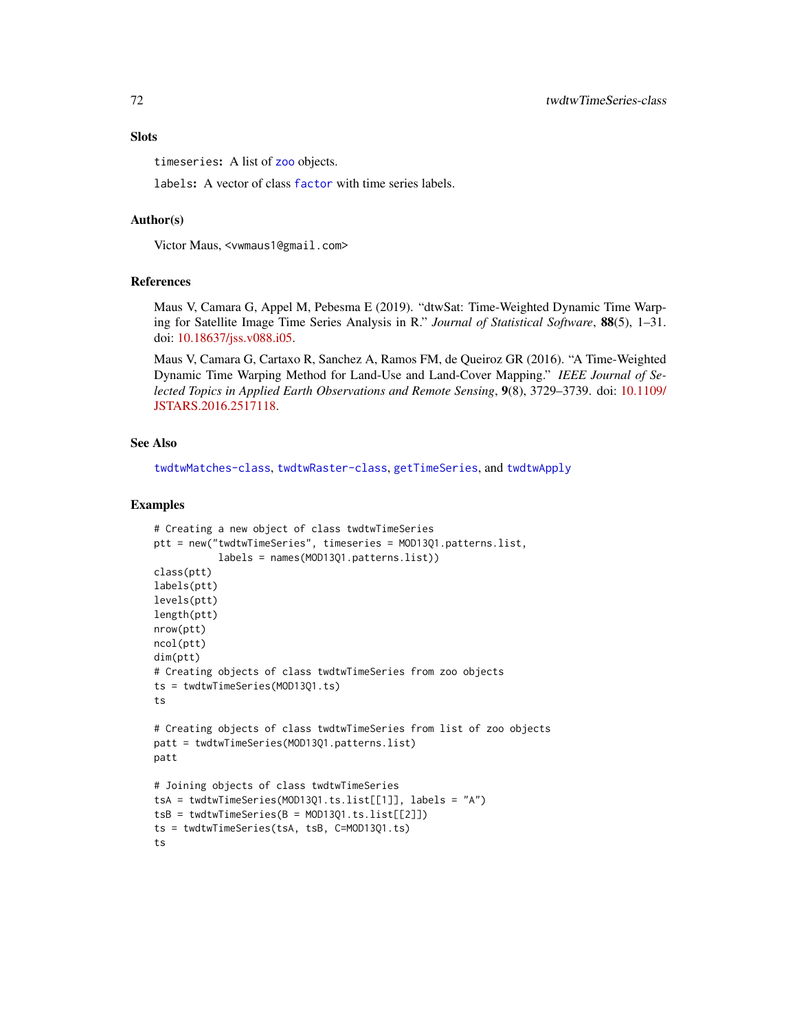## Slots

`timeseries`: A list of `zoo` objects.

`labels`: A vector of class `factor` with time series labels.

## Author(s)

Victor Maus, <vwmaus1@gmail.com>

## References

Maus V, Camara G, Appel M, Pebesma E (2019). "dtwSat: Time-Weighted Dynamic Time Warping for Satellite Image Time Series Analysis in R." *Journal of Statistical Software*, **88**(5), 1–31. doi: 10.18637/jss.v088.i05.

Maus V, Camara G, Cartaxo R, Sanchez A, Ramos FM, de Queiroz GR (2016). "A Time-Weighted Dynamic Time Warping Method for Land-Use and Land-Cover Mapping." *IEEE Journal of Selected Topics in Applied Earth Observations and Remote Sensing*, **9**(8), 3729–3739. doi: 10.1109/JSTARS.2016.2517118.

## See Also

`twdtwMatches-class`, `twdtwRaster-class`, `getTimeSeries`, and `twdtwApply`

## Examples

```
# Creating a new object of class twdtwTimeSeries
ptt = new("twdtwTimeSeries", timeseries = MOD13Q1.patterns.list,
          labels = names(MOD13Q1.patterns.list))
class(ptt)
labels(ptt)
levels(ptt)
length(ptt)
nrow(ptt)
ncol(ptt)
dim(ptt)
# Creating objects of class twdtwTimeSeries from zoo objects
ts = twdtwTimeSeries(MOD13Q1.ts)
ts

# Creating objects of class twdtwTimeSeries from list of zoo objects
patt = twdtwTimeSeries(MOD13Q1.patterns.list)
patt

# Joining objects of class twdtwTimeSeries
tsA = twdtwTimeSeries(MOD13Q1.ts.list[[1]], labels = "A")
tsB = twdtwTimeSeries(B = MOD13Q1.ts.list[[2]])
ts = twdtwTimeSeries(tsA, tsB, C=MOD13Q1.ts)
ts
```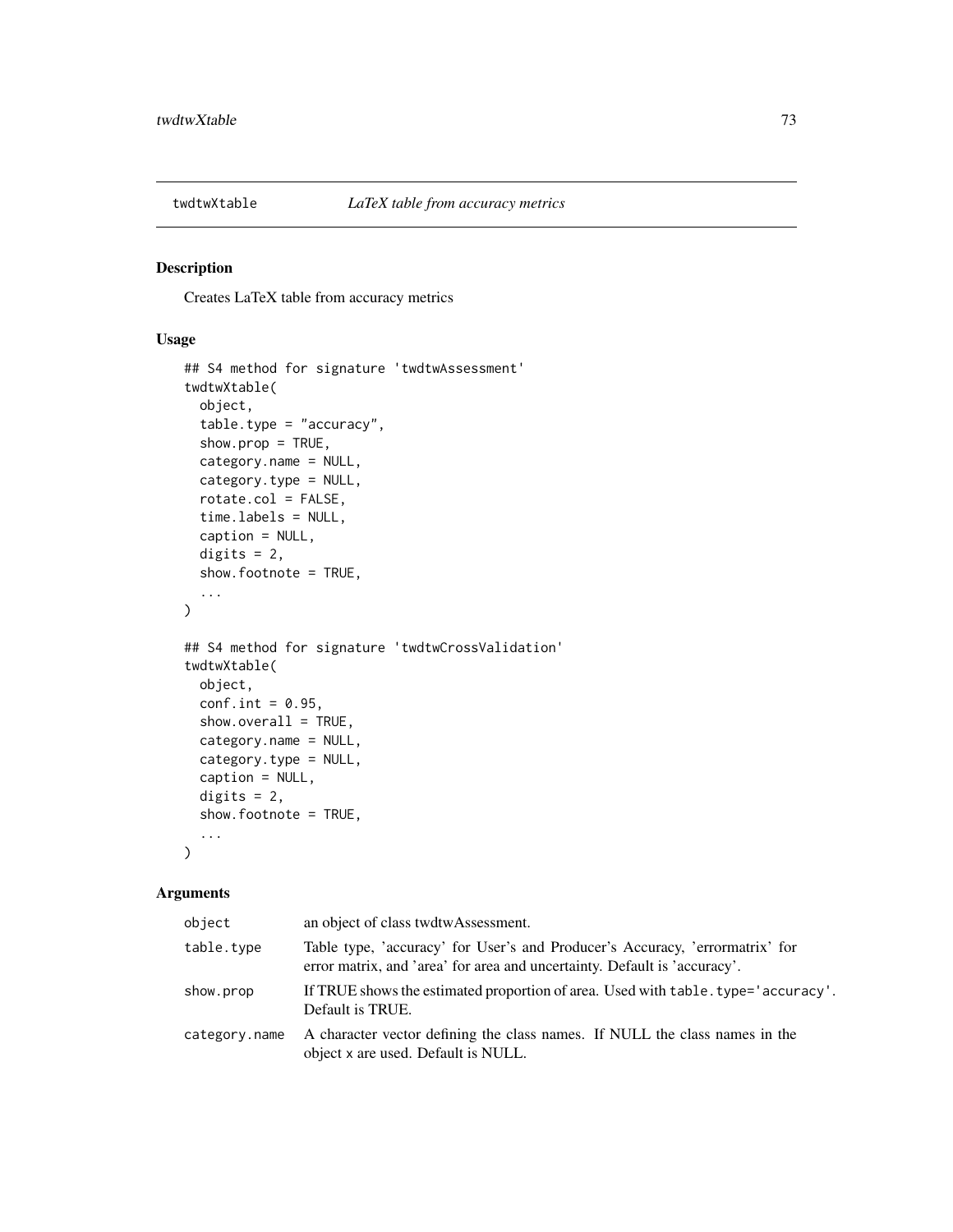## twdtwXtable *LaTeX table from accuracy metrics*

### Description

Creates LaTeX table from accuracy metrics

### Usage

```
## S4 method for signature 'twdtwAssessment'
twdtwXtable(
  object,
  table.type = "accuracy",
  show.prop = TRUE,
  category.name = NULL,
  category.type = NULL,
  rotate.col = FALSE,
  time.labels = NULL,
  caption = NULL,
  digits = 2,
  show.footnote = TRUE,
  ...
)

## S4 method for signature 'twdtwCrossValidation'
twdtwXtable(
  object,
  conf.int = 0.95,
  show.overall = TRUE,
  category.name = NULL,
  category.type = NULL,
  caption = NULL,
  digits = 2,
  show.footnote = TRUE,
  ...
)
```

### Arguments

| | |
|---|---|
| `object` | an object of class twdtwAssessment. |
| `table.type` | Table type, 'accuracy' for User's and Producer's Accuracy, 'errormatrix' for error matrix, and 'area' for area and uncertainty. Default is 'accuracy'. |
| `show.prop` | If TRUE shows the estimated proportion of area. Used with `table.type='accuracy'`. Default is TRUE. |
| `category.name` | A character vector defining the class names. If NULL the class names in the object `x` are used. Default is NULL. |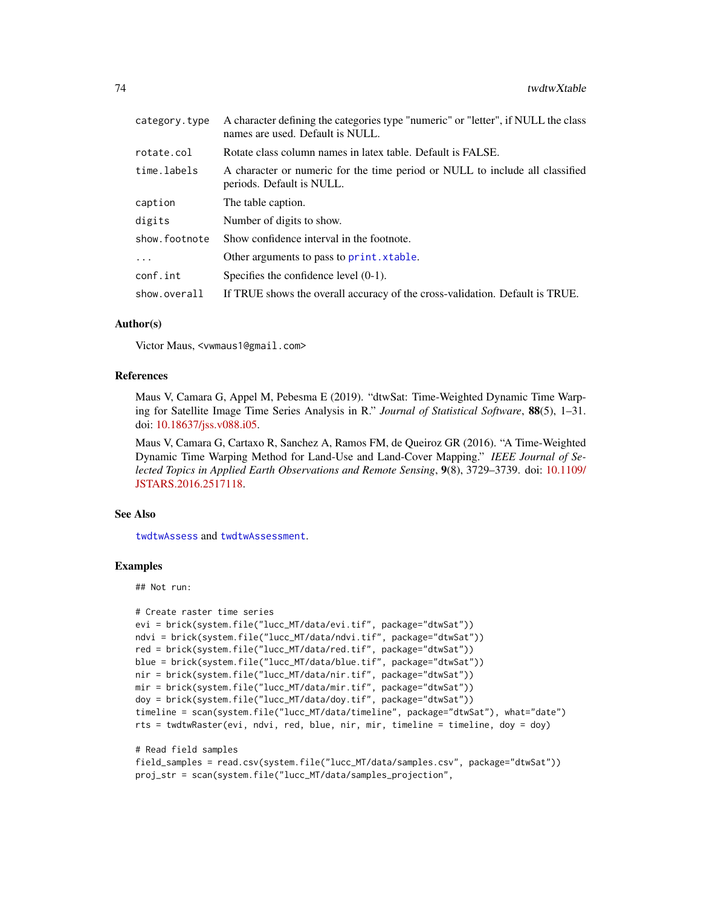| | |
|---|---|
| category.type | A character defining the categories type "numeric" or "letter", if NULL the class names are used. Default is NULL. |
| rotate.col | Rotate class column names in latex table. Default is FALSE. |
| time.labels | A character or numeric for the time period or NULL to include all classified periods. Default is NULL. |
| caption | The table caption. |
| digits | Number of digits to show. |
| show.footnote | Show confidence interval in the footnote. |
| ... | Other arguments to pass to print.xtable. |
| conf.int | Specifies the confidence level (0-1). |
| show.overall | If TRUE shows the overall accuracy of the cross-validation. Default is TRUE. |

## Author(s)

Victor Maus, <vwmaus1@gmail.com>

## References

Maus V, Camara G, Appel M, Pebesma E (2019). "dtwSat: Time-Weighted Dynamic Time Warping for Satellite Image Time Series Analysis in R." *Journal of Statistical Software*, **88**(5), 1–31. doi: 10.18637/jss.v088.i05.

Maus V, Camara G, Cartaxo R, Sanchez A, Ramos FM, de Queiroz GR (2016). "A Time-Weighted Dynamic Time Warping Method for Land-Use and Land-Cover Mapping." *IEEE Journal of Selected Topics in Applied Earth Observations and Remote Sensing*, **9**(8), 3729–3739. doi: 10.1109/JSTARS.2016.2517118.

## See Also

twdtwAssess and twdtwAssessment.

## Examples

```
## Not run:

# Create raster time series
evi = brick(system.file("lucc_MT/data/evi.tif", package="dtwSat"))
ndvi = brick(system.file("lucc_MT/data/ndvi.tif", package="dtwSat"))
red = brick(system.file("lucc_MT/data/red.tif", package="dtwSat"))
blue = brick(system.file("lucc_MT/data/blue.tif", package="dtwSat"))
nir = brick(system.file("lucc_MT/data/nir.tif", package="dtwSat"))
mir = brick(system.file("lucc_MT/data/mir.tif", package="dtwSat"))
doy = brick(system.file("lucc_MT/data/doy.tif", package="dtwSat"))
timeline = scan(system.file("lucc_MT/data/timeline", package="dtwSat"), what="date")
rts = twdtwRaster(evi, ndvi, red, blue, nir, mir, timeline = timeline, doy = doy)

# Read field samples
field_samples = read.csv(system.file("lucc_MT/data/samples.csv", package="dtwSat"))
proj_str = scan(system.file("lucc_MT/data/samples_projection",
```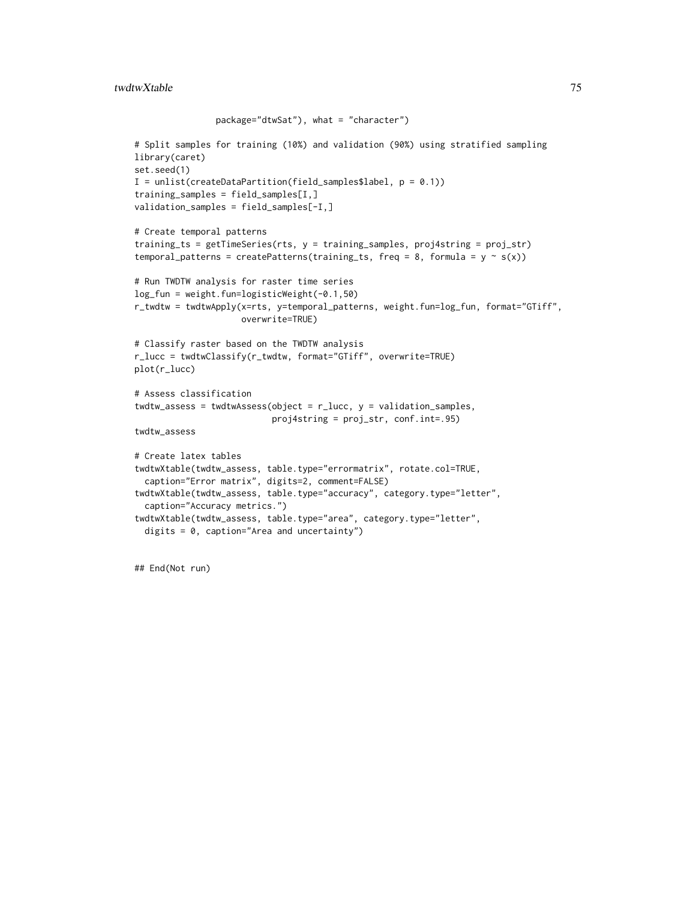```
                package="dtwSat"), what = "character")

# Split samples for training (10%) and validation (90%) using stratified sampling
library(caret)
set.seed(1)
I = unlist(createDataPartition(field_samples$label, p = 0.1))
training_samples = field_samples[I,]
validation_samples = field_samples[-I,]

# Create temporal patterns
training_ts = getTimeSeries(rts, y = training_samples, proj4string = proj_str)
temporal_patterns = createPatterns(training_ts, freq = 8, formula = y ~ s(x))

# Run TWDTW analysis for raster time series
log_fun = weight.fun=logisticWeight(-0.1,50)
r_twdtw = twdtwApply(x=rts, y=temporal_patterns, weight.fun=log_fun, format="GTiff",
                     overwrite=TRUE)

# Classify raster based on the TWDTW analysis
r_lucc = twdtwClassify(r_twdtw, format="GTiff", overwrite=TRUE)
plot(r_lucc)

# Assess classification
twdtw_assess = twdtwAssess(object = r_lucc, y = validation_samples,
                           proj4string = proj_str, conf.int=.95)
twdtw_assess

# Create latex tables
twdtwXtable(twdtw_assess, table.type="errormatrix", rotate.col=TRUE,
  caption="Error matrix", digits=2, comment=FALSE)
twdtwXtable(twdtw_assess, table.type="accuracy", category.type="letter",
  caption="Accuracy metrics.")
twdtwXtable(twdtw_assess, table.type="area", category.type="letter",
  digits = 0, caption="Area and uncertainty")


## End(Not run)
```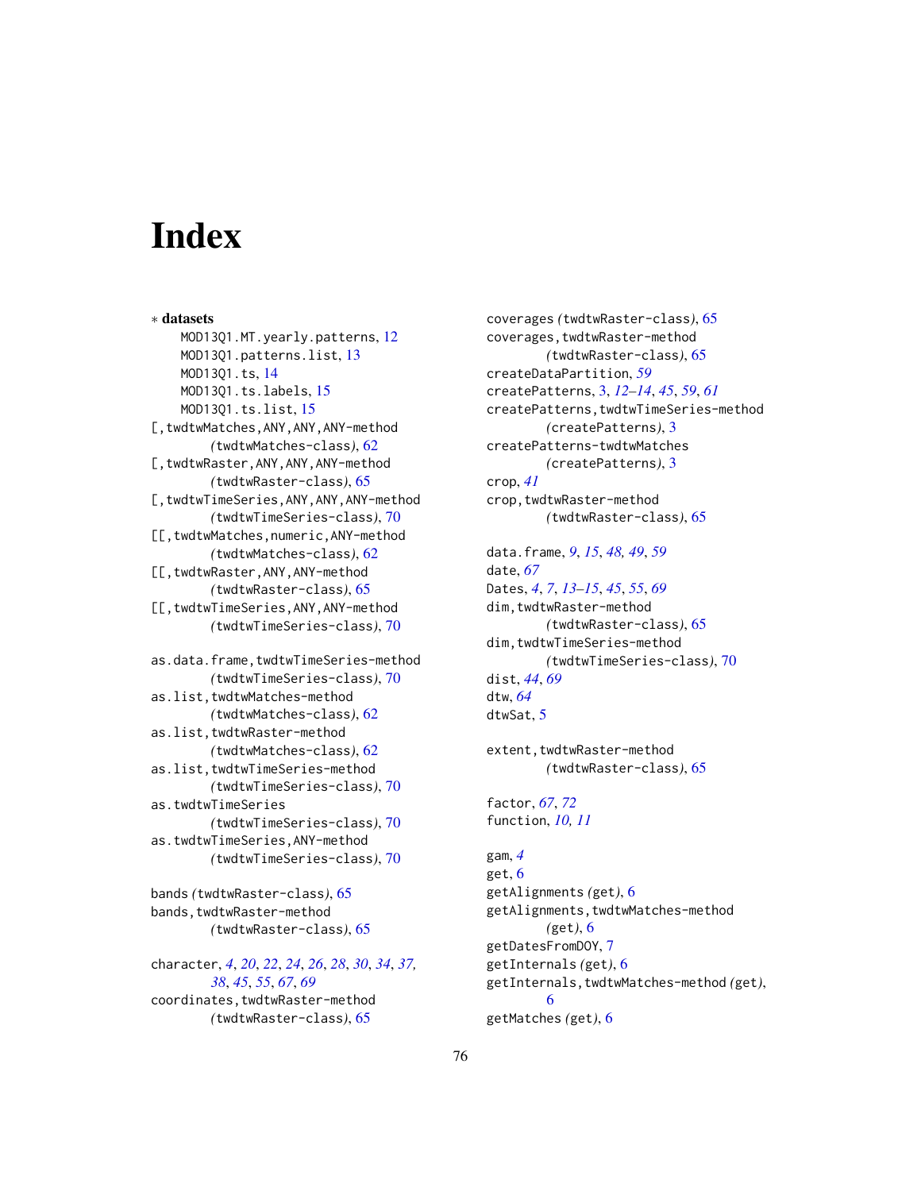# Index

∗ **datasets**

- MOD13Q1.MT.yearly.patterns, 12
- MOD13Q1.patterns.list, 13
- MOD13Q1.ts, 14
- MOD13Q1.ts.labels, 15
- MOD13Q1.ts.list, 15

[,twdtwMatches,ANY,ANY,ANY-method *(*twdtwMatches-class*)*, 62
[,twdtwRaster,ANY,ANY,ANY-method *(*twdtwRaster-class*)*, 65
[,twdtwTimeSeries,ANY,ANY,ANY-method *(*twdtwTimeSeries-class*)*, 70
[[,twdtwMatches,numeric,ANY-method *(*twdtwMatches-class*)*, 62
[[,twdtwRaster,ANY,ANY-method *(*twdtwRaster-class*)*, 65
[[,twdtwTimeSeries,ANY,ANY-method *(*twdtwTimeSeries-class*)*, 70

as.data.frame,twdtwTimeSeries-method *(*twdtwTimeSeries-class*)*, 70
as.list,twdtwMatches-method *(*twdtwMatches-class*)*, 62
as.list,twdtwRaster-method *(*twdtwMatches-class*)*, 62
as.list,twdtwTimeSeries-method *(*twdtwTimeSeries-class*)*, 70
as.twdtwTimeSeries *(*twdtwTimeSeries-class*)*, 70
as.twdtwTimeSeries,ANY-method *(*twdtwTimeSeries-class*)*, 70

bands *(*twdtwRaster-class*)*, 65
bands,twdtwRaster-method *(*twdtwRaster-class*)*, 65

character, *4*, *20*, *22*, *24*, *26*, *28*, *30*, *34*, *37, 38*, *45*, *55*, *67*, *69*
coordinates,twdtwRaster-method *(*twdtwRaster-class*)*, 65
coverages *(*twdtwRaster-class*)*, 65
coverages,twdtwRaster-method *(*twdtwRaster-class*)*, 65
createDataPartition, *59*
createPatterns, 3, *12–14*, *45*, *59*, *61*
createPatterns,twdtwTimeSeries-method *(*createPatterns*)*, 3
createPatterns-twdtwMatches *(*createPatterns*)*, 3
crop, *41*
crop,twdtwRaster-method *(*twdtwRaster-class*)*, 65

data.frame, *9*, *15*, *48, 49*, *59*
date, *67*
Dates, *4*, *7*, *13–15*, *45*, *55*, *69*
dim,twdtwRaster-method *(*twdtwRaster-class*)*, 65
dim,twdtwTimeSeries-method *(*twdtwTimeSeries-class*)*, 70
dist, *44*, *69*
dtw, *64*
dtwSat, 5

extent,twdtwRaster-method *(*twdtwRaster-class*)*, 65

factor, *67*, *72*
function, *10, 11*

gam, *4*
get, 6
getAlignments *(*get*)*, 6
getAlignments,twdtwMatches-method *(*get*)*, 6
getDatesFromDOY, 7
getInternals *(*get*)*, 6
getInternals,twdtwMatches-method *(*get*)*, 6
getMatches *(*get*)*, 6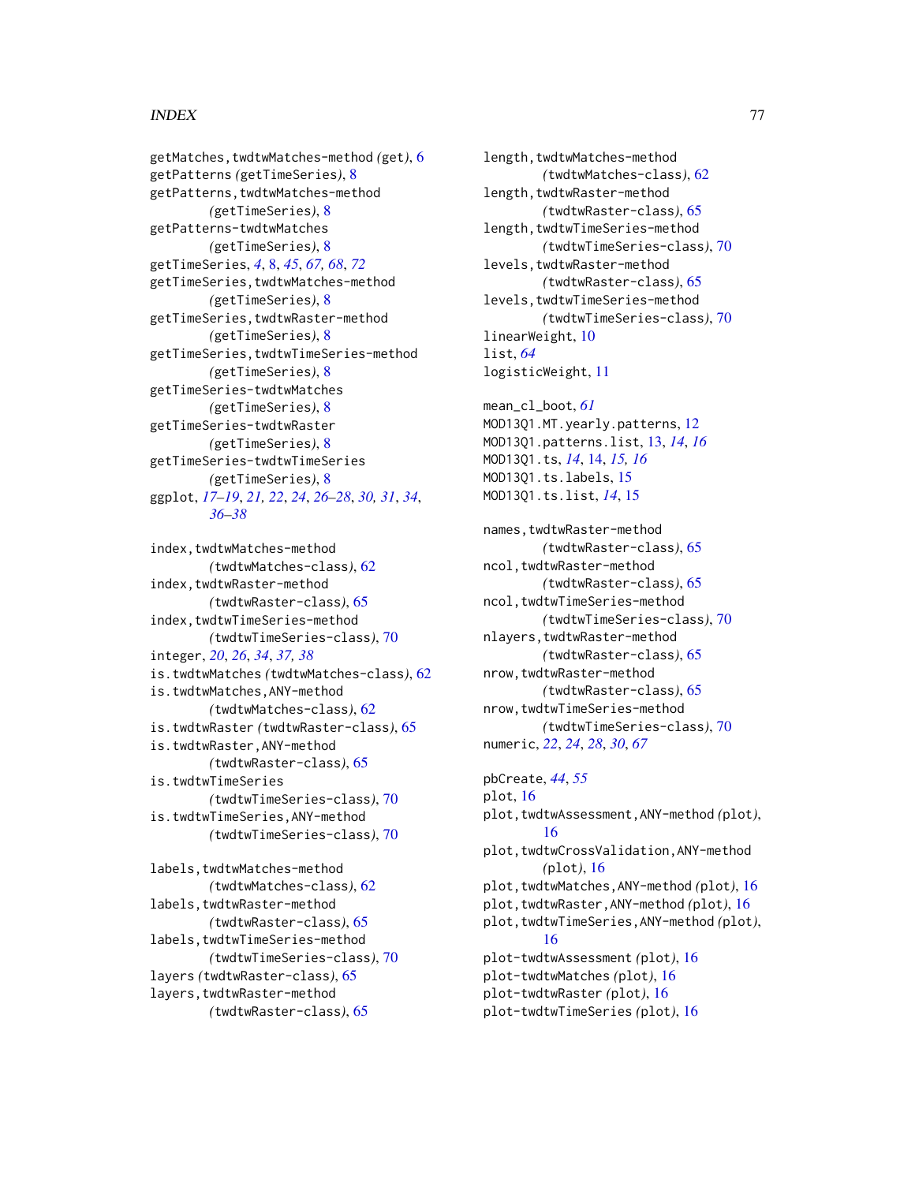getMatches,twdtwMatches-method *(get)*, 6
getPatterns *(getTimeSeries)*, 8
getPatterns,twdtwMatches-method *(getTimeSeries)*, 8
getPatterns-twdtwMatches *(getTimeSeries)*, 8
getTimeSeries, *4*, 8, *45*, *67, 68*, *72*
getTimeSeries,twdtwMatches-method *(getTimeSeries)*, 8
getTimeSeries,twdtwRaster-method *(getTimeSeries)*, 8
getTimeSeries,twdtwTimeSeries-method *(getTimeSeries)*, 8
getTimeSeries-twdtwMatches *(getTimeSeries)*, 8
getTimeSeries-twdtwRaster *(getTimeSeries)*, 8
getTimeSeries-twdtwTimeSeries *(getTimeSeries)*, 8
ggplot, *17–19*, *21, 22*, *24*, *26–28*, *30, 31*, *34*, *36–38*

index,twdtwMatches-method *(twdtwMatches-class)*, 62
index,twdtwRaster-method *(twdtwRaster-class)*, 65
index,twdtwTimeSeries-method *(twdtwTimeSeries-class)*, 70
integer, *20*, *26*, *34*, *37, 38*
is.twdtwMatches *(twdtwMatches-class)*, 62
is.twdtwMatches,ANY-method *(twdtwMatches-class)*, 62
is.twdtwRaster *(twdtwRaster-class)*, 65
is.twdtwRaster,ANY-method *(twdtwRaster-class)*, 65
is.twdtwTimeSeries *(twdtwTimeSeries-class)*, 70
is.twdtwTimeSeries,ANY-method *(twdtwTimeSeries-class)*, 70

labels,twdtwMatches-method *(twdtwMatches-class)*, 62
labels,twdtwRaster-method *(twdtwRaster-class)*, 65
labels,twdtwTimeSeries-method *(twdtwTimeSeries-class)*, 70
layers *(twdtwRaster-class)*, 65
layers,twdtwRaster-method *(twdtwRaster-class)*, 65
length,twdtwMatches-method *(twdtwMatches-class)*, 62
length,twdtwRaster-method *(twdtwRaster-class)*, 65
length,twdtwTimeSeries-method *(twdtwTimeSeries-class)*, 70
levels,twdtwRaster-method *(twdtwRaster-class)*, 65
levels,twdtwTimeSeries-method *(twdtwTimeSeries-class)*, 70
linearWeight, 10
list, *64*
logisticWeight, 11

mean_cl_boot, *61*
MOD13Q1.MT.yearly.patterns, 12
MOD13Q1.patterns.list, 13, *14*, *16*
MOD13Q1.ts, *14*, 14, *15, 16*
MOD13Q1.ts.labels, 15
MOD13Q1.ts.list, *14*, 15

names,twdtwRaster-method *(twdtwRaster-class)*, 65
ncol,twdtwRaster-method *(twdtwRaster-class)*, 65
ncol,twdtwTimeSeries-method *(twdtwTimeSeries-class)*, 70
nlayers,twdtwRaster-method *(twdtwRaster-class)*, 65
nrow,twdtwRaster-method *(twdtwRaster-class)*, 65
nrow,twdtwTimeSeries-method *(twdtwTimeSeries-class)*, 70
numeric, *22*, *24*, *28*, *30*, *67*

pbCreate, *44*, *55*
plot, 16
plot,twdtwAssessment,ANY-method *(plot)*, 16
plot,twdtwCrossValidation,ANY-method *(plot)*, 16
plot,twdtwMatches,ANY-method *(plot)*, 16
plot,twdtwRaster,ANY-method *(plot)*, 16
plot,twdtwTimeSeries,ANY-method *(plot)*, 16
plot-twdtwAssessment *(plot)*, 16
plot-twdtwMatches *(plot)*, 16
plot-twdtwRaster *(plot)*, 16
plot-twdtwTimeSeries *(plot)*, 16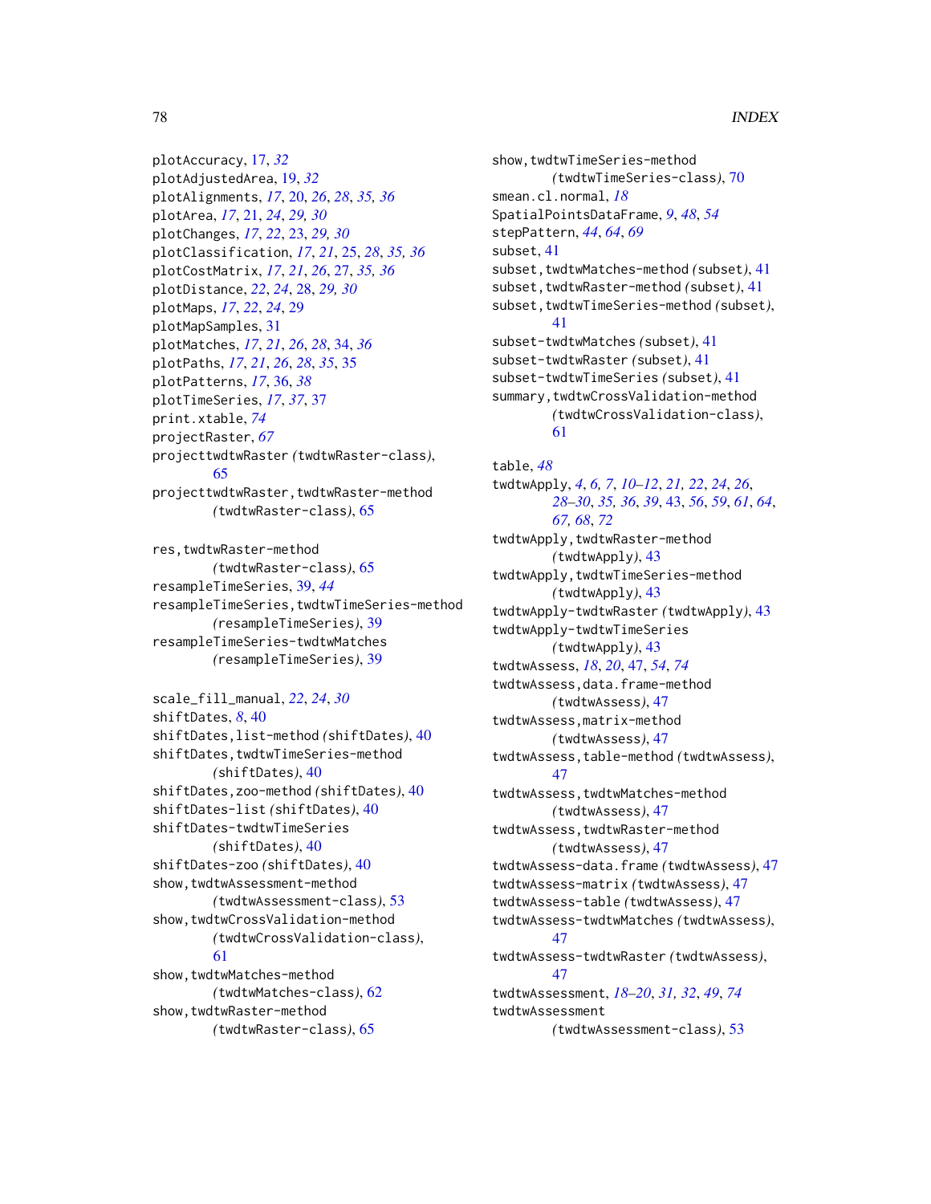plotAccuracy, 17, *32*
plotAdjustedArea, 19, *32*
plotAlignments, *17*, 20, *26*, *28*, *35, 36*
plotArea, *17*, 21, *24*, *29, 30*
plotChanges, *17*, *22*, 23, *29, 30*
plotClassification, *17*, *21*, 25, *28*, *35, 36*
plotCostMatrix, *17*, *21*, *26*, 27, *35, 36*
plotDistance, *22*, *24*, 28, *29, 30*
plotMaps, *17*, *22*, *24*, 29
plotMapSamples, 31
plotMatches, *17*, *21*, *26*, *28*, 34, *36*
plotPaths, *17*, *21*, *26*, *28*, *35*, 35
plotPatterns, *17*, 36, *38*
plotTimeSeries, *17*, *37*, 37
print.xtable, *74*
projectRaster, *67*
projecttwdtwRaster *(twdtwRaster-class)*, 65
projecttwdtwRaster,twdtwRaster-method *(twdtwRaster-class)*, 65

res,twdtwRaster-method *(twdtwRaster-class)*, 65
resampleTimeSeries, 39, *44*
resampleTimeSeries,twdtwTimeSeries-method *(resampleTimeSeries)*, 39
resampleTimeSeries-twdtwMatches *(resampleTimeSeries)*, 39

scale_fill_manual, *22*, *24*, *30*
shiftDates, *8*, 40
shiftDates,list-method *(shiftDates)*, 40
shiftDates,twdtwTimeSeries-method *(shiftDates)*, 40
shiftDates,zoo-method *(shiftDates)*, 40
shiftDates-list *(shiftDates)*, 40
shiftDates-twdtwTimeSeries *(shiftDates)*, 40
shiftDates-zoo *(shiftDates)*, 40
show,twdtwAssessment-method *(twdtwAssessment-class)*, 53
show,twdtwCrossValidation-method *(twdtwCrossValidation-class)*, 61
show,twdtwMatches-method *(twdtwMatches-class)*, 62
show,twdtwRaster-method *(twdtwRaster-class)*, 65
show,twdtwTimeSeries-method *(twdtwTimeSeries-class)*, 70
smean.cl.normal, *18*
SpatialPointsDataFrame, *9*, *48*, *54*
stepPattern, *44*, *64*, *69*
subset, 41
subset,twdtwMatches-method *(subset)*, 41
subset,twdtwRaster-method *(subset)*, 41
subset,twdtwTimeSeries-method *(subset)*, 41
subset-twdtwMatches *(subset)*, 41
subset-twdtwRaster *(subset)*, 41
subset-twdtwTimeSeries *(subset)*, 41
summary,twdtwCrossValidation-method *(twdtwCrossValidation-class)*, 61

table, *48*
twdtwApply, *4*, *6, 7*, *10–12*, *21, 22*, *24*, *26*, *28–30*, *35, 36*, *39*, 43, *56*, *59*, *61*, *64*, *67, 68*, *72*
twdtwApply,twdtwRaster-method *(twdtwApply)*, 43
twdtwApply,twdtwTimeSeries-method *(twdtwApply)*, 43
twdtwApply-twdtwRaster *(twdtwApply)*, 43
twdtwApply-twdtwTimeSeries *(twdtwApply)*, 43
twdtwAssess, *18*, *20*, 47, *54*, *74*
twdtwAssess,data.frame-method *(twdtwAssess)*, 47
twdtwAssess,matrix-method *(twdtwAssess)*, 47
twdtwAssess,table-method *(twdtwAssess)*, 47
twdtwAssess,twdtwMatches-method *(twdtwAssess)*, 47
twdtwAssess,twdtwRaster-method *(twdtwAssess)*, 47
twdtwAssess-data.frame *(twdtwAssess)*, 47
twdtwAssess-matrix *(twdtwAssess)*, 47
twdtwAssess-table *(twdtwAssess)*, 47
twdtwAssess-twdtwMatches *(twdtwAssess)*, 47
twdtwAssess-twdtwRaster *(twdtwAssess)*, 47
twdtwAssessment, *18–20*, *31, 32*, *49*, *74*
twdtwAssessment *(twdtwAssessment-class)*, 53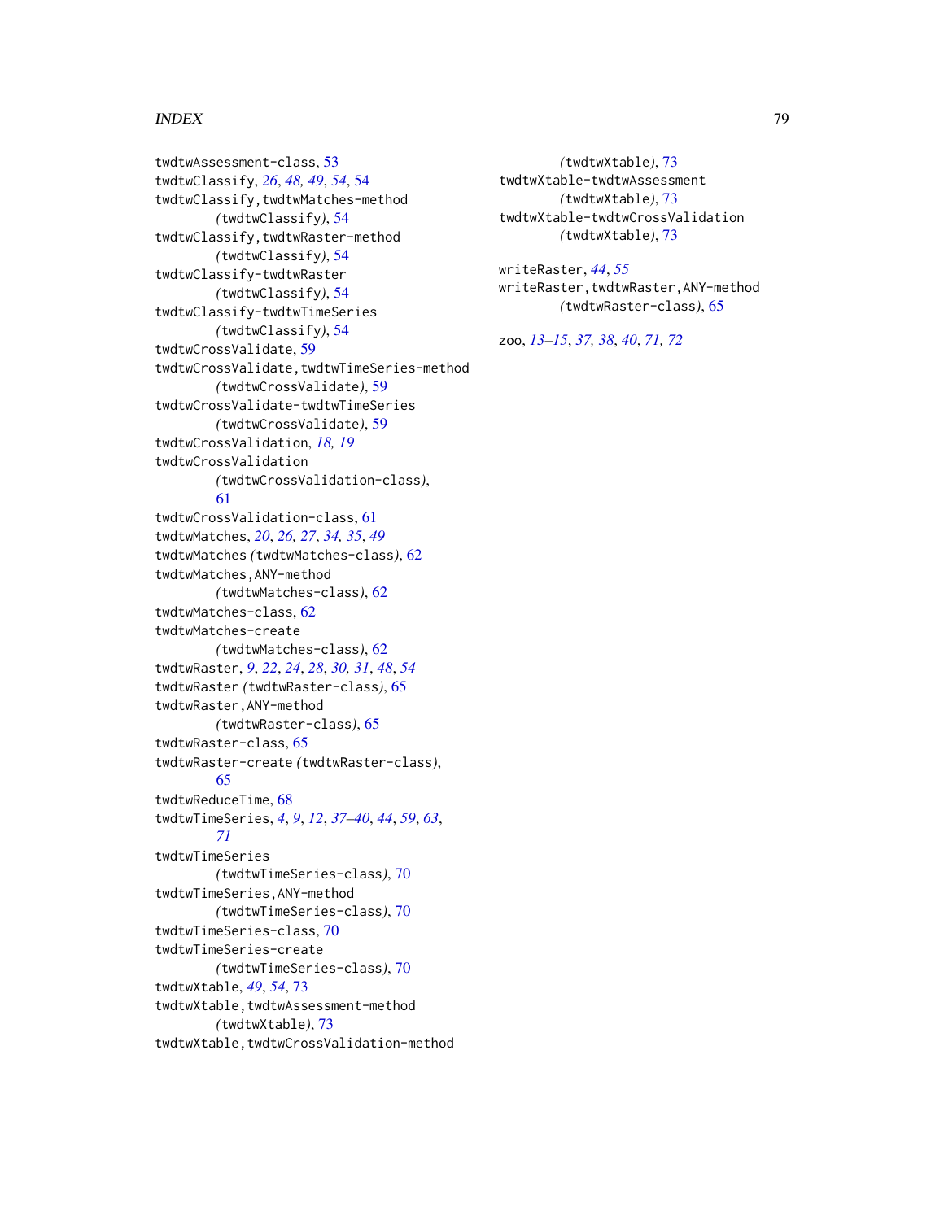twdtwAssessment-class, 53
twdtwClassify, *26*, *48, 49*, *54*, 54
twdtwClassify,twdtwMatches-method
 *(*twdtwClassify*)*, 54
twdtwClassify,twdtwRaster-method
 *(*twdtwClassify*)*, 54
twdtwClassify-twdtwRaster
 *(*twdtwClassify*)*, 54
twdtwClassify-twdtwTimeSeries
 *(*twdtwClassify*)*, 54
twdtwCrossValidate, 59
twdtwCrossValidate,twdtwTimeSeries-method
 *(*twdtwCrossValidate*)*, 59
twdtwCrossValidate-twdtwTimeSeries
 *(*twdtwCrossValidate*)*, 59
twdtwCrossValidation, *18, 19*
twdtwCrossValidation
 *(*twdtwCrossValidation-class*)*,
 61
twdtwCrossValidation-class, 61
twdtwMatches, *20*, *26, 27*, *34, 35*, *49*
twdtwMatches *(*twdtwMatches-class*)*, 62
twdtwMatches,ANY-method
 *(*twdtwMatches-class*)*, 62
twdtwMatches-class, 62
twdtwMatches-create
 *(*twdtwMatches-class*)*, 62
twdtwRaster, *9*, *22*, *24*, *28*, *30, 31*, *48*, *54*
twdtwRaster *(*twdtwRaster-class*)*, 65
twdtwRaster,ANY-method
 *(*twdtwRaster-class*)*, 65
twdtwRaster-class, 65
twdtwRaster-create *(*twdtwRaster-class*)*,
 65
twdtwReduceTime, 68
twdtwTimeSeries, *4*, *9*, *12*, *37–40*, *44*, *59*, *63*,
 *71*
twdtwTimeSeries
 *(*twdtwTimeSeries-class*)*, 70
twdtwTimeSeries,ANY-method
 *(*twdtwTimeSeries-class*)*, 70
twdtwTimeSeries-class, 70
twdtwTimeSeries-create
 *(*twdtwTimeSeries-class*)*, 70
twdtwXtable, *49*, *54*, 73
twdtwXtable,twdtwAssessment-method
 *(*twdtwXtable*)*, 73
twdtwXtable,twdtwCrossValidation-method
 *(*twdtwXtable*)*, 73
twdtwXtable-twdtwAssessment
 *(*twdtwXtable*)*, 73
twdtwXtable-twdtwCrossValidation
 *(*twdtwXtable*)*, 73

writeRaster, *44*, *55*
writeRaster,twdtwRaster,ANY-method
 *(*twdtwRaster-class*)*, 65

zoo, *13–15*, *37, 38*, *40*, *71, 72*